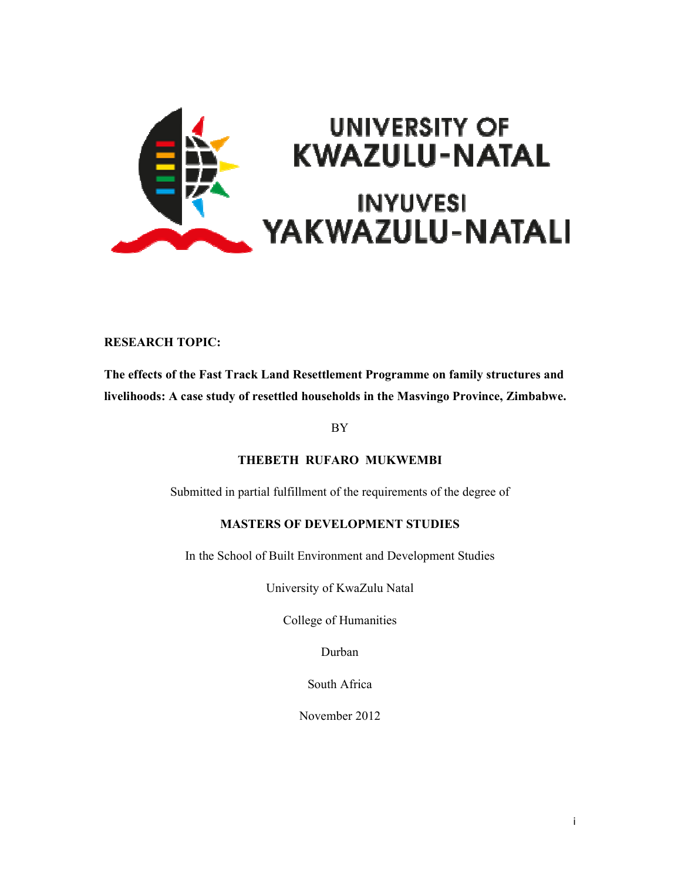UNIVERSITY OF KWAZULU-NATAL

INYUVESI YAKWAZULU-NATALI

**RESEARCH TOPIC:**

**The effects of the Fast Track Land Resettlement Programme on family structures and livelihoods: A case study of resettled households in the Masvingo Province, Zimbabwe.**

BY

**THEBETH RUFARO MUKWEMBI**

Submitted in partial fulfillment of the requirements of the degree of

**MASTERS OF DEVELOPMENT STUDIES**

In the School of Built Environment and Development Studies

University of KwaZulu Natal

College of Humanities

Durban

South Africa

November 2012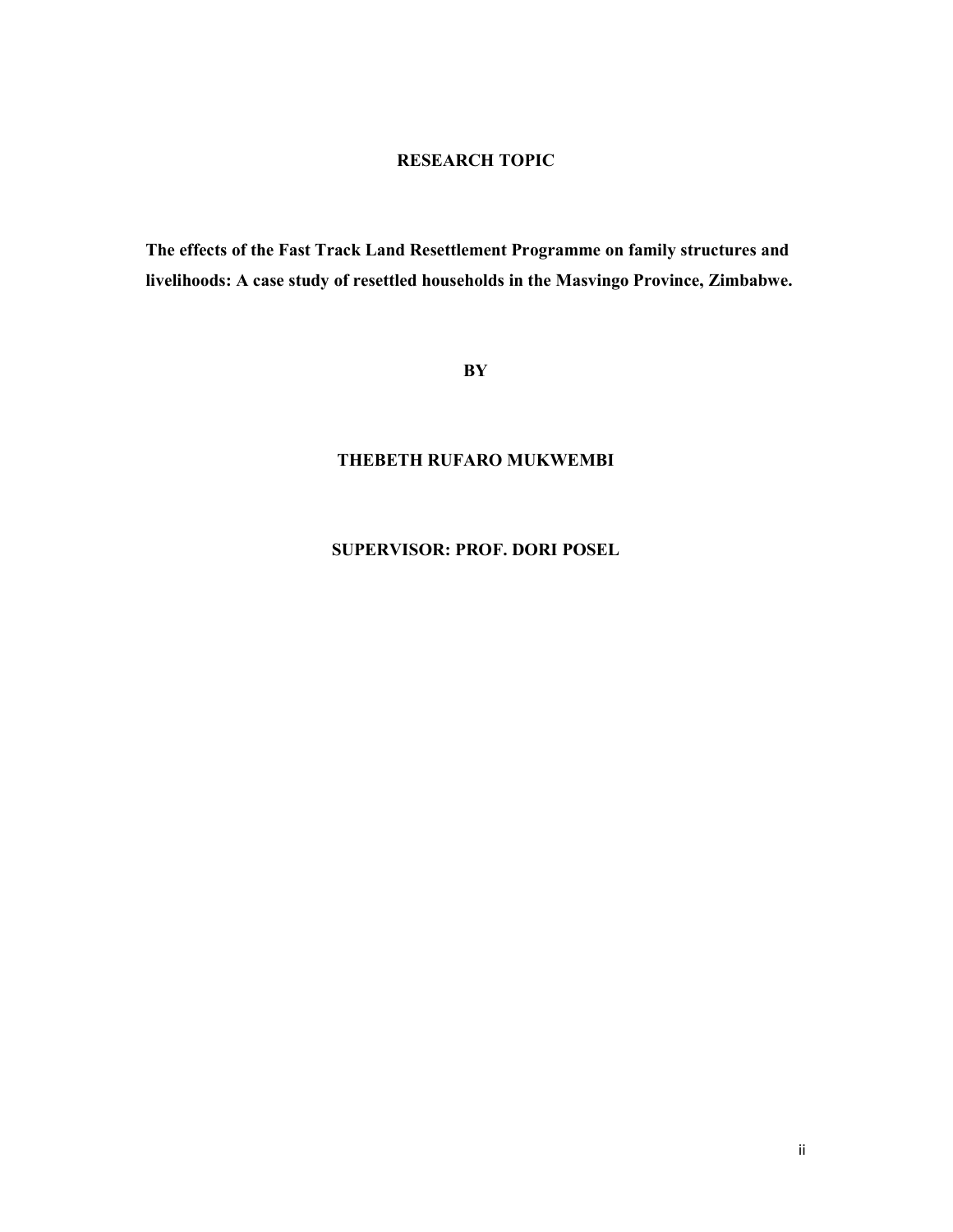**RESEARCH TOPIC**

**The effects of the Fast Track Land Resettlement Programme on family structures and livelihoods: A case study of resettled households in the Masvingo Province, Zimbabwe.**

**BY**

**THEBETH RUFARO MUKWEMBI**

**SUPERVISOR: PROF. DORI POSEL**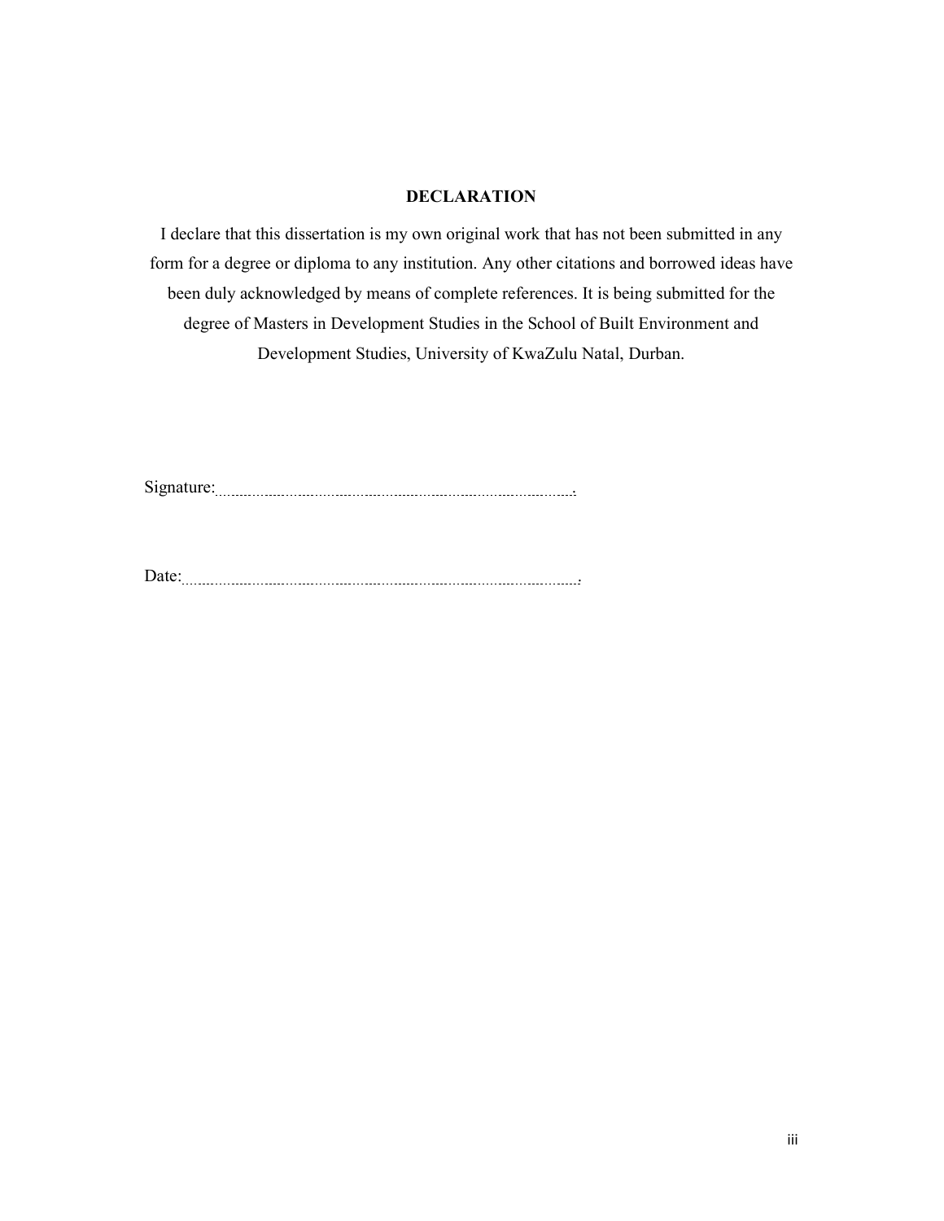# DECLARATION

I declare that this dissertation is my own original work that has not been submitted in any form for a degree or diploma to any institution. Any other citations and borrowed ideas have been duly acknowledged by means of complete references. It is being submitted for the degree of Masters in Development Studies in the School of Built Environment and Development Studies, University of KwaZulu Natal, Durban.

Signature:…………………………………………………………………….

Date:…………………………………………………………………………….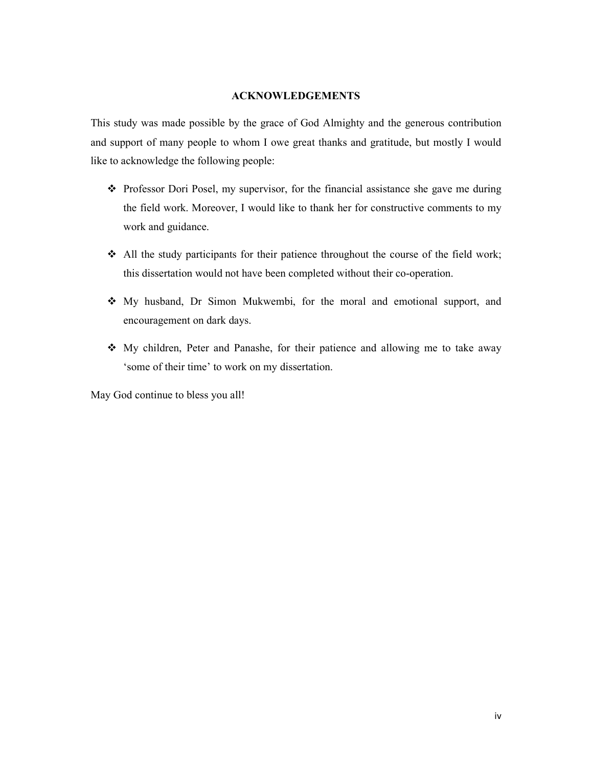# ACKNOWLEDGEMENTS

This study was made possible by the grace of God Almighty and the generous contribution and support of many people to whom I owe great thanks and gratitude, but mostly I would like to acknowledge the following people:

- Professor Dori Posel, my supervisor, for the financial assistance she gave me during the field work. Moreover, I would like to thank her for constructive comments to my work and guidance.
- All the study participants for their patience throughout the course of the field work; this dissertation would not have been completed without their co-operation.
- My husband, Dr Simon Mukwembi, for the moral and emotional support, and encouragement on dark days.
- My children, Peter and Panashe, for their patience and allowing me to take away 'some of their time' to work on my dissertation.

May God continue to bless you all!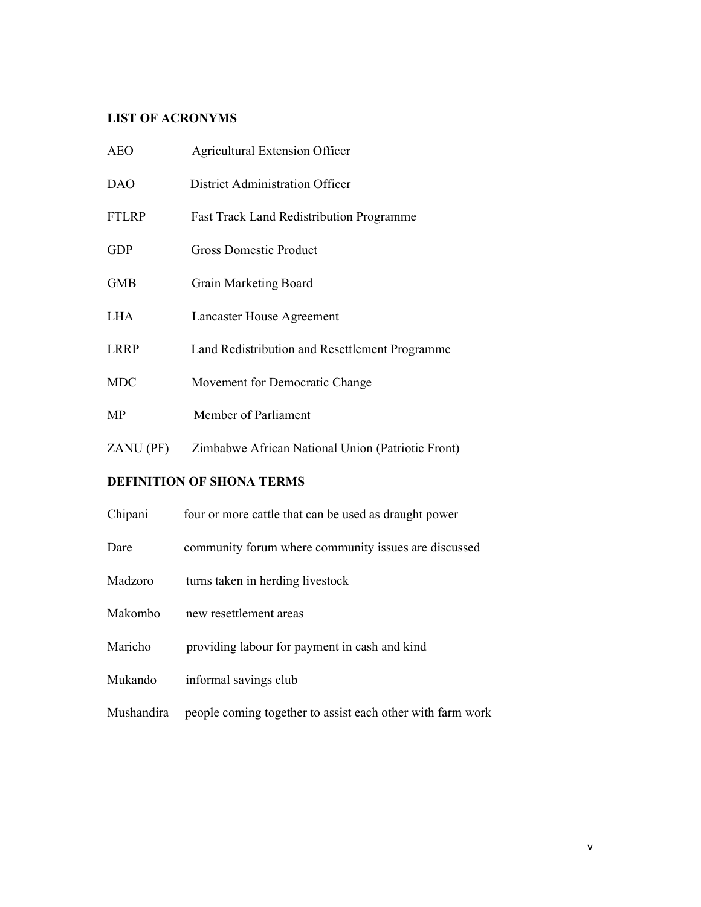## LIST OF ACRONYMS

| | |
|---|---|
| AEO | Agricultural Extension Officer |
| DAO | District Administration Officer |
| FTLRP | Fast Track Land Redistribution Programme |
| GDP | Gross Domestic Product |
| GMB | Grain Marketing Board |
| LHA | Lancaster House Agreement |
| LRRP | Land Redistribution and Resettlement Programme |
| MDC | Movement for Democratic Change |
| MP | Member of Parliament |
| ZANU (PF) | Zimbabwe African National Union (Patriotic Front) |

## DEFINITION OF SHONA TERMS

| | |
|---|---|
| Chipani | four or more cattle that can be used as draught power |
| Dare | community forum where community issues are discussed |
| Madzoro | turns taken in herding livestock |
| Makombo | new resettlement areas |
| Maricho | providing labour for payment in cash and kind |
| Mukando | informal savings club |
| Mushandira | people coming together to assist each other with farm work |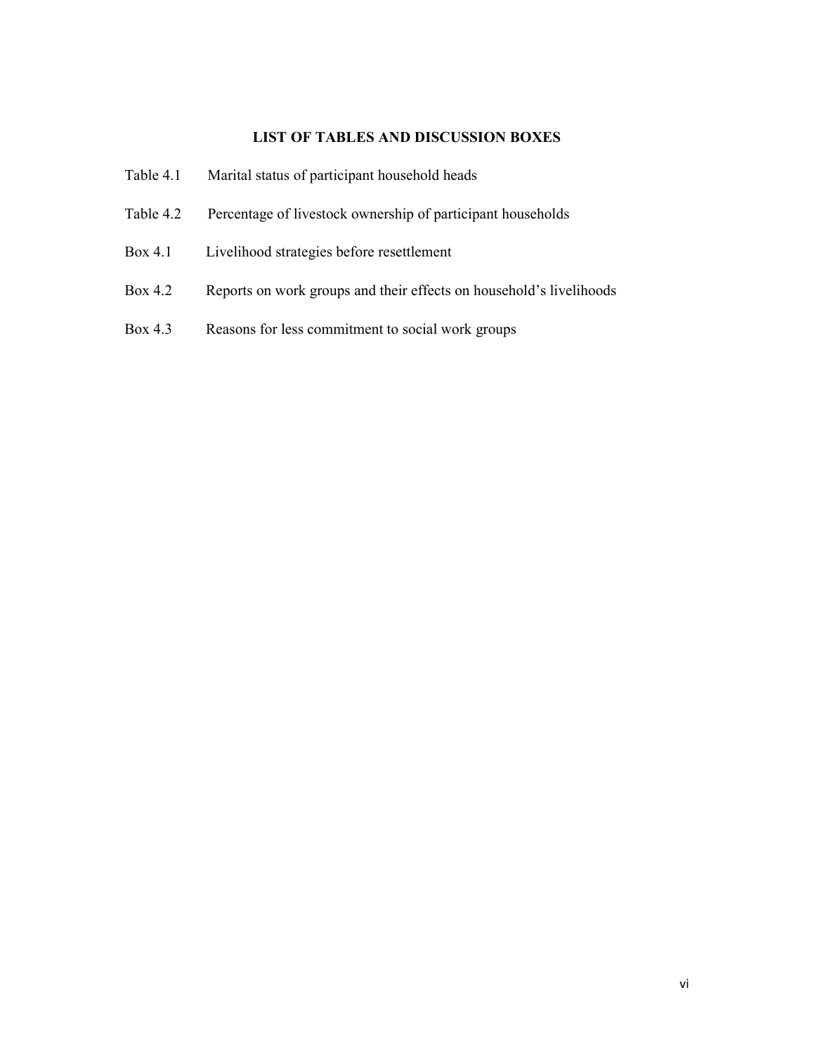## LIST OF TABLES AND DISCUSSION BOXES

Table 4.1 Marital status of participant household heads

Table 4.2 Percentage of livestock ownership of participant households

Box 4.1 Livelihood strategies before resettlement

Box 4.2 Reports on work groups and their effects on household's livelihoods

Box 4.3 Reasons for less commitment to social work groups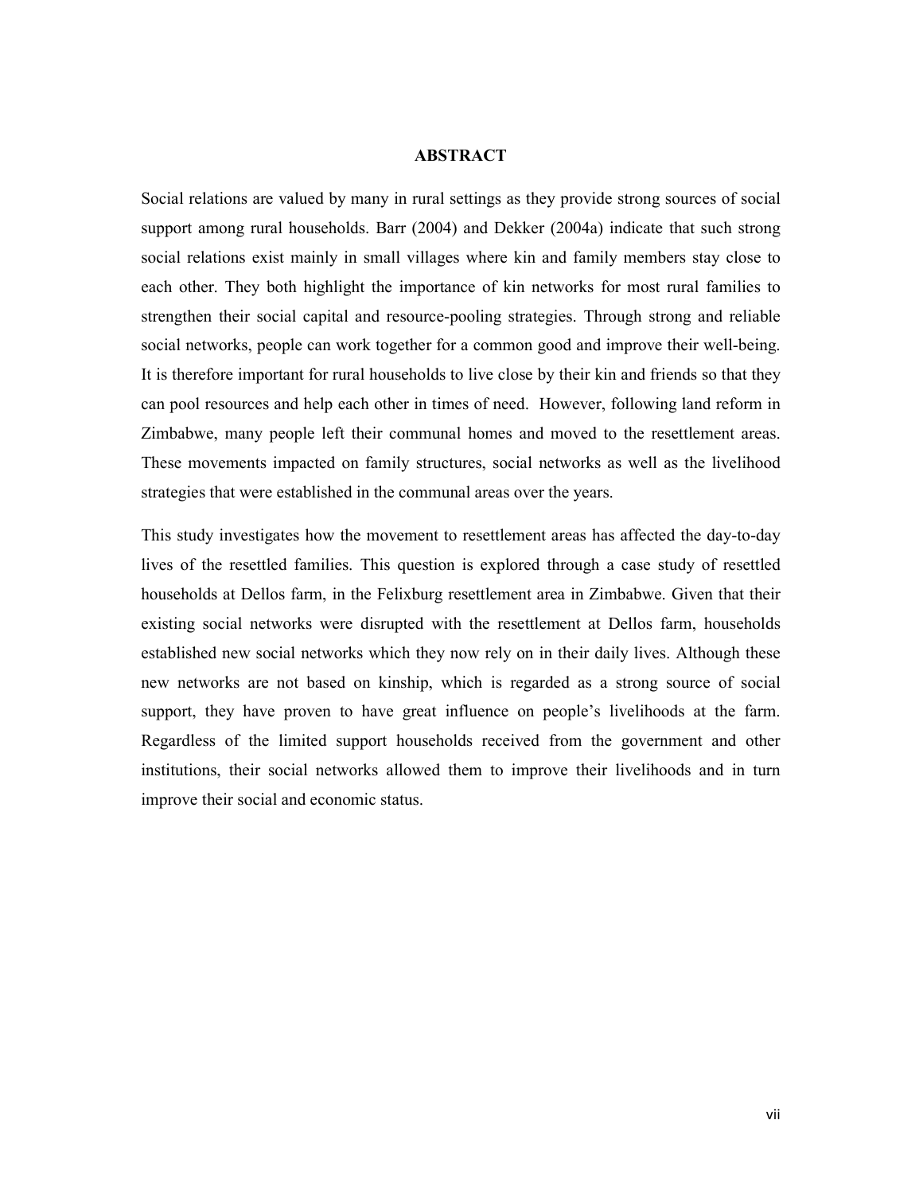# ABSTRACT

Social relations are valued by many in rural settings as they provide strong sources of social support among rural households. Barr (2004) and Dekker (2004a) indicate that such strong social relations exist mainly in small villages where kin and family members stay close to each other. They both highlight the importance of kin networks for most rural families to strengthen their social capital and resource-pooling strategies. Through strong and reliable social networks, people can work together for a common good and improve their well-being. It is therefore important for rural households to live close by their kin and friends so that they can pool resources and help each other in times of need. However, following land reform in Zimbabwe, many people left their communal homes and moved to the resettlement areas. These movements impacted on family structures, social networks as well as the livelihood strategies that were established in the communal areas over the years.

This study investigates how the movement to resettlement areas has affected the day-to-day lives of the resettled families. This question is explored through a case study of resettled households at Dellos farm, in the Felixburg resettlement area in Zimbabwe. Given that their existing social networks were disrupted with the resettlement at Dellos farm, households established new social networks which they now rely on in their daily lives. Although these new networks are not based on kinship, which is regarded as a strong source of social support, they have proven to have great influence on people's livelihoods at the farm. Regardless of the limited support households received from the government and other institutions, their social networks allowed them to improve their livelihoods and in turn improve their social and economic status.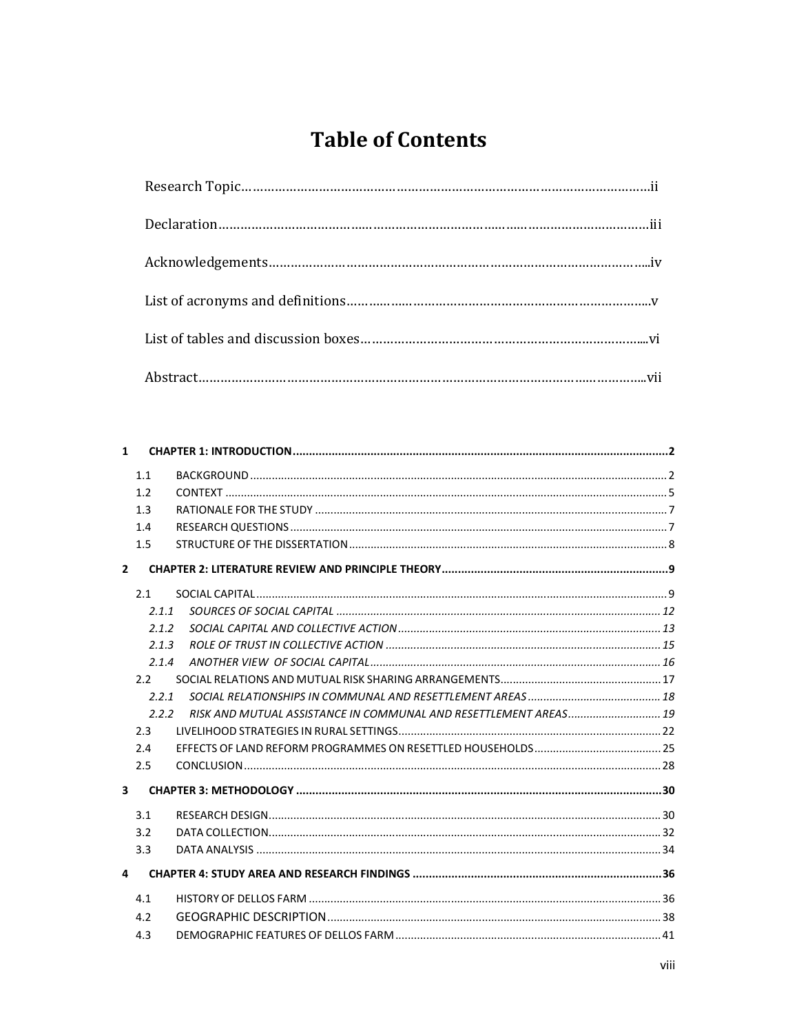# Table of Contents

Research Topic……………………………………………………………………………………………ii

Declaration…………………………………………………………………………………………iii

Acknowledgements……………………………………………………………………………………iv

List of acronyms and definitions………………………………………………………………v

List of tables and discussion boxes……………………………………………………………vi

Abstract……………………………………………………………………………………………vii

**1 CHAPTER 1: INTRODUCTION ........................................................................ 2**

- 1.1 BACKGROUND ........................................................................ 2
- 1.2 CONTEXT ........................................................................ 5
- 1.3 RATIONALE FOR THE STUDY ........................................................................ 7
- 1.4 RESEARCH QUESTIONS ........................................................................ 7
- 1.5 STRUCTURE OF THE DISSERTATION ........................................................................ 8

**2 CHAPTER 2: LITERATURE REVIEW AND PRINCIPLE THEORY ........................................................................ 9**

- 2.1 SOCIAL CAPITAL ........................................................................ 9
  - *2.1.1 SOURCES OF SOCIAL CAPITAL ........................................................................ 12*
  - *2.1.2 SOCIAL CAPITAL AND COLLECTIVE ACTION ........................................................................ 13*
  - *2.1.3 ROLE OF TRUST IN COLLECTIVE ACTION ........................................................................ 15*
  - *2.1.4 ANOTHER VIEW OF SOCIAL CAPITAL ........................................................................ 16*
- 2.2 SOCIAL RELATIONS AND MUTUAL RISK SHARING ARRANGEMENTS ........................................................................ 17
  - *2.2.1 SOCIAL RELATIONSHIPS IN COMMUNAL AND RESETTLEMENT AREAS ........................................................................ 18*
  - *2.2.2 RISK AND MUTUAL ASSISTANCE IN COMMUNAL AND RESETTLEMENT AREAS ........................................................................ 19*
- 2.3 LIVELIHOOD STRATEGIES IN RURAL SETTINGS ........................................................................ 22
- 2.4 EFFECTS OF LAND REFORM PROGRAMMES ON RESETTLED HOUSEHOLDS ........................................................................ 25
- 2.5 CONCLUSION ........................................................................ 28

**3 CHAPTER 3: METHODOLOGY ........................................................................ 30**

- 3.1 RESEARCH DESIGN ........................................................................ 30
- 3.2 DATA COLLECTION ........................................................................ 32
- 3.3 DATA ANALYSIS ........................................................................ 34

**4 CHAPTER 4: STUDY AREA AND RESEARCH FINDINGS ........................................................................ 36**

- 4.1 HISTORY OF DELLOS FARM ........................................................................ 36
- 4.2 GEOGRAPHIC DESCRIPTION ........................................................................ 38
- 4.3 DEMOGRAPHIC FEATURES OF DELLOS FARM ........................................................................ 41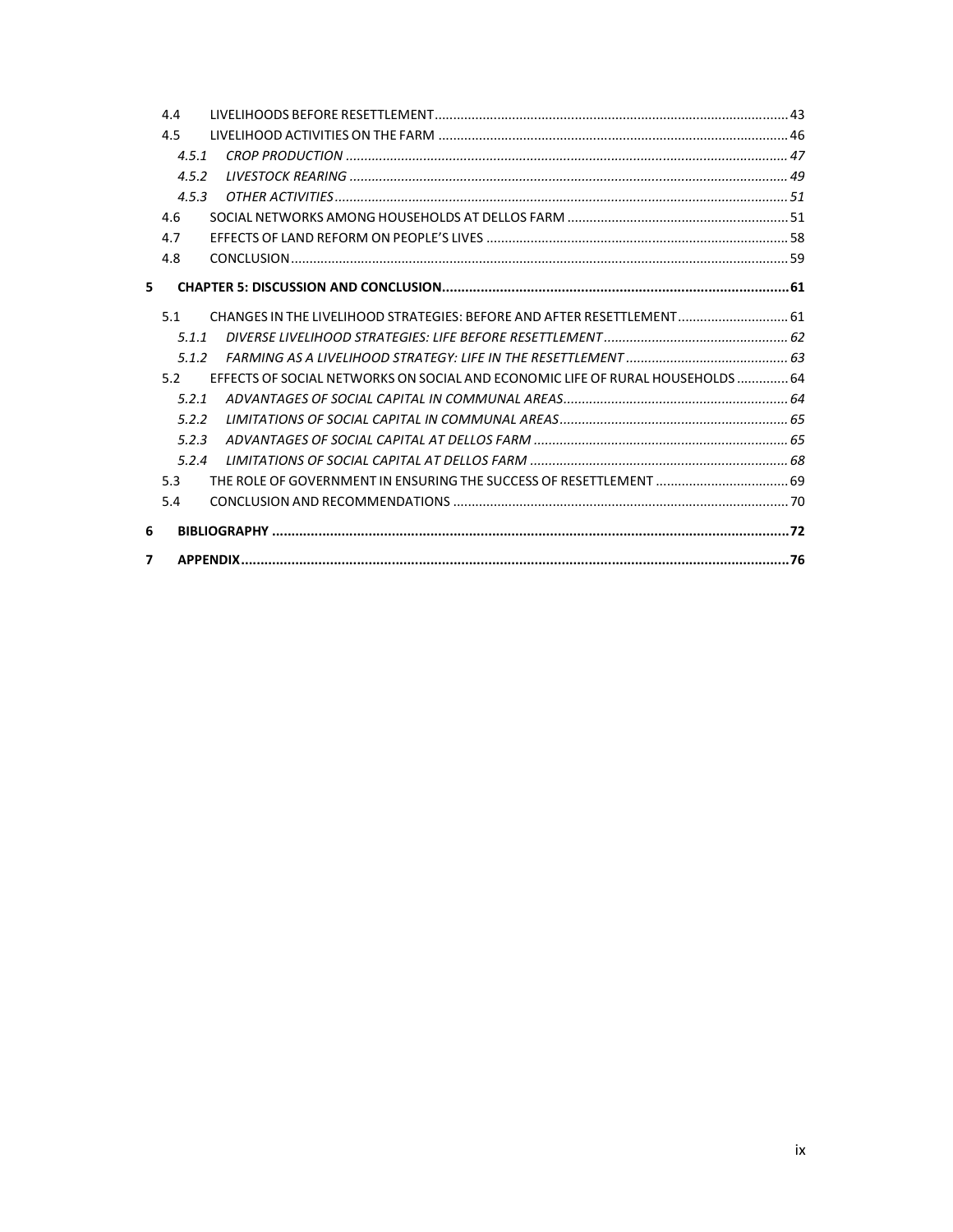4.4 LIVELIHOODS BEFORE RESETTLEMENT .......... 43
4.5 LIVELIHOOD ACTIVITIES ON THE FARM .......... 46
   *4.5.1 CROP PRODUCTION .......... 47*
   *4.5.2 LIVESTOCK REARING .......... 49*
   *4.5.3 OTHER ACTIVITIES .......... 51*
4.6 SOCIAL NETWORKS AMONG HOUSEHOLDS AT DELLOS FARM .......... 51
4.7 EFFECTS OF LAND REFORM ON PEOPLE'S LIVES .......... 58
4.8 CONCLUSION .......... 59

**5 CHAPTER 5: DISCUSSION AND CONCLUSION .......... 61**

5.1 CHANGES IN THE LIVELIHOOD STRATEGIES: BEFORE AND AFTER RESETTLEMENT .......... 61
   *5.1.1 DIVERSE LIVELIHOOD STRATEGIES: LIFE BEFORE RESETTLEMENT .......... 62*
   *5.1.2 FARMING AS A LIVELIHOOD STRATEGY: LIFE IN THE RESETTLEMENT .......... 63*
5.2 EFFECTS OF SOCIAL NETWORKS ON SOCIAL AND ECONOMIC LIFE OF RURAL HOUSEHOLDS .......... 64
   *5.2.1 ADVANTAGES OF SOCIAL CAPITAL IN COMMUNAL AREAS .......... 64*
   *5.2.2 LIMITATIONS OF SOCIAL CAPITAL IN COMMUNAL AREAS .......... 65*
   *5.2.3 ADVANTAGES OF SOCIAL CAPITAL AT DELLOS FARM .......... 65*
   *5.2.4 LIMITATIONS OF SOCIAL CAPITAL AT DELLOS FARM .......... 68*
5.3 THE ROLE OF GOVERNMENT IN ENSURING THE SUCCESS OF RESETTLEMENT .......... 69
5.4 CONCLUSION AND RECOMMENDATIONS .......... 70

**6 BIBLIOGRAPHY .......... 72**

**7 APPENDIX .......... 76**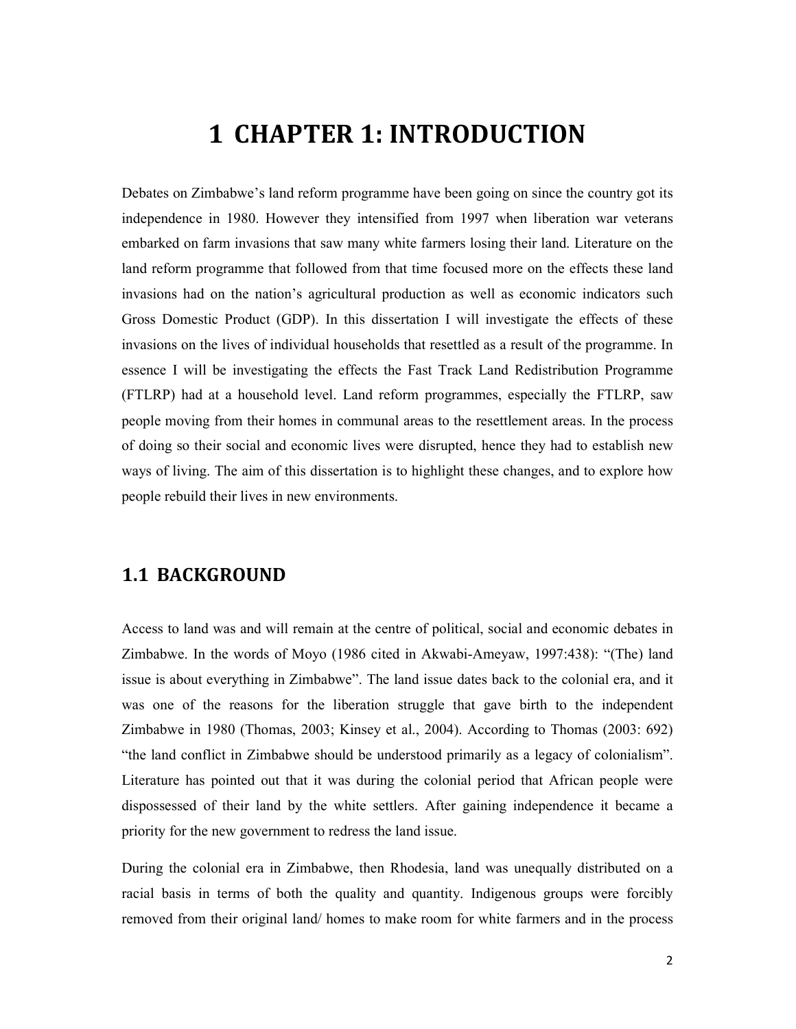# 1 CHAPTER 1: INTRODUCTION

Debates on Zimbabwe's land reform programme have been going on since the country got its independence in 1980. However they intensified from 1997 when liberation war veterans embarked on farm invasions that saw many white farmers losing their land. Literature on the land reform programme that followed from that time focused more on the effects these land invasions had on the nation's agricultural production as well as economic indicators such Gross Domestic Product (GDP). In this dissertation I will investigate the effects of these invasions on the lives of individual households that resettled as a result of the programme. In essence I will be investigating the effects the Fast Track Land Redistribution Programme (FTLRP) had at a household level. Land reform programmes, especially the FTLRP, saw people moving from their homes in communal areas to the resettlement areas. In the process of doing so their social and economic lives were disrupted, hence they had to establish new ways of living. The aim of this dissertation is to highlight these changes, and to explore how people rebuild their lives in new environments.

## 1.1 BACKGROUND

Access to land was and will remain at the centre of political, social and economic debates in Zimbabwe. In the words of Moyo (1986 cited in Akwabi-Ameyaw, 1997:438): "(The) land issue is about everything in Zimbabwe". The land issue dates back to the colonial era, and it was one of the reasons for the liberation struggle that gave birth to the independent Zimbabwe in 1980 (Thomas, 2003; Kinsey et al., 2004). According to Thomas (2003: 692) "the land conflict in Zimbabwe should be understood primarily as a legacy of colonialism". Literature has pointed out that it was during the colonial period that African people were dispossessed of their land by the white settlers. After gaining independence it became a priority for the new government to redress the land issue.

During the colonial era in Zimbabwe, then Rhodesia, land was unequally distributed on a racial basis in terms of both the quality and quantity. Indigenous groups were forcibly removed from their original land/ homes to make room for white farmers and in the process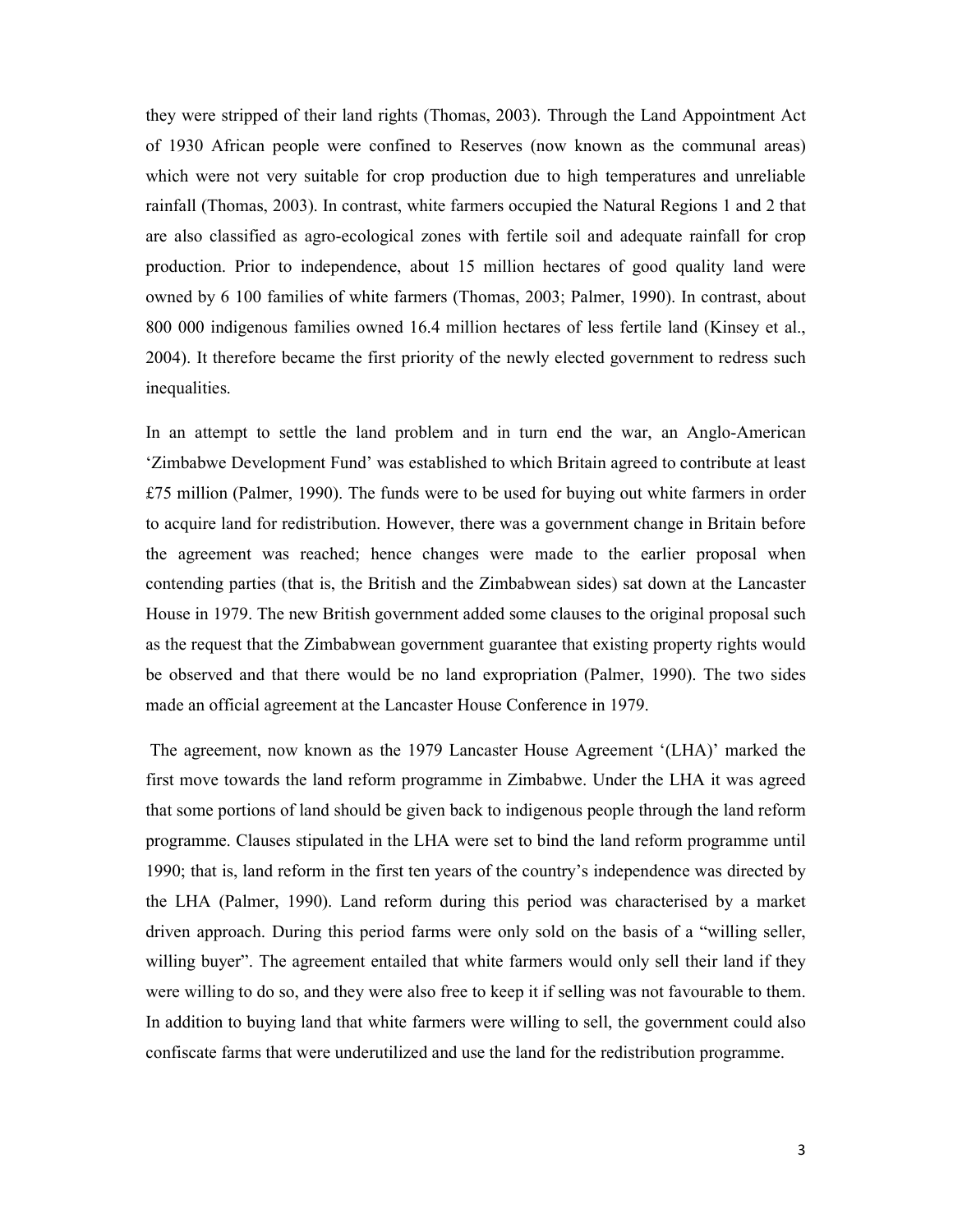they were stripped of their land rights (Thomas, 2003). Through the Land Appointment Act of 1930 African people were confined to Reserves (now known as the communal areas) which were not very suitable for crop production due to high temperatures and unreliable rainfall (Thomas, 2003). In contrast, white farmers occupied the Natural Regions 1 and 2 that are also classified as agro-ecological zones with fertile soil and adequate rainfall for crop production. Prior to independence, about 15 million hectares of good quality land were owned by 6 100 families of white farmers (Thomas, 2003; Palmer, 1990). In contrast, about 800 000 indigenous families owned 16.4 million hectares of less fertile land (Kinsey et al., 2004). It therefore became the first priority of the newly elected government to redress such inequalities.

In an attempt to settle the land problem and in turn end the war, an Anglo-American 'Zimbabwe Development Fund' was established to which Britain agreed to contribute at least £75 million (Palmer, 1990). The funds were to be used for buying out white farmers in order to acquire land for redistribution. However, there was a government change in Britain before the agreement was reached; hence changes were made to the earlier proposal when contending parties (that is, the British and the Zimbabwean sides) sat down at the Lancaster House in 1979. The new British government added some clauses to the original proposal such as the request that the Zimbabwean government guarantee that existing property rights would be observed and that there would be no land expropriation (Palmer, 1990). The two sides made an official agreement at the Lancaster House Conference in 1979.

The agreement, now known as the 1979 Lancaster House Agreement '(LHA)' marked the first move towards the land reform programme in Zimbabwe. Under the LHA it was agreed that some portions of land should be given back to indigenous people through the land reform programme. Clauses stipulated in the LHA were set to bind the land reform programme until 1990; that is, land reform in the first ten years of the country's independence was directed by the LHA (Palmer, 1990). Land reform during this period was characterised by a market driven approach. During this period farms were only sold on the basis of a "willing seller, willing buyer". The agreement entailed that white farmers would only sell their land if they were willing to do so, and they were also free to keep it if selling was not favourable to them. In addition to buying land that white farmers were willing to sell, the government could also confiscate farms that were underutilized and use the land for the redistribution programme.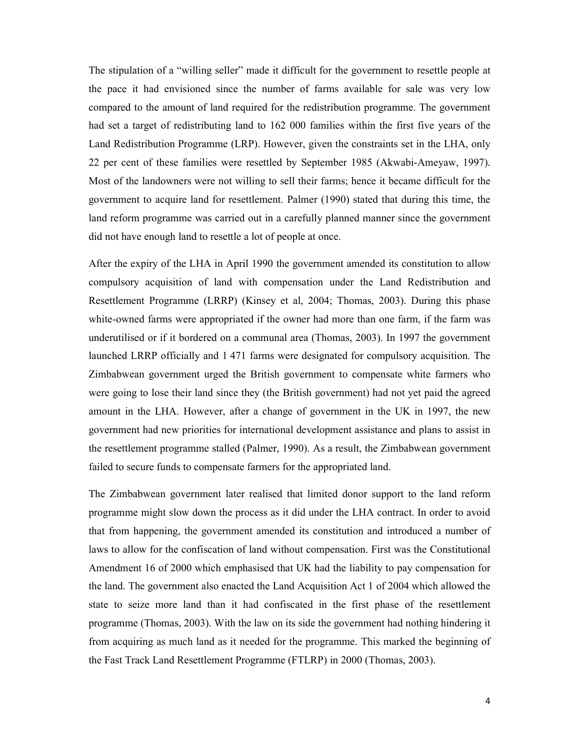The stipulation of a "willing seller" made it difficult for the government to resettle people at the pace it had envisioned since the number of farms available for sale was very low compared to the amount of land required for the redistribution programme. The government had set a target of redistributing land to 162 000 families within the first five years of the Land Redistribution Programme (LRP). However, given the constraints set in the LHA, only 22 per cent of these families were resettled by September 1985 (Akwabi-Ameyaw, 1997). Most of the landowners were not willing to sell their farms; hence it became difficult for the government to acquire land for resettlement. Palmer (1990) stated that during this time, the land reform programme was carried out in a carefully planned manner since the government did not have enough land to resettle a lot of people at once.

After the expiry of the LHA in April 1990 the government amended its constitution to allow compulsory acquisition of land with compensation under the Land Redistribution and Resettlement Programme (LRRP) (Kinsey et al, 2004; Thomas, 2003). During this phase white-owned farms were appropriated if the owner had more than one farm, if the farm was underutilised or if it bordered on a communal area (Thomas, 2003). In 1997 the government launched LRRP officially and 1 471 farms were designated for compulsory acquisition. The Zimbabwean government urged the British government to compensate white farmers who were going to lose their land since they (the British government) had not yet paid the agreed amount in the LHA. However, after a change of government in the UK in 1997, the new government had new priorities for international development assistance and plans to assist in the resettlement programme stalled (Palmer, 1990). As a result, the Zimbabwean government failed to secure funds to compensate farmers for the appropriated land.

The Zimbabwean government later realised that limited donor support to the land reform programme might slow down the process as it did under the LHA contract. In order to avoid that from happening, the government amended its constitution and introduced a number of laws to allow for the confiscation of land without compensation. First was the Constitutional Amendment 16 of 2000 which emphasised that UK had the liability to pay compensation for the land. The government also enacted the Land Acquisition Act 1 of 2004 which allowed the state to seize more land than it had confiscated in the first phase of the resettlement programme (Thomas, 2003). With the law on its side the government had nothing hindering it from acquiring as much land as it needed for the programme. This marked the beginning of the Fast Track Land Resettlement Programme (FTLRP) in 2000 (Thomas, 2003).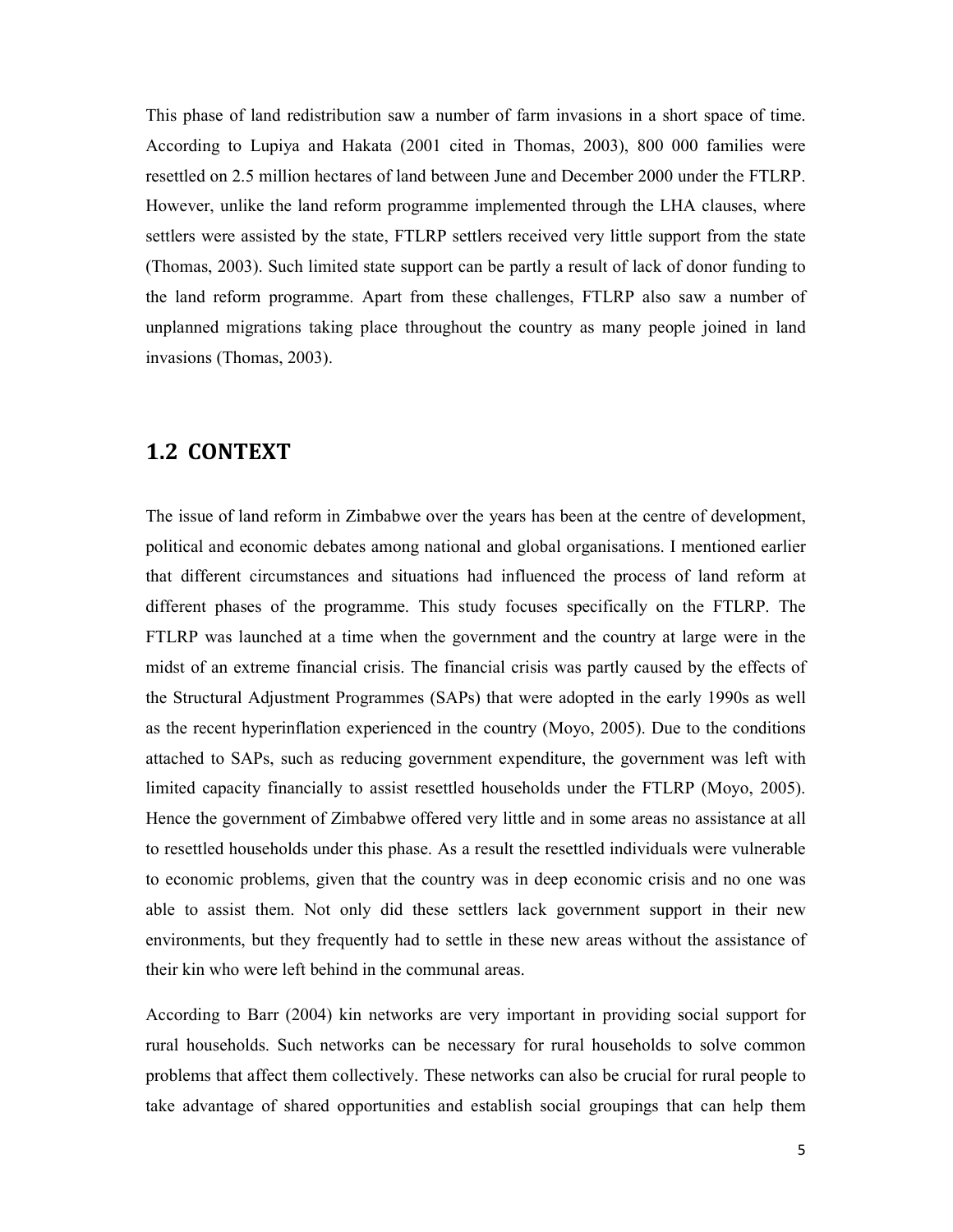This phase of land redistribution saw a number of farm invasions in a short space of time. According to Lupiya and Hakata (2001 cited in Thomas, 2003), 800 000 families were resettled on 2.5 million hectares of land between June and December 2000 under the FTLRP. However, unlike the land reform programme implemented through the LHA clauses, where settlers were assisted by the state, FTLRP settlers received very little support from the state (Thomas, 2003). Such limited state support can be partly a result of lack of donor funding to the land reform programme. Apart from these challenges, FTLRP also saw a number of unplanned migrations taking place throughout the country as many people joined in land invasions (Thomas, 2003).

## 1.2 CONTEXT

The issue of land reform in Zimbabwe over the years has been at the centre of development, political and economic debates among national and global organisations. I mentioned earlier that different circumstances and situations had influenced the process of land reform at different phases of the programme. This study focuses specifically on the FTLRP. The FTLRP was launched at a time when the government and the country at large were in the midst of an extreme financial crisis. The financial crisis was partly caused by the effects of the Structural Adjustment Programmes (SAPs) that were adopted in the early 1990s as well as the recent hyperinflation experienced in the country (Moyo, 2005). Due to the conditions attached to SAPs, such as reducing government expenditure, the government was left with limited capacity financially to assist resettled households under the FTLRP (Moyo, 2005). Hence the government of Zimbabwe offered very little and in some areas no assistance at all to resettled households under this phase. As a result the resettled individuals were vulnerable to economic problems, given that the country was in deep economic crisis and no one was able to assist them. Not only did these settlers lack government support in their new environments, but they frequently had to settle in these new areas without the assistance of their kin who were left behind in the communal areas.

According to Barr (2004) kin networks are very important in providing social support for rural households. Such networks can be necessary for rural households to solve common problems that affect them collectively. These networks can also be crucial for rural people to take advantage of shared opportunities and establish social groupings that can help them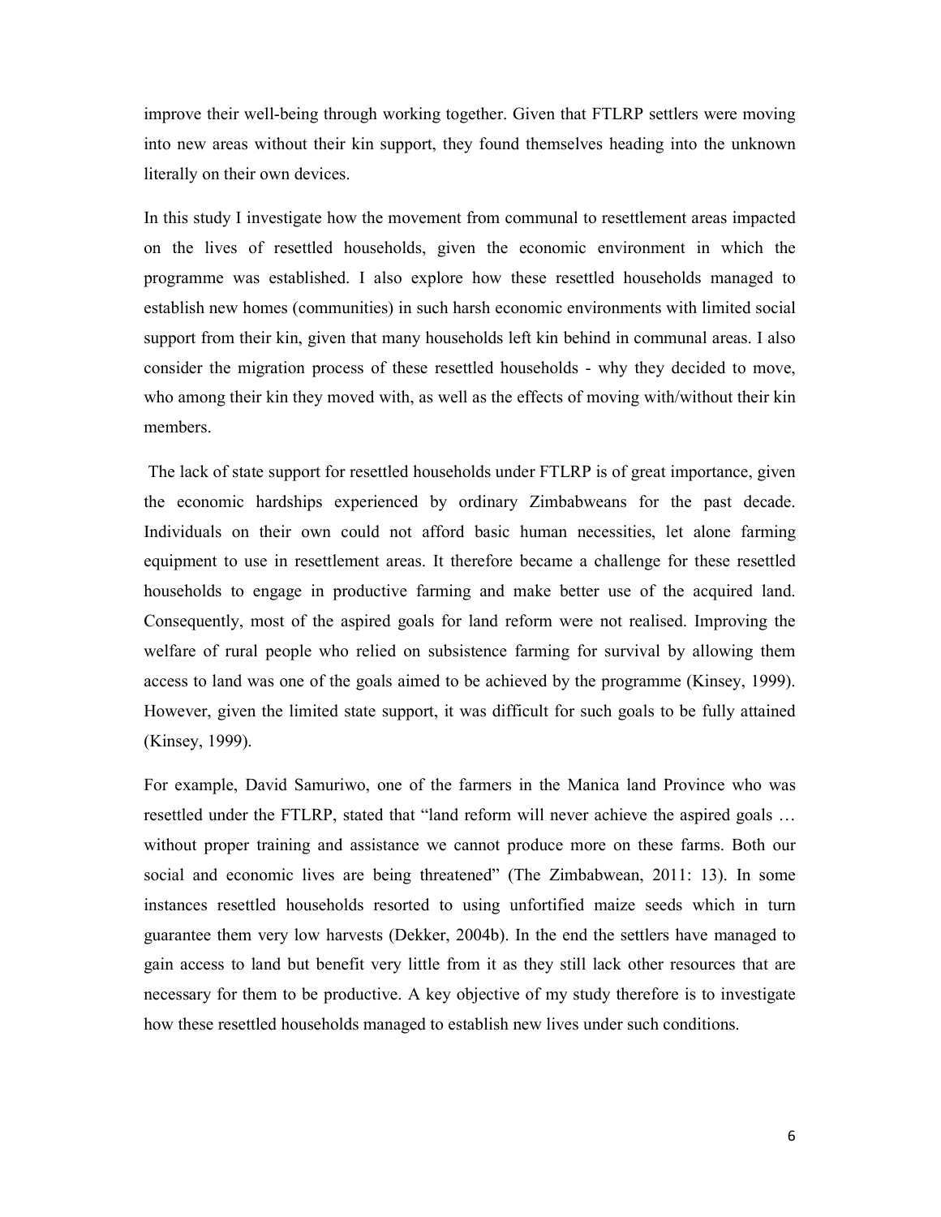improve their well-being through working together. Given that FTLRP settlers were moving into new areas without their kin support, they found themselves heading into the unknown literally on their own devices.

In this study I investigate how the movement from communal to resettlement areas impacted on the lives of resettled households, given the economic environment in which the programme was established. I also explore how these resettled households managed to establish new homes (communities) in such harsh economic environments with limited social support from their kin, given that many households left kin behind in communal areas. I also consider the migration process of these resettled households - why they decided to move, who among their kin they moved with, as well as the effects of moving with/without their kin members.

The lack of state support for resettled households under FTLRP is of great importance, given the economic hardships experienced by ordinary Zimbabweans for the past decade. Individuals on their own could not afford basic human necessities, let alone farming equipment to use in resettlement areas. It therefore became a challenge for these resettled households to engage in productive farming and make better use of the acquired land. Consequently, most of the aspired goals for land reform were not realised. Improving the welfare of rural people who relied on subsistence farming for survival by allowing them access to land was one of the goals aimed to be achieved by the programme (Kinsey, 1999). However, given the limited state support, it was difficult for such goals to be fully attained (Kinsey, 1999).

For example, David Samuriwo, one of the farmers in the Manica land Province who was resettled under the FTLRP, stated that "land reform will never achieve the aspired goals … without proper training and assistance we cannot produce more on these farms. Both our social and economic lives are being threatened" (The Zimbabwean, 2011: 13). In some instances resettled households resorted to using unfortified maize seeds which in turn guarantee them very low harvests (Dekker, 2004b). In the end the settlers have managed to gain access to land but benefit very little from it as they still lack other resources that are necessary for them to be productive. A key objective of my study therefore is to investigate how these resettled households managed to establish new lives under such conditions.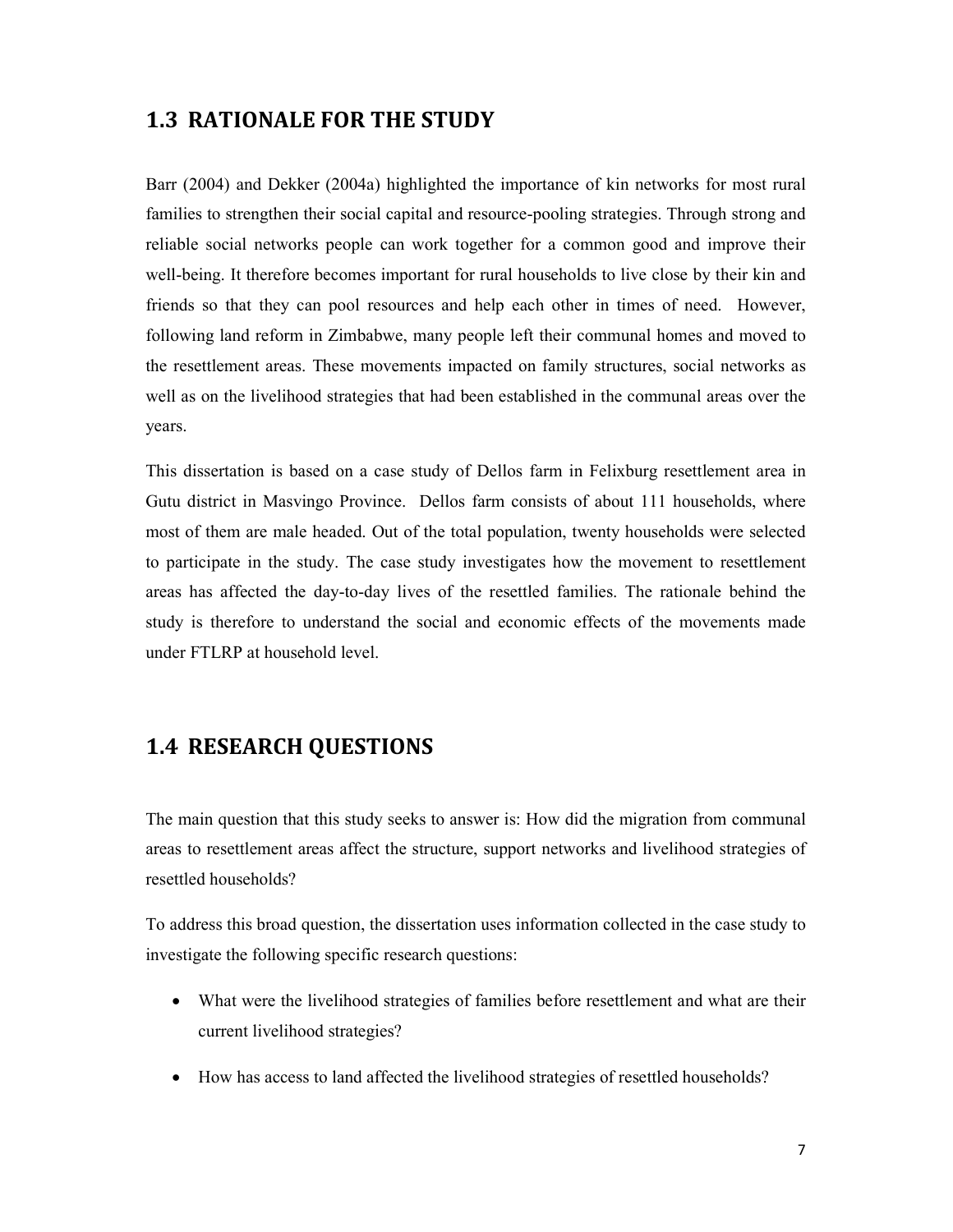## 1.3 RATIONALE FOR THE STUDY

Barr (2004) and Dekker (2004a) highlighted the importance of kin networks for most rural families to strengthen their social capital and resource-pooling strategies. Through strong and reliable social networks people can work together for a common good and improve their well-being. It therefore becomes important for rural households to live close by their kin and friends so that they can pool resources and help each other in times of need. However, following land reform in Zimbabwe, many people left their communal homes and moved to the resettlement areas. These movements impacted on family structures, social networks as well as on the livelihood strategies that had been established in the communal areas over the years.

This dissertation is based on a case study of Dellos farm in Felixburg resettlement area in Gutu district in Masvingo Province. Dellos farm consists of about 111 households, where most of them are male headed. Out of the total population, twenty households were selected to participate in the study. The case study investigates how the movement to resettlement areas has affected the day-to-day lives of the resettled families. The rationale behind the study is therefore to understand the social and economic effects of the movements made under FTLRP at household level.

## 1.4 RESEARCH QUESTIONS

The main question that this study seeks to answer is: How did the migration from communal areas to resettlement areas affect the structure, support networks and livelihood strategies of resettled households?

To address this broad question, the dissertation uses information collected in the case study to investigate the following specific research questions:

- What were the livelihood strategies of families before resettlement and what are their current livelihood strategies?
- How has access to land affected the livelihood strategies of resettled households?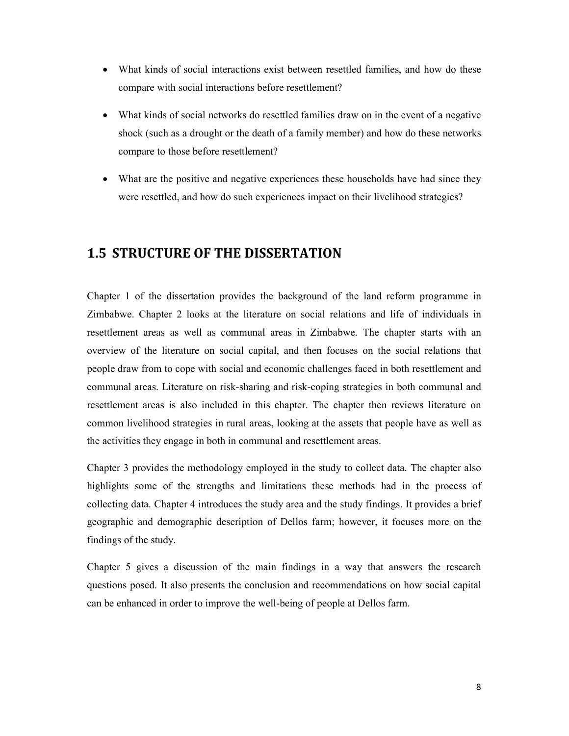- What kinds of social interactions exist between resettled families, and how do these compare with social interactions before resettlement?
- What kinds of social networks do resettled families draw on in the event of a negative shock (such as a drought or the death of a family member) and how do these networks compare to those before resettlement?
- What are the positive and negative experiences these households have had since they were resettled, and how do such experiences impact on their livelihood strategies?

## 1.5 STRUCTURE OF THE DISSERTATION

Chapter 1 of the dissertation provides the background of the land reform programme in Zimbabwe. Chapter 2 looks at the literature on social relations and life of individuals in resettlement areas as well as communal areas in Zimbabwe. The chapter starts with an overview of the literature on social capital, and then focuses on the social relations that people draw from to cope with social and economic challenges faced in both resettlement and communal areas. Literature on risk-sharing and risk-coping strategies in both communal and resettlement areas is also included in this chapter. The chapter then reviews literature on common livelihood strategies in rural areas, looking at the assets that people have as well as the activities they engage in both in communal and resettlement areas.

Chapter 3 provides the methodology employed in the study to collect data. The chapter also highlights some of the strengths and limitations these methods had in the process of collecting data. Chapter 4 introduces the study area and the study findings. It provides a brief geographic and demographic description of Dellos farm; however, it focuses more on the findings of the study.

Chapter 5 gives a discussion of the main findings in a way that answers the research questions posed. It also presents the conclusion and recommendations on how social capital can be enhanced in order to improve the well-being of people at Dellos farm.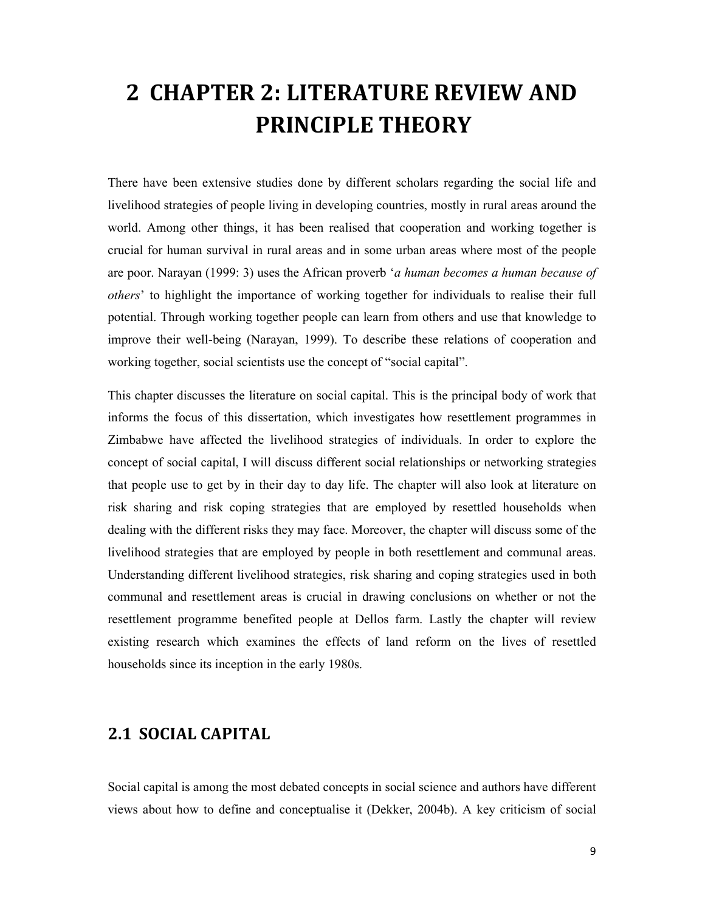# 2 CHAPTER 2: LITERATURE REVIEW AND PRINCIPLE THEORY

There have been extensive studies done by different scholars regarding the social life and livelihood strategies of people living in developing countries, mostly in rural areas around the world. Among other things, it has been realised that cooperation and working together is crucial for human survival in rural areas and in some urban areas where most of the people are poor. Narayan (1999: 3) uses the African proverb '*a human becomes a human because of others*' to highlight the importance of working together for individuals to realise their full potential. Through working together people can learn from others and use that knowledge to improve their well-being (Narayan, 1999). To describe these relations of cooperation and working together, social scientists use the concept of "social capital".

This chapter discusses the literature on social capital. This is the principal body of work that informs the focus of this dissertation, which investigates how resettlement programmes in Zimbabwe have affected the livelihood strategies of individuals. In order to explore the concept of social capital, I will discuss different social relationships or networking strategies that people use to get by in their day to day life. The chapter will also look at literature on risk sharing and risk coping strategies that are employed by resettled households when dealing with the different risks they may face. Moreover, the chapter will discuss some of the livelihood strategies that are employed by people in both resettlement and communal areas. Understanding different livelihood strategies, risk sharing and coping strategies used in both communal and resettlement areas is crucial in drawing conclusions on whether or not the resettlement programme benefited people at Dellos farm. Lastly the chapter will review existing research which examines the effects of land reform on the lives of resettled households since its inception in the early 1980s.

## 2.1 SOCIAL CAPITAL

Social capital is among the most debated concepts in social science and authors have different views about how to define and conceptualise it (Dekker, 2004b). A key criticism of social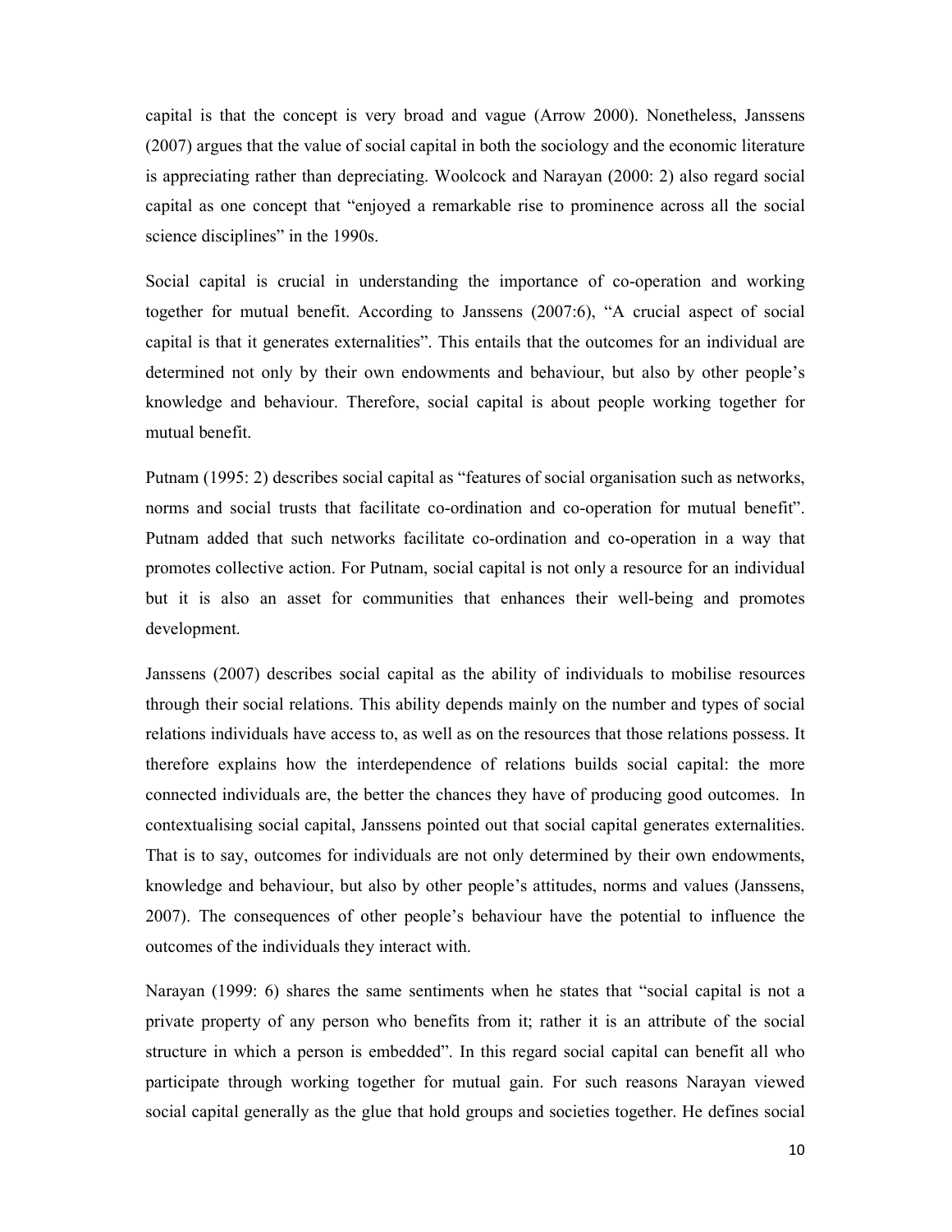capital is that the concept is very broad and vague (Arrow 2000). Nonetheless, Janssens (2007) argues that the value of social capital in both the sociology and the economic literature is appreciating rather than depreciating. Woolcock and Narayan (2000: 2) also regard social capital as one concept that "enjoyed a remarkable rise to prominence across all the social science disciplines" in the 1990s.

Social capital is crucial in understanding the importance of co-operation and working together for mutual benefit. According to Janssens (2007:6), "A crucial aspect of social capital is that it generates externalities". This entails that the outcomes for an individual are determined not only by their own endowments and behaviour, but also by other people's knowledge and behaviour. Therefore, social capital is about people working together for mutual benefit.

Putnam (1995: 2) describes social capital as "features of social organisation such as networks, norms and social trusts that facilitate co-ordination and co-operation for mutual benefit". Putnam added that such networks facilitate co-ordination and co-operation in a way that promotes collective action. For Putnam, social capital is not only a resource for an individual but it is also an asset for communities that enhances their well-being and promotes development.

Janssens (2007) describes social capital as the ability of individuals to mobilise resources through their social relations. This ability depends mainly on the number and types of social relations individuals have access to, as well as on the resources that those relations possess. It therefore explains how the interdependence of relations builds social capital: the more connected individuals are, the better the chances they have of producing good outcomes. In contextualising social capital, Janssens pointed out that social capital generates externalities. That is to say, outcomes for individuals are not only determined by their own endowments, knowledge and behaviour, but also by other people's attitudes, norms and values (Janssens, 2007). The consequences of other people's behaviour have the potential to influence the outcomes of the individuals they interact with.

Narayan (1999: 6) shares the same sentiments when he states that "social capital is not a private property of any person who benefits from it; rather it is an attribute of the social structure in which a person is embedded". In this regard social capital can benefit all who participate through working together for mutual gain. For such reasons Narayan viewed social capital generally as the glue that hold groups and societies together. He defines social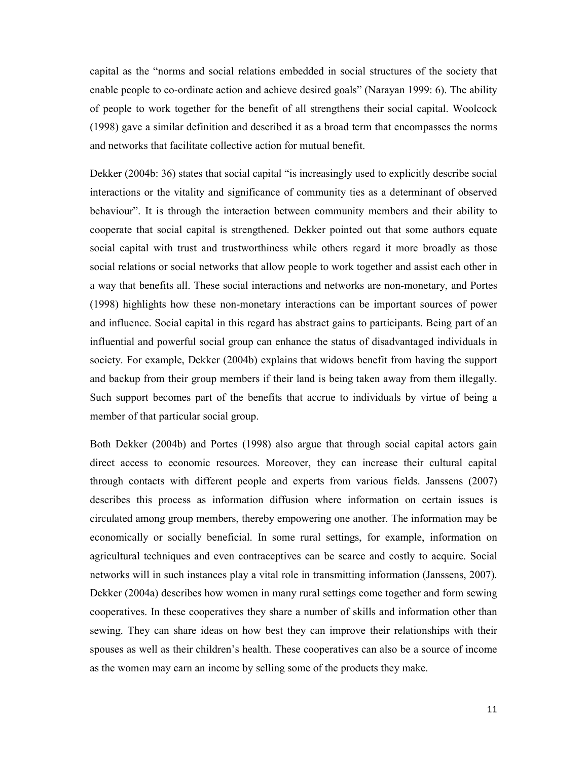capital as the "norms and social relations embedded in social structures of the society that enable people to co-ordinate action and achieve desired goals" (Narayan 1999: 6). The ability of people to work together for the benefit of all strengthens their social capital. Woolcock (1998) gave a similar definition and described it as a broad term that encompasses the norms and networks that facilitate collective action for mutual benefit.

Dekker (2004b: 36) states that social capital "is increasingly used to explicitly describe social interactions or the vitality and significance of community ties as a determinant of observed behaviour". It is through the interaction between community members and their ability to cooperate that social capital is strengthened. Dekker pointed out that some authors equate social capital with trust and trustworthiness while others regard it more broadly as those social relations or social networks that allow people to work together and assist each other in a way that benefits all. These social interactions and networks are non-monetary, and Portes (1998) highlights how these non-monetary interactions can be important sources of power and influence. Social capital in this regard has abstract gains to participants. Being part of an influential and powerful social group can enhance the status of disadvantaged individuals in society. For example, Dekker (2004b) explains that widows benefit from having the support and backup from their group members if their land is being taken away from them illegally. Such support becomes part of the benefits that accrue to individuals by virtue of being a member of that particular social group.

Both Dekker (2004b) and Portes (1998) also argue that through social capital actors gain direct access to economic resources. Moreover, they can increase their cultural capital through contacts with different people and experts from various fields. Janssens (2007) describes this process as information diffusion where information on certain issues is circulated among group members, thereby empowering one another. The information may be economically or socially beneficial. In some rural settings, for example, information on agricultural techniques and even contraceptives can be scarce and costly to acquire. Social networks will in such instances play a vital role in transmitting information (Janssens, 2007). Dekker (2004a) describes how women in many rural settings come together and form sewing cooperatives. In these cooperatives they share a number of skills and information other than sewing. They can share ideas on how best they can improve their relationships with their spouses as well as their children's health. These cooperatives can also be a source of income as the women may earn an income by selling some of the products they make.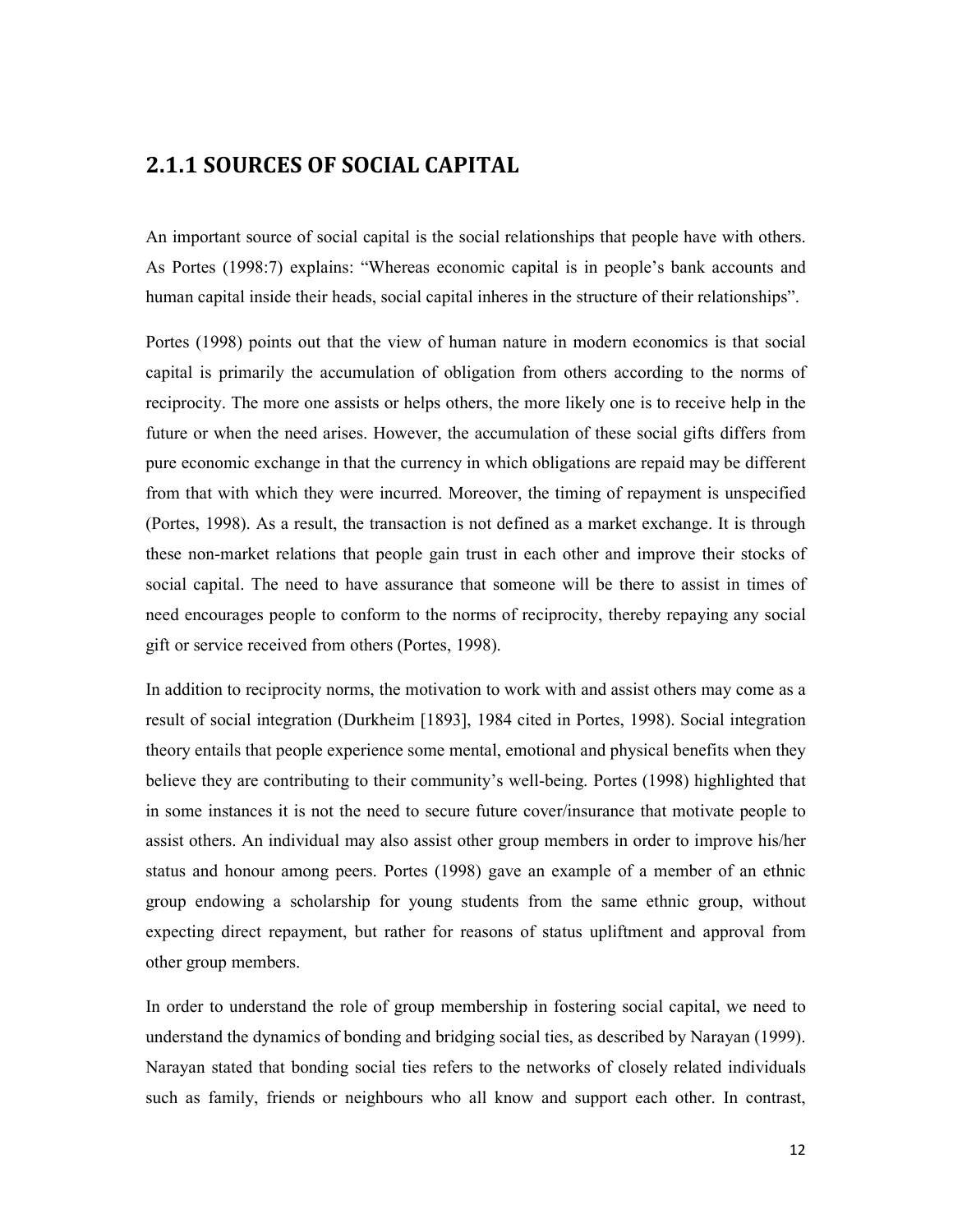### 2.1.1 SOURCES OF SOCIAL CAPITAL

An important source of social capital is the social relationships that people have with others. As Portes (1998:7) explains: "Whereas economic capital is in people's bank accounts and human capital inside their heads, social capital inheres in the structure of their relationships".

Portes (1998) points out that the view of human nature in modern economics is that social capital is primarily the accumulation of obligation from others according to the norms of reciprocity. The more one assists or helps others, the more likely one is to receive help in the future or when the need arises. However, the accumulation of these social gifts differs from pure economic exchange in that the currency in which obligations are repaid may be different from that with which they were incurred. Moreover, the timing of repayment is unspecified (Portes, 1998). As a result, the transaction is not defined as a market exchange. It is through these non-market relations that people gain trust in each other and improve their stocks of social capital. The need to have assurance that someone will be there to assist in times of need encourages people to conform to the norms of reciprocity, thereby repaying any social gift or service received from others (Portes, 1998).

In addition to reciprocity norms, the motivation to work with and assist others may come as a result of social integration (Durkheim [1893], 1984 cited in Portes, 1998). Social integration theory entails that people experience some mental, emotional and physical benefits when they believe they are contributing to their community's well-being. Portes (1998) highlighted that in some instances it is not the need to secure future cover/insurance that motivate people to assist others. An individual may also assist other group members in order to improve his/her status and honour among peers. Portes (1998) gave an example of a member of an ethnic group endowing a scholarship for young students from the same ethnic group, without expecting direct repayment, but rather for reasons of status upliftment and approval from other group members.

In order to understand the role of group membership in fostering social capital, we need to understand the dynamics of bonding and bridging social ties, as described by Narayan (1999). Narayan stated that bonding social ties refers to the networks of closely related individuals such as family, friends or neighbours who all know and support each other. In contrast,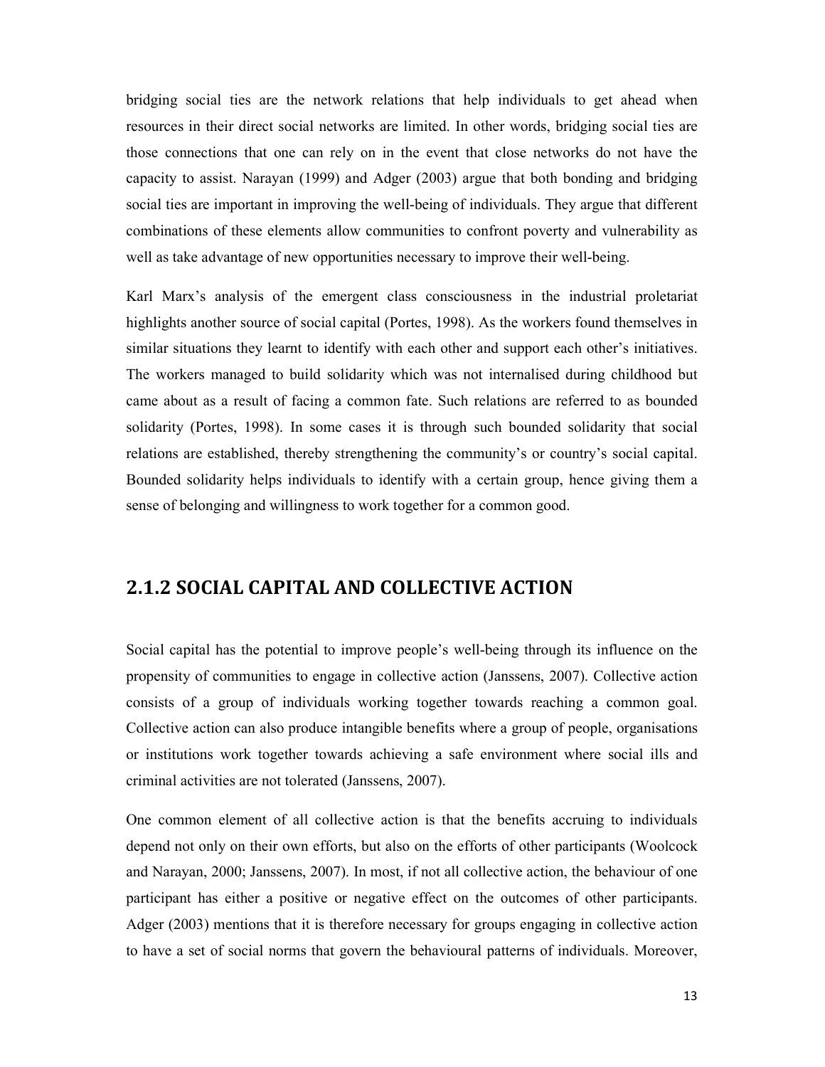bridging social ties are the network relations that help individuals to get ahead when resources in their direct social networks are limited. In other words, bridging social ties are those connections that one can rely on in the event that close networks do not have the capacity to assist. Narayan (1999) and Adger (2003) argue that both bonding and bridging social ties are important in improving the well-being of individuals. They argue that different combinations of these elements allow communities to confront poverty and vulnerability as well as take advantage of new opportunities necessary to improve their well-being.

Karl Marx's analysis of the emergent class consciousness in the industrial proletariat highlights another source of social capital (Portes, 1998). As the workers found themselves in similar situations they learnt to identify with each other and support each other's initiatives. The workers managed to build solidarity which was not internalised during childhood but came about as a result of facing a common fate. Such relations are referred to as bounded solidarity (Portes, 1998). In some cases it is through such bounded solidarity that social relations are established, thereby strengthening the community's or country's social capital. Bounded solidarity helps individuals to identify with a certain group, hence giving them a sense of belonging and willingness to work together for a common good.

### 2.1.2 SOCIAL CAPITAL AND COLLECTIVE ACTION

Social capital has the potential to improve people's well-being through its influence on the propensity of communities to engage in collective action (Janssens, 2007). Collective action consists of a group of individuals working together towards reaching a common goal. Collective action can also produce intangible benefits where a group of people, organisations or institutions work together towards achieving a safe environment where social ills and criminal activities are not tolerated (Janssens, 2007).

One common element of all collective action is that the benefits accruing to individuals depend not only on their own efforts, but also on the efforts of other participants (Woolcock and Narayan, 2000; Janssens, 2007). In most, if not all collective action, the behaviour of one participant has either a positive or negative effect on the outcomes of other participants. Adger (2003) mentions that it is therefore necessary for groups engaging in collective action to have a set of social norms that govern the behavioural patterns of individuals. Moreover,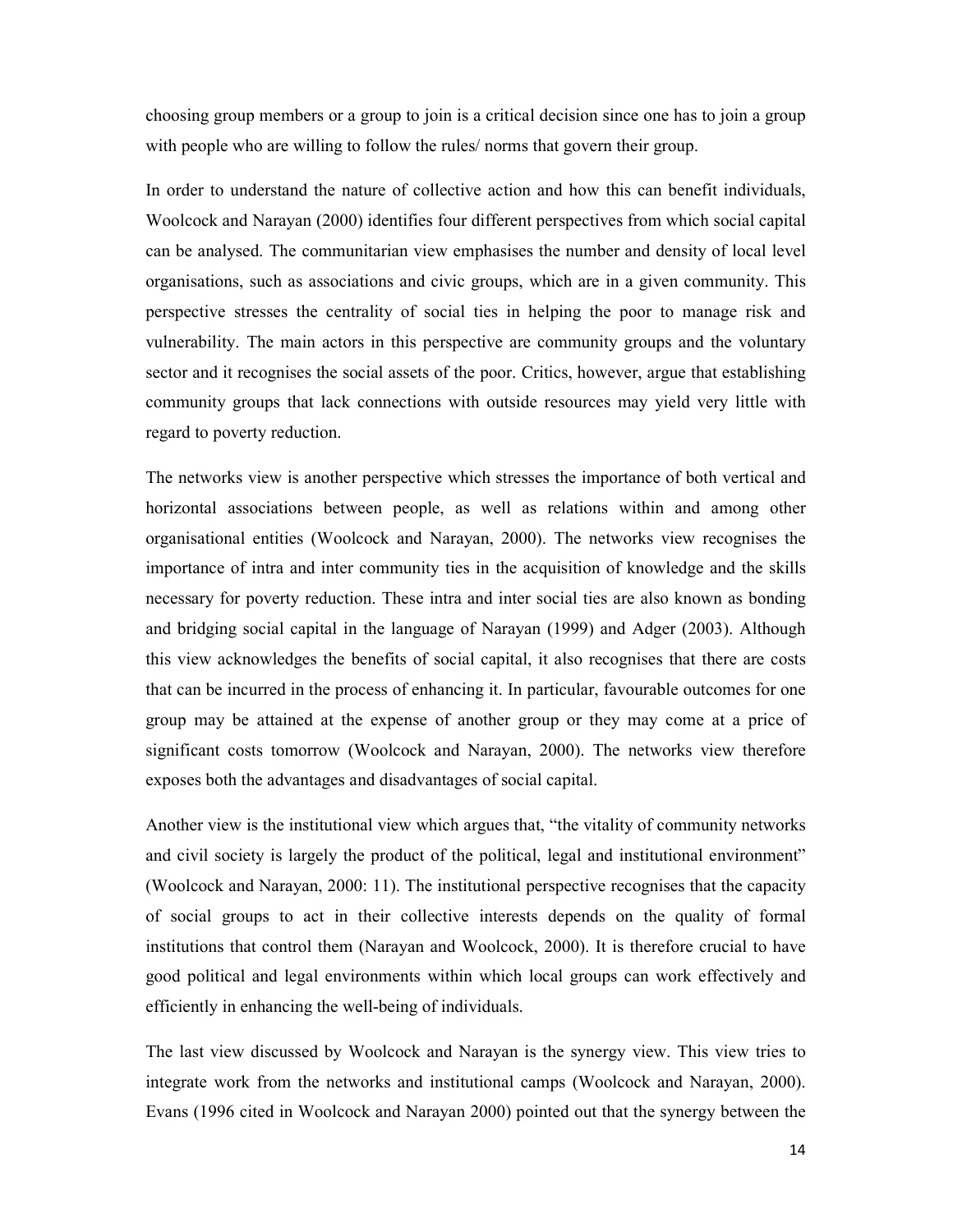choosing group members or a group to join is a critical decision since one has to join a group with people who are willing to follow the rules/ norms that govern their group.

In order to understand the nature of collective action and how this can benefit individuals, Woolcock and Narayan (2000) identifies four different perspectives from which social capital can be analysed. The communitarian view emphasises the number and density of local level organisations, such as associations and civic groups, which are in a given community. This perspective stresses the centrality of social ties in helping the poor to manage risk and vulnerability. The main actors in this perspective are community groups and the voluntary sector and it recognises the social assets of the poor. Critics, however, argue that establishing community groups that lack connections with outside resources may yield very little with regard to poverty reduction.

The networks view is another perspective which stresses the importance of both vertical and horizontal associations between people, as well as relations within and among other organisational entities (Woolcock and Narayan, 2000). The networks view recognises the importance of intra and inter community ties in the acquisition of knowledge and the skills necessary for poverty reduction. These intra and inter social ties are also known as bonding and bridging social capital in the language of Narayan (1999) and Adger (2003). Although this view acknowledges the benefits of social capital, it also recognises that there are costs that can be incurred in the process of enhancing it. In particular, favourable outcomes for one group may be attained at the expense of another group or they may come at a price of significant costs tomorrow (Woolcock and Narayan, 2000). The networks view therefore exposes both the advantages and disadvantages of social capital.

Another view is the institutional view which argues that, "the vitality of community networks and civil society is largely the product of the political, legal and institutional environment" (Woolcock and Narayan, 2000: 11). The institutional perspective recognises that the capacity of social groups to act in their collective interests depends on the quality of formal institutions that control them (Narayan and Woolcock, 2000). It is therefore crucial to have good political and legal environments within which local groups can work effectively and efficiently in enhancing the well-being of individuals.

The last view discussed by Woolcock and Narayan is the synergy view. This view tries to integrate work from the networks and institutional camps (Woolcock and Narayan, 2000). Evans (1996 cited in Woolcock and Narayan 2000) pointed out that the synergy between the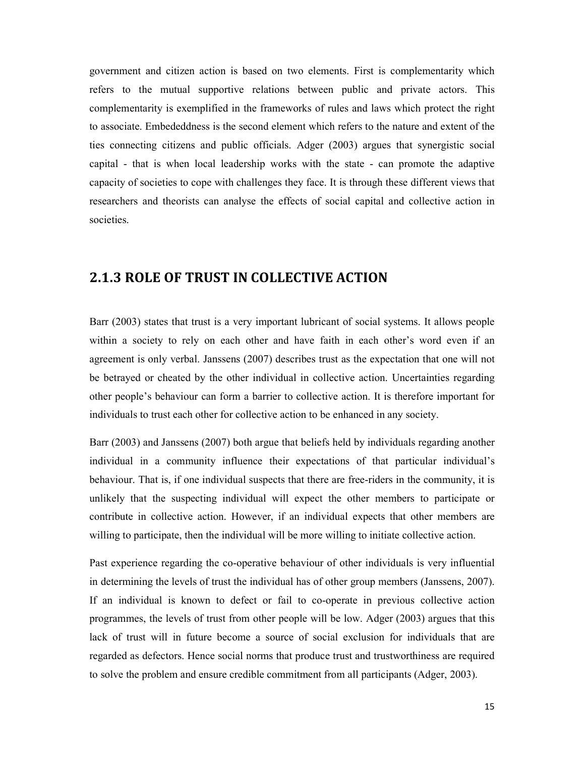government and citizen action is based on two elements. First is complementarity which refers to the mutual supportive relations between public and private actors. This complementarity is exemplified in the frameworks of rules and laws which protect the right to associate. Embededdness is the second element which refers to the nature and extent of the ties connecting citizens and public officials. Adger (2003) argues that synergistic social capital - that is when local leadership works with the state - can promote the adaptive capacity of societies to cope with challenges they face. It is through these different views that researchers and theorists can analyse the effects of social capital and collective action in societies.

### 2.1.3 ROLE OF TRUST IN COLLECTIVE ACTION

Barr (2003) states that trust is a very important lubricant of social systems. It allows people within a society to rely on each other and have faith in each other's word even if an agreement is only verbal. Janssens (2007) describes trust as the expectation that one will not be betrayed or cheated by the other individual in collective action. Uncertainties regarding other people's behaviour can form a barrier to collective action. It is therefore important for individuals to trust each other for collective action to be enhanced in any society.

Barr (2003) and Janssens (2007) both argue that beliefs held by individuals regarding another individual in a community influence their expectations of that particular individual's behaviour. That is, if one individual suspects that there are free-riders in the community, it is unlikely that the suspecting individual will expect the other members to participate or contribute in collective action. However, if an individual expects that other members are willing to participate, then the individual will be more willing to initiate collective action.

Past experience regarding the co-operative behaviour of other individuals is very influential in determining the levels of trust the individual has of other group members (Janssens, 2007). If an individual is known to defect or fail to co-operate in previous collective action programmes, the levels of trust from other people will be low. Adger (2003) argues that this lack of trust will in future become a source of social exclusion for individuals that are regarded as defectors. Hence social norms that produce trust and trustworthiness are required to solve the problem and ensure credible commitment from all participants (Adger, 2003).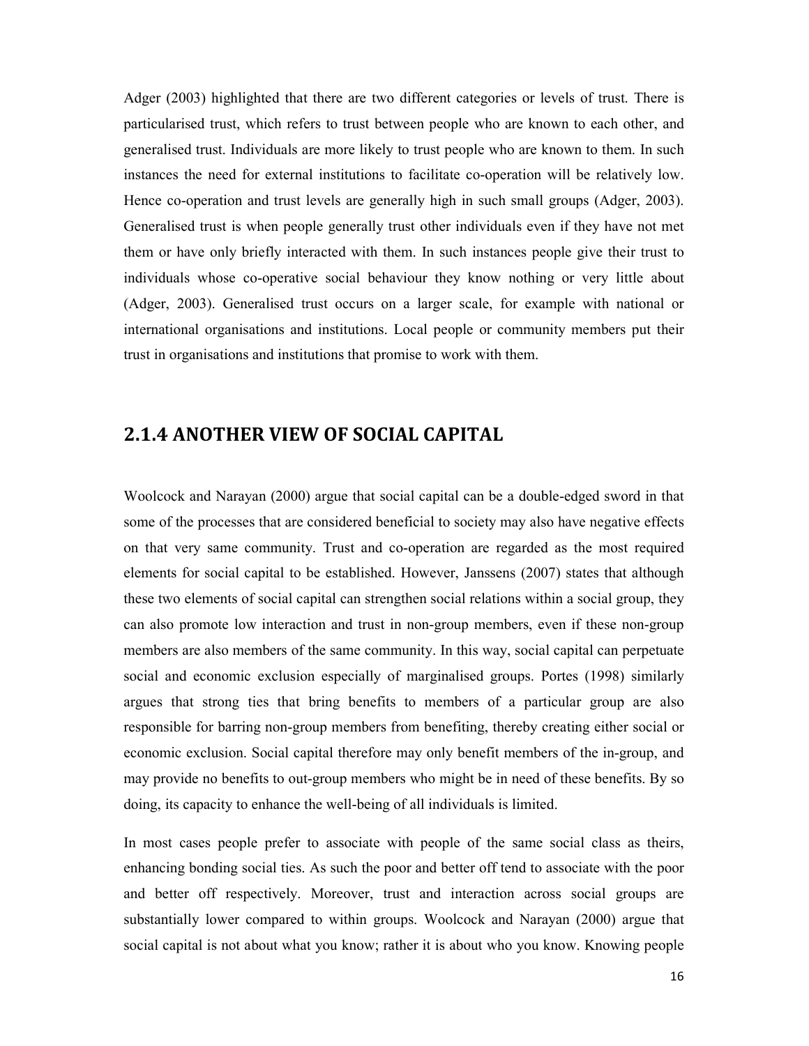Adger (2003) highlighted that there are two different categories or levels of trust. There is particularised trust, which refers to trust between people who are known to each other, and generalised trust. Individuals are more likely to trust people who are known to them. In such instances the need for external institutions to facilitate co-operation will be relatively low. Hence co-operation and trust levels are generally high in such small groups (Adger, 2003). Generalised trust is when people generally trust other individuals even if they have not met them or have only briefly interacted with them. In such instances people give their trust to individuals whose co-operative social behaviour they know nothing or very little about (Adger, 2003). Generalised trust occurs on a larger scale, for example with national or international organisations and institutions. Local people or community members put their trust in organisations and institutions that promise to work with them.

### 2.1.4 ANOTHER VIEW OF SOCIAL CAPITAL

Woolcock and Narayan (2000) argue that social capital can be a double-edged sword in that some of the processes that are considered beneficial to society may also have negative effects on that very same community. Trust and co-operation are regarded as the most required elements for social capital to be established. However, Janssens (2007) states that although these two elements of social capital can strengthen social relations within a social group, they can also promote low interaction and trust in non-group members, even if these non-group members are also members of the same community. In this way, social capital can perpetuate social and economic exclusion especially of marginalised groups. Portes (1998) similarly argues that strong ties that bring benefits to members of a particular group are also responsible for barring non-group members from benefiting, thereby creating either social or economic exclusion. Social capital therefore may only benefit members of the in-group, and may provide no benefits to out-group members who might be in need of these benefits. By so doing, its capacity to enhance the well-being of all individuals is limited.

In most cases people prefer to associate with people of the same social class as theirs, enhancing bonding social ties. As such the poor and better off tend to associate with the poor and better off respectively. Moreover, trust and interaction across social groups are substantially lower compared to within groups. Woolcock and Narayan (2000) argue that social capital is not about what you know; rather it is about who you know. Knowing people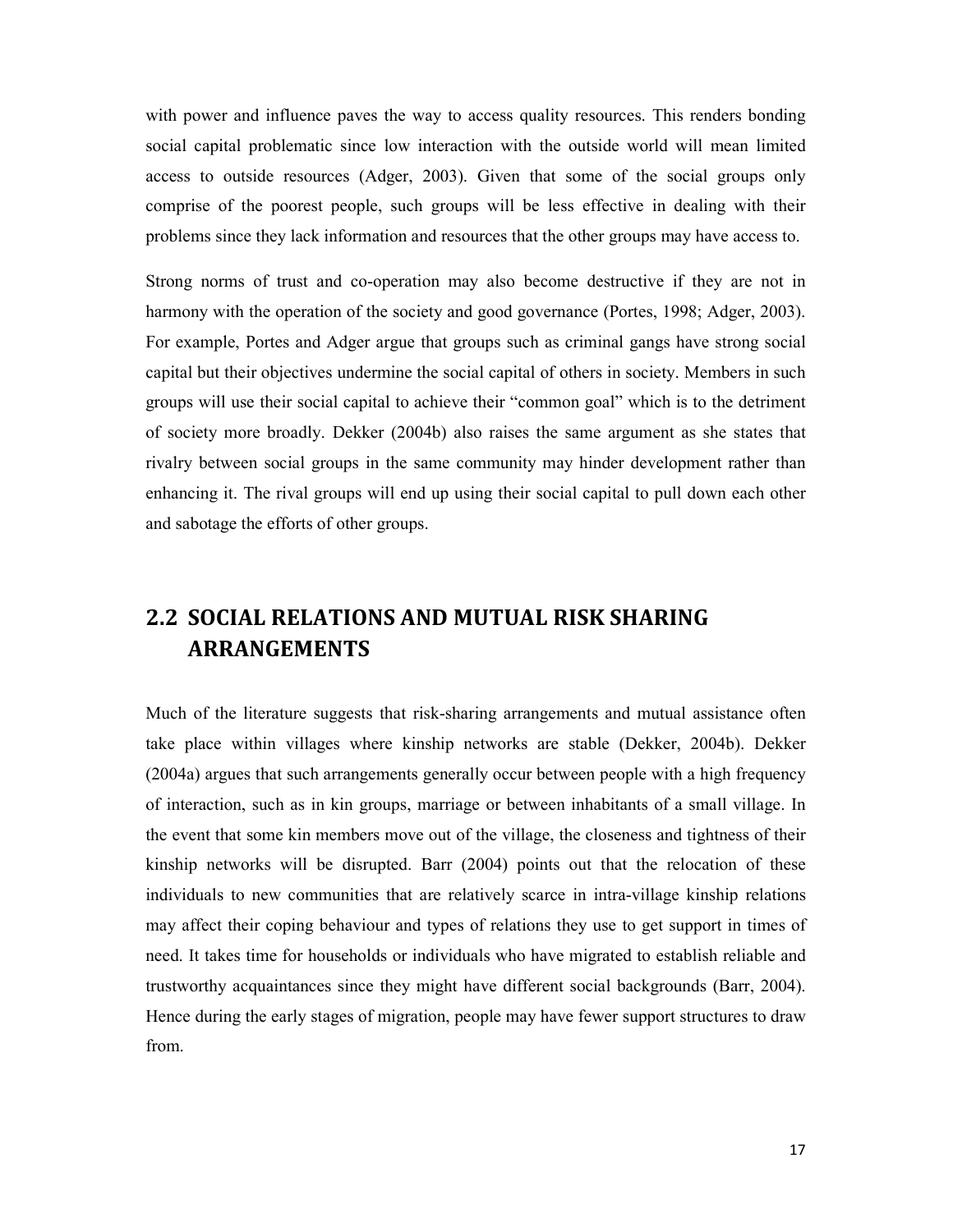with power and influence paves the way to access quality resources. This renders bonding social capital problematic since low interaction with the outside world will mean limited access to outside resources (Adger, 2003). Given that some of the social groups only comprise of the poorest people, such groups will be less effective in dealing with their problems since they lack information and resources that the other groups may have access to.

Strong norms of trust and co-operation may also become destructive if they are not in harmony with the operation of the society and good governance (Portes, 1998; Adger, 2003). For example, Portes and Adger argue that groups such as criminal gangs have strong social capital but their objectives undermine the social capital of others in society. Members in such groups will use their social capital to achieve their "common goal" which is to the detriment of society more broadly. Dekker (2004b) also raises the same argument as she states that rivalry between social groups in the same community may hinder development rather than enhancing it. The rival groups will end up using their social capital to pull down each other and sabotage the efforts of other groups.

## 2.2 SOCIAL RELATIONS AND MUTUAL RISK SHARING ARRANGEMENTS

Much of the literature suggests that risk-sharing arrangements and mutual assistance often take place within villages where kinship networks are stable (Dekker, 2004b). Dekker (2004a) argues that such arrangements generally occur between people with a high frequency of interaction, such as in kin groups, marriage or between inhabitants of a small village. In the event that some kin members move out of the village, the closeness and tightness of their kinship networks will be disrupted. Barr (2004) points out that the relocation of these individuals to new communities that are relatively scarce in intra-village kinship relations may affect their coping behaviour and types of relations they use to get support in times of need. It takes time for households or individuals who have migrated to establish reliable and trustworthy acquaintances since they might have different social backgrounds (Barr, 2004). Hence during the early stages of migration, people may have fewer support structures to draw from.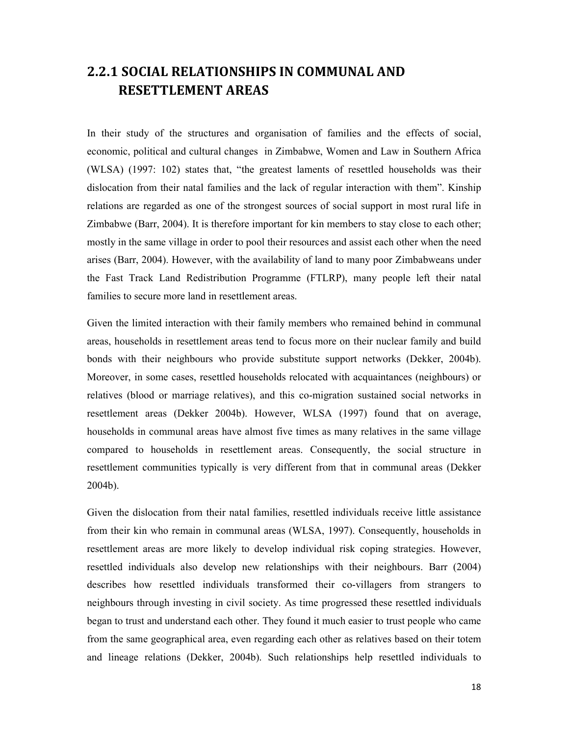## 2.2.1 SOCIAL RELATIONSHIPS IN COMMUNAL AND RESETTLEMENT AREAS

In their study of the structures and organisation of families and the effects of social, economic, political and cultural changes in Zimbabwe, Women and Law in Southern Africa (WLSA) (1997: 102) states that, "the greatest laments of resettled households was their dislocation from their natal families and the lack of regular interaction with them". Kinship relations are regarded as one of the strongest sources of social support in most rural life in Zimbabwe (Barr, 2004). It is therefore important for kin members to stay close to each other; mostly in the same village in order to pool their resources and assist each other when the need arises (Barr, 2004). However, with the availability of land to many poor Zimbabweans under the Fast Track Land Redistribution Programme (FTLRP), many people left their natal families to secure more land in resettlement areas.

Given the limited interaction with their family members who remained behind in communal areas, households in resettlement areas tend to focus more on their nuclear family and build bonds with their neighbours who provide substitute support networks (Dekker, 2004b). Moreover, in some cases, resettled households relocated with acquaintances (neighbours) or relatives (blood or marriage relatives), and this co-migration sustained social networks in resettlement areas (Dekker 2004b). However, WLSA (1997) found that on average, households in communal areas have almost five times as many relatives in the same village compared to households in resettlement areas. Consequently, the social structure in resettlement communities typically is very different from that in communal areas (Dekker 2004b).

Given the dislocation from their natal families, resettled individuals receive little assistance from their kin who remain in communal areas (WLSA, 1997). Consequently, households in resettlement areas are more likely to develop individual risk coping strategies. However, resettled individuals also develop new relationships with their neighbours. Barr (2004) describes how resettled individuals transformed their co-villagers from strangers to neighbours through investing in civil society. As time progressed these resettled individuals began to trust and understand each other. They found it much easier to trust people who came from the same geographical area, even regarding each other as relatives based on their totem and lineage relations (Dekker, 2004b). Such relationships help resettled individuals to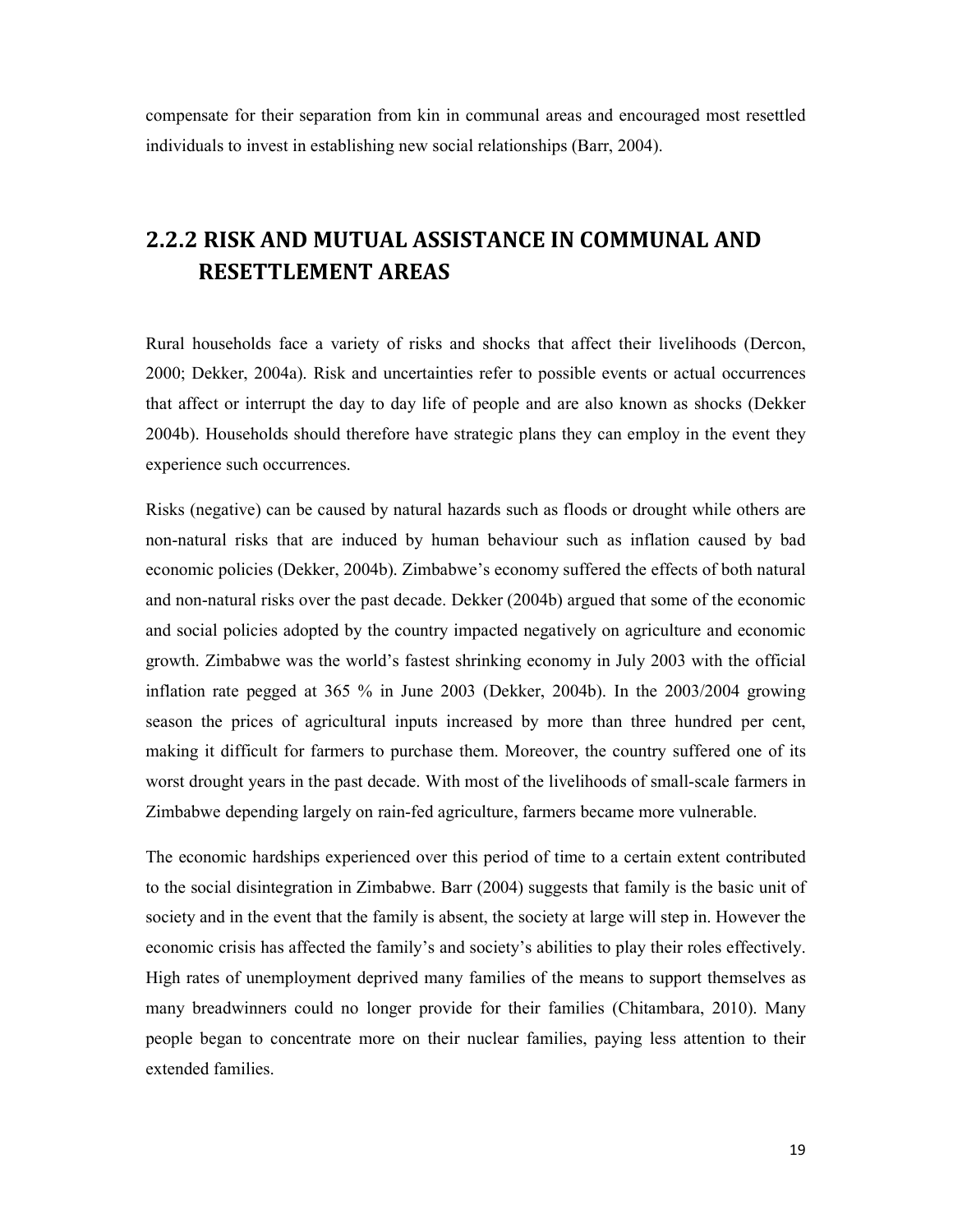compensate for their separation from kin in communal areas and encouraged most resettled individuals to invest in establishing new social relationships (Barr, 2004).

### 2.2.2 RISK AND MUTUAL ASSISTANCE IN COMMUNAL AND RESETTLEMENT AREAS

Rural households face a variety of risks and shocks that affect their livelihoods (Dercon, 2000; Dekker, 2004a). Risk and uncertainties refer to possible events or actual occurrences that affect or interrupt the day to day life of people and are also known as shocks (Dekker 2004b). Households should therefore have strategic plans they can employ in the event they experience such occurrences.

Risks (negative) can be caused by natural hazards such as floods or drought while others are non-natural risks that are induced by human behaviour such as inflation caused by bad economic policies (Dekker, 2004b). Zimbabwe's economy suffered the effects of both natural and non-natural risks over the past decade. Dekker (2004b) argued that some of the economic and social policies adopted by the country impacted negatively on agriculture and economic growth. Zimbabwe was the world's fastest shrinking economy in July 2003 with the official inflation rate pegged at 365 % in June 2003 (Dekker, 2004b). In the 2003/2004 growing season the prices of agricultural inputs increased by more than three hundred per cent, making it difficult for farmers to purchase them. Moreover, the country suffered one of its worst drought years in the past decade. With most of the livelihoods of small-scale farmers in Zimbabwe depending largely on rain-fed agriculture, farmers became more vulnerable.

The economic hardships experienced over this period of time to a certain extent contributed to the social disintegration in Zimbabwe. Barr (2004) suggests that family is the basic unit of society and in the event that the family is absent, the society at large will step in. However the economic crisis has affected the family's and society's abilities to play their roles effectively. High rates of unemployment deprived many families of the means to support themselves as many breadwinners could no longer provide for their families (Chitambara, 2010). Many people began to concentrate more on their nuclear families, paying less attention to their extended families.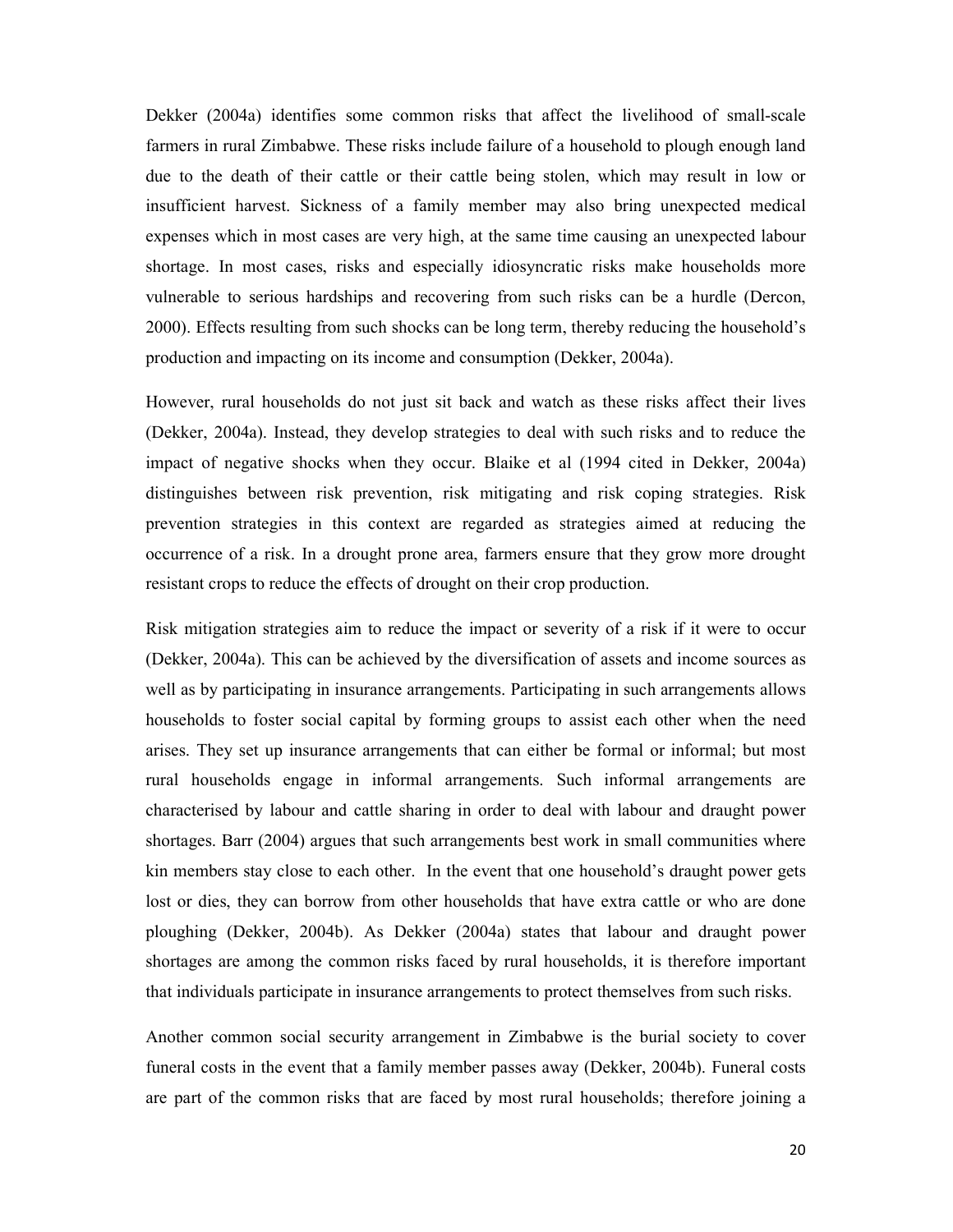Dekker (2004a) identifies some common risks that affect the livelihood of small-scale farmers in rural Zimbabwe. These risks include failure of a household to plough enough land due to the death of their cattle or their cattle being stolen, which may result in low or insufficient harvest. Sickness of a family member may also bring unexpected medical expenses which in most cases are very high, at the same time causing an unexpected labour shortage. In most cases, risks and especially idiosyncratic risks make households more vulnerable to serious hardships and recovering from such risks can be a hurdle (Dercon, 2000). Effects resulting from such shocks can be long term, thereby reducing the household's production and impacting on its income and consumption (Dekker, 2004a).

However, rural households do not just sit back and watch as these risks affect their lives (Dekker, 2004a). Instead, they develop strategies to deal with such risks and to reduce the impact of negative shocks when they occur. Blaike et al (1994 cited in Dekker, 2004a) distinguishes between risk prevention, risk mitigating and risk coping strategies. Risk prevention strategies in this context are regarded as strategies aimed at reducing the occurrence of a risk. In a drought prone area, farmers ensure that they grow more drought resistant crops to reduce the effects of drought on their crop production.

Risk mitigation strategies aim to reduce the impact or severity of a risk if it were to occur (Dekker, 2004a). This can be achieved by the diversification of assets and income sources as well as by participating in insurance arrangements. Participating in such arrangements allows households to foster social capital by forming groups to assist each other when the need arises. They set up insurance arrangements that can either be formal or informal; but most rural households engage in informal arrangements. Such informal arrangements are characterised by labour and cattle sharing in order to deal with labour and draught power shortages. Barr (2004) argues that such arrangements best work in small communities where kin members stay close to each other. In the event that one household's draught power gets lost or dies, they can borrow from other households that have extra cattle or who are done ploughing (Dekker, 2004b). As Dekker (2004a) states that labour and draught power shortages are among the common risks faced by rural households, it is therefore important that individuals participate in insurance arrangements to protect themselves from such risks.

Another common social security arrangement in Zimbabwe is the burial society to cover funeral costs in the event that a family member passes away (Dekker, 2004b). Funeral costs are part of the common risks that are faced by most rural households; therefore joining a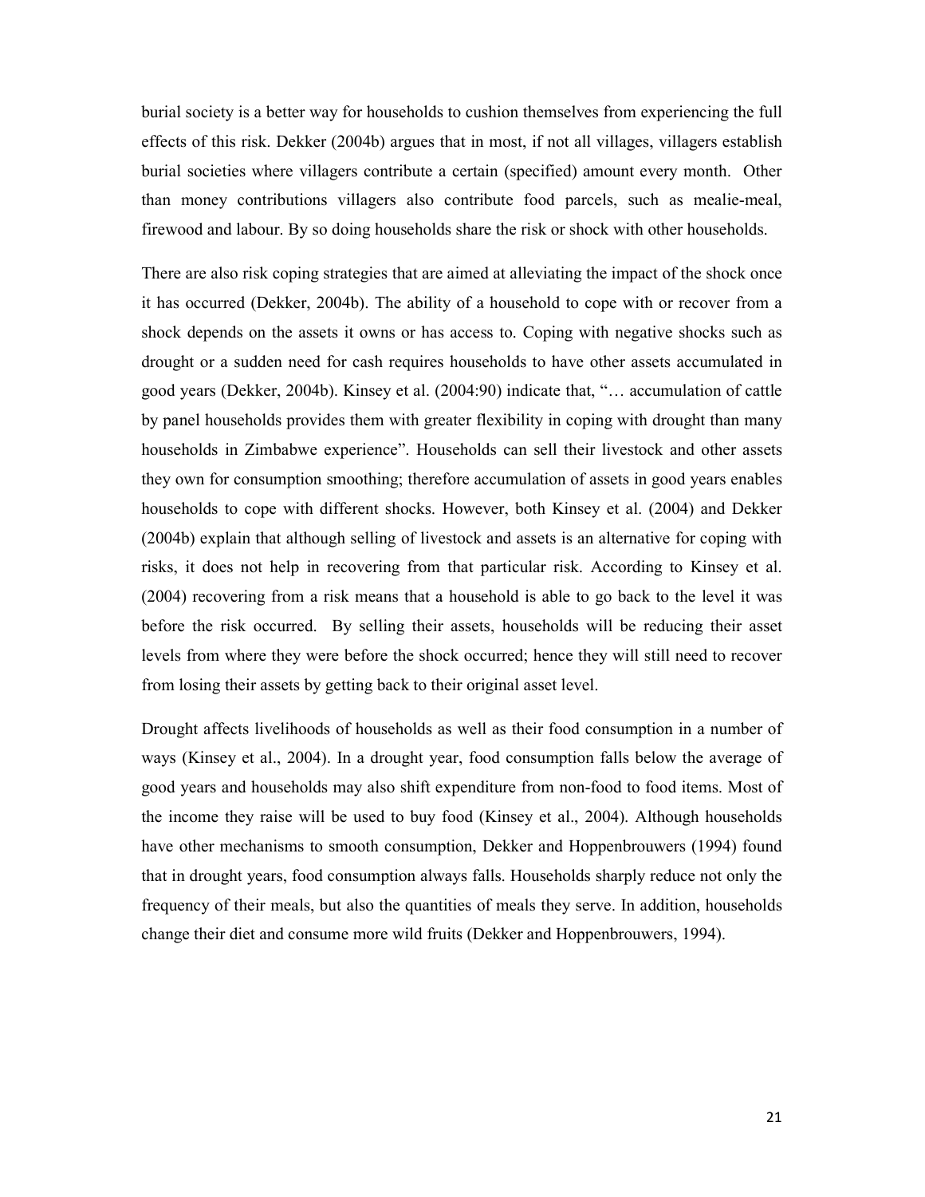burial society is a better way for households to cushion themselves from experiencing the full effects of this risk. Dekker (2004b) argues that in most, if not all villages, villagers establish burial societies where villagers contribute a certain (specified) amount every month. Other than money contributions villagers also contribute food parcels, such as mealie-meal, firewood and labour. By so doing households share the risk or shock with other households.

There are also risk coping strategies that are aimed at alleviating the impact of the shock once it has occurred (Dekker, 2004b). The ability of a household to cope with or recover from a shock depends on the assets it owns or has access to. Coping with negative shocks such as drought or a sudden need for cash requires households to have other assets accumulated in good years (Dekker, 2004b). Kinsey et al. (2004:90) indicate that, "… accumulation of cattle by panel households provides them with greater flexibility in coping with drought than many households in Zimbabwe experience". Households can sell their livestock and other assets they own for consumption smoothing; therefore accumulation of assets in good years enables households to cope with different shocks. However, both Kinsey et al. (2004) and Dekker (2004b) explain that although selling of livestock and assets is an alternative for coping with risks, it does not help in recovering from that particular risk. According to Kinsey et al. (2004) recovering from a risk means that a household is able to go back to the level it was before the risk occurred. By selling their assets, households will be reducing their asset levels from where they were before the shock occurred; hence they will still need to recover from losing their assets by getting back to their original asset level.

Drought affects livelihoods of households as well as their food consumption in a number of ways (Kinsey et al., 2004). In a drought year, food consumption falls below the average of good years and households may also shift expenditure from non-food to food items. Most of the income they raise will be used to buy food (Kinsey et al., 2004). Although households have other mechanisms to smooth consumption, Dekker and Hoppenbrouwers (1994) found that in drought years, food consumption always falls. Households sharply reduce not only the frequency of their meals, but also the quantities of meals they serve. In addition, households change their diet and consume more wild fruits (Dekker and Hoppenbrouwers, 1994).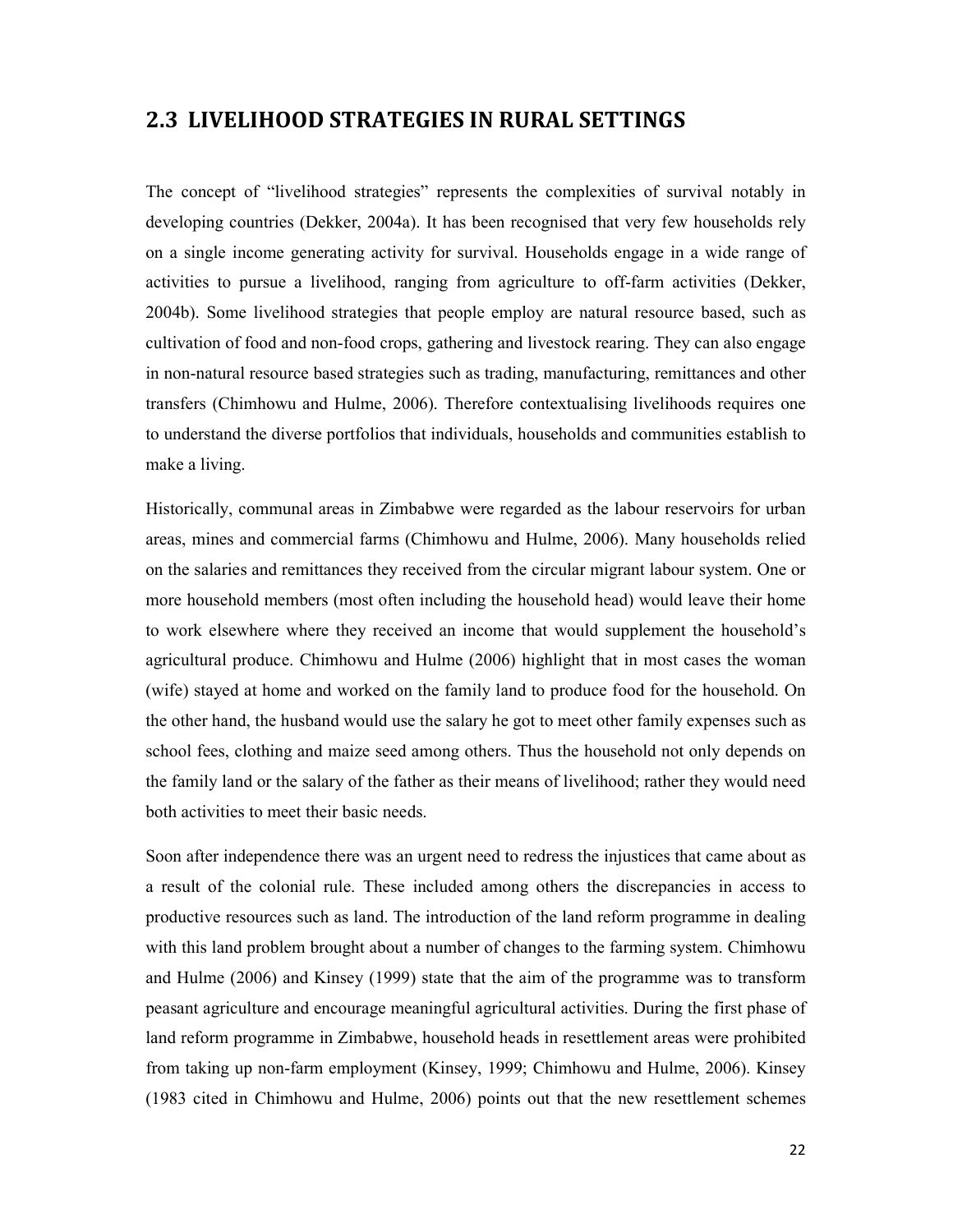## 2.3 LIVELIHOOD STRATEGIES IN RURAL SETTINGS

The concept of "livelihood strategies" represents the complexities of survival notably in developing countries (Dekker, 2004a). It has been recognised that very few households rely on a single income generating activity for survival. Households engage in a wide range of activities to pursue a livelihood, ranging from agriculture to off-farm activities (Dekker, 2004b). Some livelihood strategies that people employ are natural resource based, such as cultivation of food and non-food crops, gathering and livestock rearing. They can also engage in non-natural resource based strategies such as trading, manufacturing, remittances and other transfers (Chimhowu and Hulme, 2006). Therefore contextualising livelihoods requires one to understand the diverse portfolios that individuals, households and communities establish to make a living.

Historically, communal areas in Zimbabwe were regarded as the labour reservoirs for urban areas, mines and commercial farms (Chimhowu and Hulme, 2006). Many households relied on the salaries and remittances they received from the circular migrant labour system. One or more household members (most often including the household head) would leave their home to work elsewhere where they received an income that would supplement the household's agricultural produce. Chimhowu and Hulme (2006) highlight that in most cases the woman (wife) stayed at home and worked on the family land to produce food for the household. On the other hand, the husband would use the salary he got to meet other family expenses such as school fees, clothing and maize seed among others. Thus the household not only depends on the family land or the salary of the father as their means of livelihood; rather they would need both activities to meet their basic needs.

Soon after independence there was an urgent need to redress the injustices that came about as a result of the colonial rule. These included among others the discrepancies in access to productive resources such as land. The introduction of the land reform programme in dealing with this land problem brought about a number of changes to the farming system. Chimhowu and Hulme (2006) and Kinsey (1999) state that the aim of the programme was to transform peasant agriculture and encourage meaningful agricultural activities. During the first phase of land reform programme in Zimbabwe, household heads in resettlement areas were prohibited from taking up non-farm employment (Kinsey, 1999; Chimhowu and Hulme, 2006). Kinsey (1983 cited in Chimhowu and Hulme, 2006) points out that the new resettlement schemes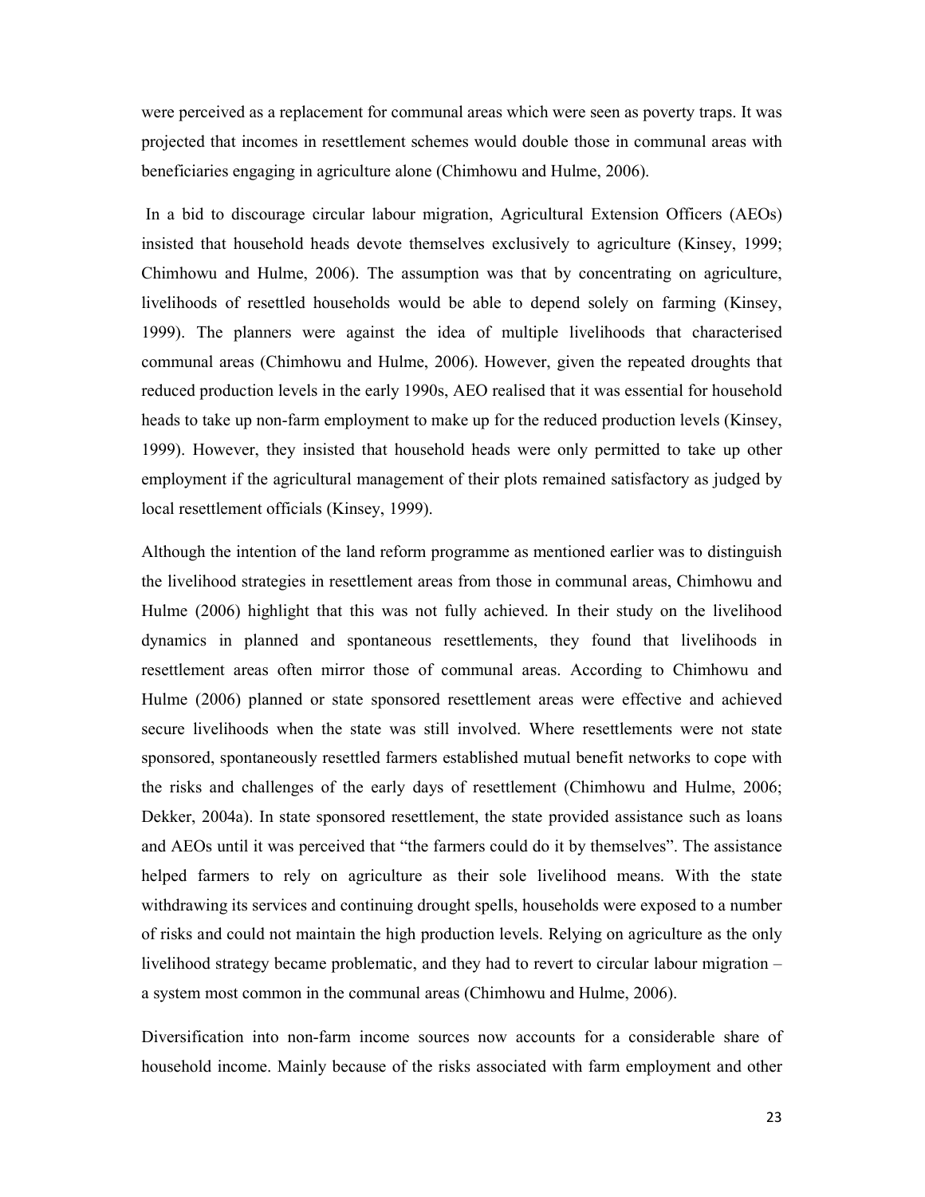were perceived as a replacement for communal areas which were seen as poverty traps. It was projected that incomes in resettlement schemes would double those in communal areas with beneficiaries engaging in agriculture alone (Chimhowu and Hulme, 2006).

In a bid to discourage circular labour migration, Agricultural Extension Officers (AEOs) insisted that household heads devote themselves exclusively to agriculture (Kinsey, 1999; Chimhowu and Hulme, 2006). The assumption was that by concentrating on agriculture, livelihoods of resettled households would be able to depend solely on farming (Kinsey, 1999). The planners were against the idea of multiple livelihoods that characterised communal areas (Chimhowu and Hulme, 2006). However, given the repeated droughts that reduced production levels in the early 1990s, AEO realised that it was essential for household heads to take up non-farm employment to make up for the reduced production levels (Kinsey, 1999). However, they insisted that household heads were only permitted to take up other employment if the agricultural management of their plots remained satisfactory as judged by local resettlement officials (Kinsey, 1999).

Although the intention of the land reform programme as mentioned earlier was to distinguish the livelihood strategies in resettlement areas from those in communal areas, Chimhowu and Hulme (2006) highlight that this was not fully achieved. In their study on the livelihood dynamics in planned and spontaneous resettlements, they found that livelihoods in resettlement areas often mirror those of communal areas. According to Chimhowu and Hulme (2006) planned or state sponsored resettlement areas were effective and achieved secure livelihoods when the state was still involved. Where resettlements were not state sponsored, spontaneously resettled farmers established mutual benefit networks to cope with the risks and challenges of the early days of resettlement (Chimhowu and Hulme, 2006; Dekker, 2004a). In state sponsored resettlement, the state provided assistance such as loans and AEOs until it was perceived that "the farmers could do it by themselves". The assistance helped farmers to rely on agriculture as their sole livelihood means. With the state withdrawing its services and continuing drought spells, households were exposed to a number of risks and could not maintain the high production levels. Relying on agriculture as the only livelihood strategy became problematic, and they had to revert to circular labour migration – a system most common in the communal areas (Chimhowu and Hulme, 2006).

Diversification into non-farm income sources now accounts for a considerable share of household income. Mainly because of the risks associated with farm employment and other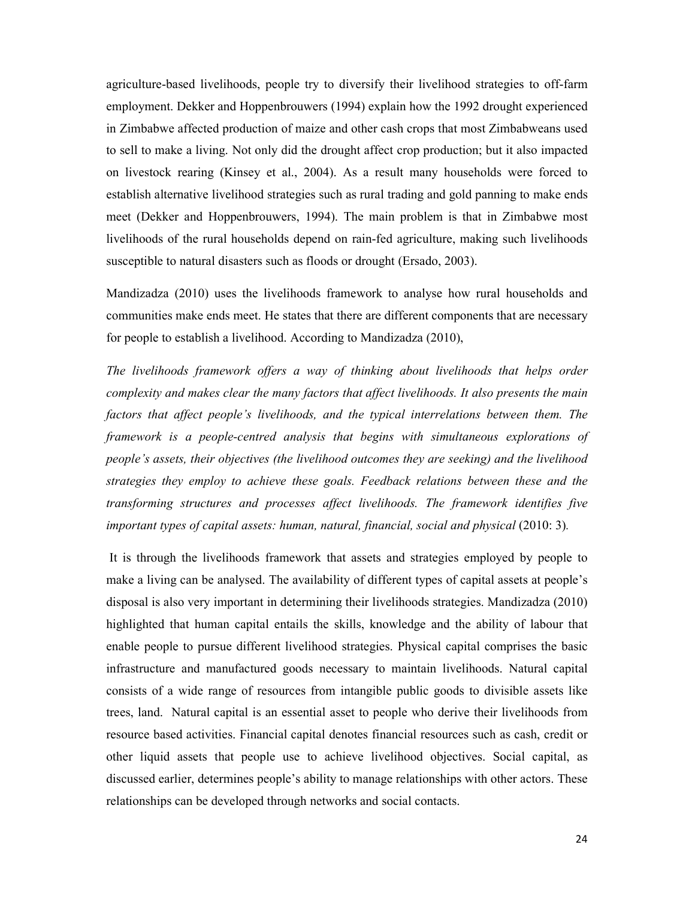agriculture-based livelihoods, people try to diversify their livelihood strategies to off-farm employment. Dekker and Hoppenbrouwers (1994) explain how the 1992 drought experienced in Zimbabwe affected production of maize and other cash crops that most Zimbabweans used to sell to make a living. Not only did the drought affect crop production; but it also impacted on livestock rearing (Kinsey et al., 2004). As a result many households were forced to establish alternative livelihood strategies such as rural trading and gold panning to make ends meet (Dekker and Hoppenbrouwers, 1994). The main problem is that in Zimbabwe most livelihoods of the rural households depend on rain-fed agriculture, making such livelihoods susceptible to natural disasters such as floods or drought (Ersado, 2003).

Mandizadza (2010) uses the livelihoods framework to analyse how rural households and communities make ends meet. He states that there are different components that are necessary for people to establish a livelihood. According to Mandizadza (2010),

*The livelihoods framework offers a way of thinking about livelihoods that helps order complexity and makes clear the many factors that affect livelihoods. It also presents the main factors that affect people's livelihoods, and the typical interrelations between them. The framework is a people-centred analysis that begins with simultaneous explorations of people's assets, their objectives (the livelihood outcomes they are seeking) and the livelihood strategies they employ to achieve these goals. Feedback relations between these and the transforming structures and processes affect livelihoods. The framework identifies five important types of capital assets: human, natural, financial, social and physical* (2010: 3).

It is through the livelihoods framework that assets and strategies employed by people to make a living can be analysed. The availability of different types of capital assets at people's disposal is also very important in determining their livelihoods strategies. Mandizadza (2010) highlighted that human capital entails the skills, knowledge and the ability of labour that enable people to pursue different livelihood strategies. Physical capital comprises the basic infrastructure and manufactured goods necessary to maintain livelihoods. Natural capital consists of a wide range of resources from intangible public goods to divisible assets like trees, land. Natural capital is an essential asset to people who derive their livelihoods from resource based activities. Financial capital denotes financial resources such as cash, credit or other liquid assets that people use to achieve livelihood objectives. Social capital, as discussed earlier, determines people's ability to manage relationships with other actors. These relationships can be developed through networks and social contacts.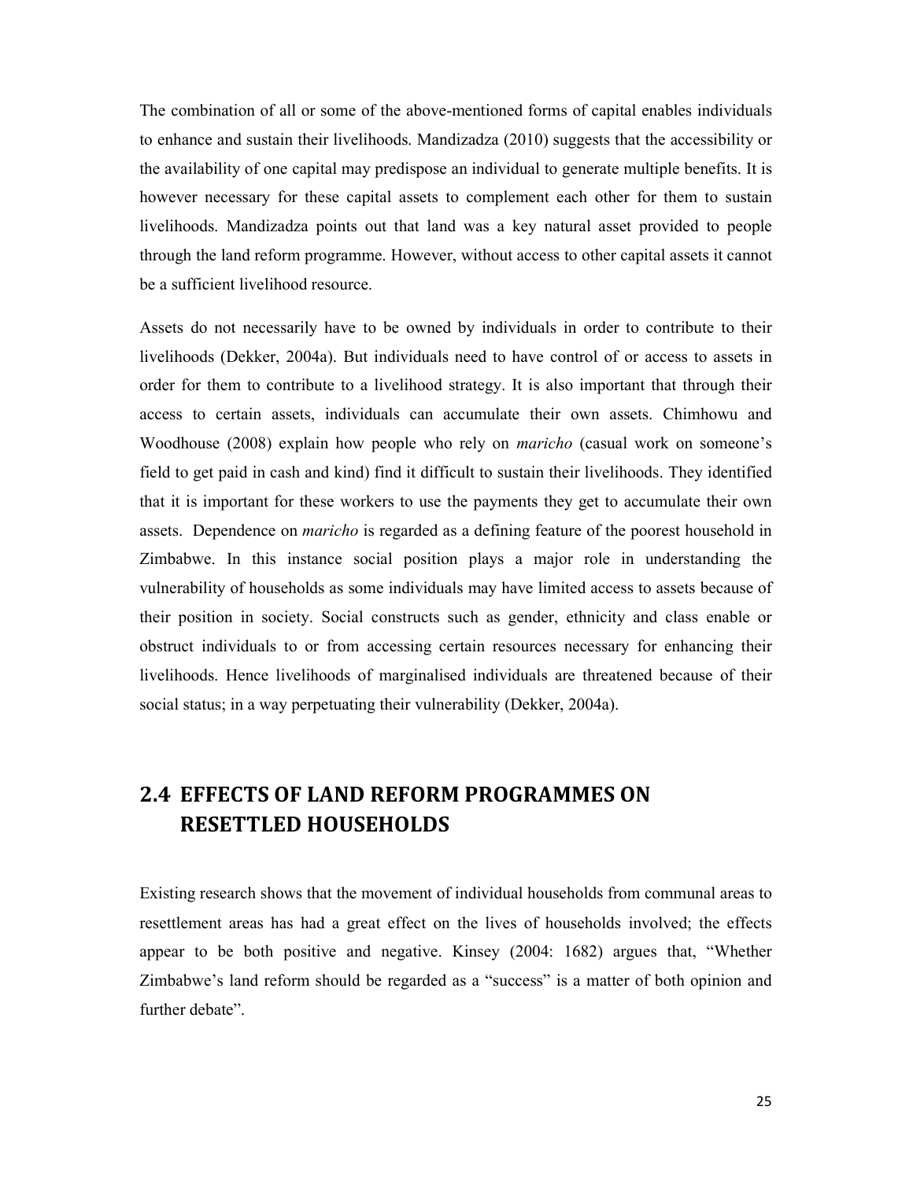The combination of all or some of the above-mentioned forms of capital enables individuals to enhance and sustain their livelihoods. Mandizadza (2010) suggests that the accessibility or the availability of one capital may predispose an individual to generate multiple benefits. It is however necessary for these capital assets to complement each other for them to sustain livelihoods. Mandizadza points out that land was a key natural asset provided to people through the land reform programme. However, without access to other capital assets it cannot be a sufficient livelihood resource.

Assets do not necessarily have to be owned by individuals in order to contribute to their livelihoods (Dekker, 2004a). But individuals need to have control of or access to assets in order for them to contribute to a livelihood strategy. It is also important that through their access to certain assets, individuals can accumulate their own assets. Chimhowu and Woodhouse (2008) explain how people who rely on *maricho* (casual work on someone's field to get paid in cash and kind) find it difficult to sustain their livelihoods. They identified that it is important for these workers to use the payments they get to accumulate their own assets. Dependence on *maricho* is regarded as a defining feature of the poorest household in Zimbabwe. In this instance social position plays a major role in understanding the vulnerability of households as some individuals may have limited access to assets because of their position in society. Social constructs such as gender, ethnicity and class enable or obstruct individuals to or from accessing certain resources necessary for enhancing their livelihoods. Hence livelihoods of marginalised individuals are threatened because of their social status; in a way perpetuating their vulnerability (Dekker, 2004a).

## 2.4 EFFECTS OF LAND REFORM PROGRAMMES ON RESETTLED HOUSEHOLDS

Existing research shows that the movement of individual households from communal areas to resettlement areas has had a great effect on the lives of households involved; the effects appear to be both positive and negative. Kinsey (2004: 1682) argues that, "Whether Zimbabwe's land reform should be regarded as a "success" is a matter of both opinion and further debate".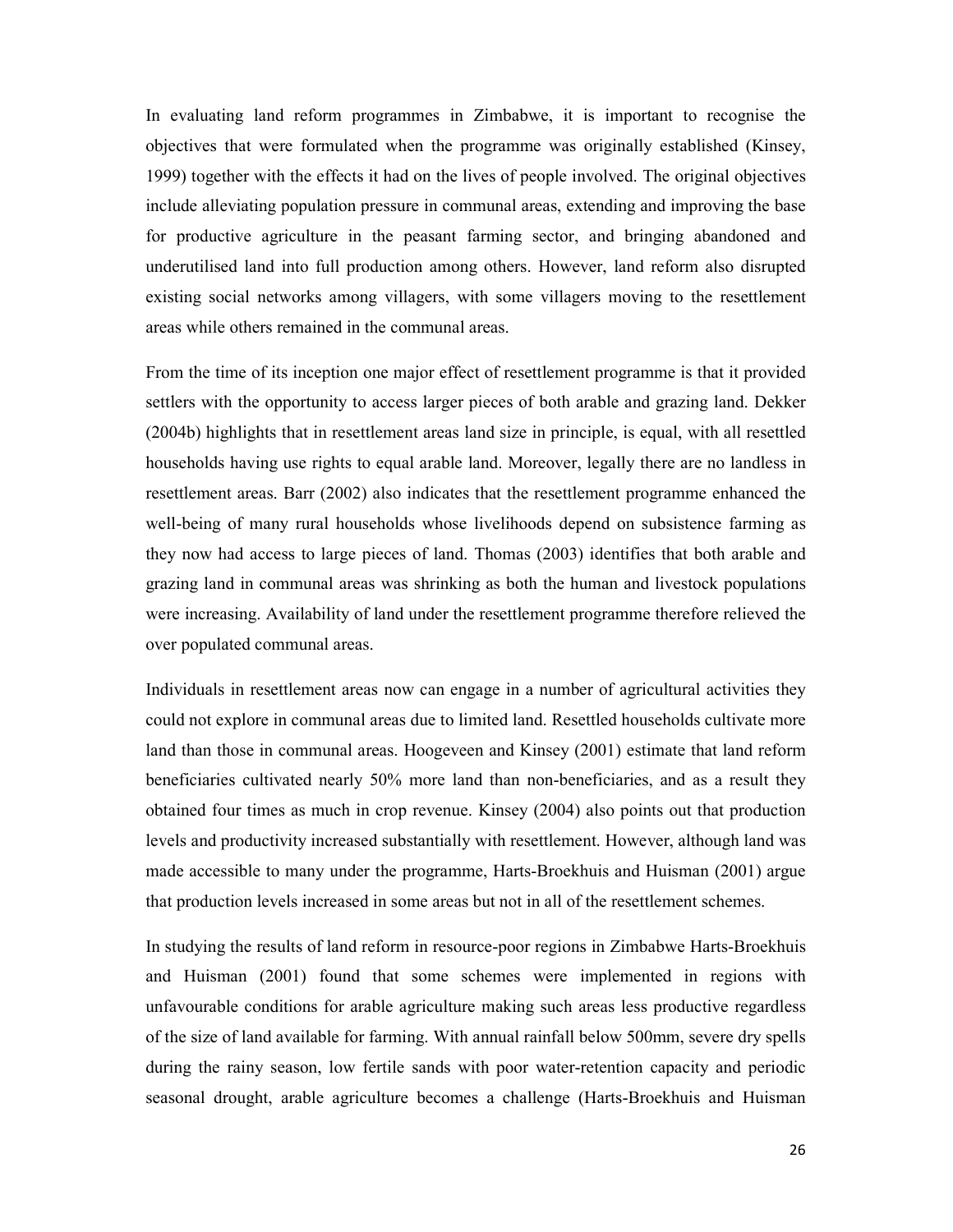In evaluating land reform programmes in Zimbabwe, it is important to recognise the objectives that were formulated when the programme was originally established (Kinsey, 1999) together with the effects it had on the lives of people involved. The original objectives include alleviating population pressure in communal areas, extending and improving the base for productive agriculture in the peasant farming sector, and bringing abandoned and underutilised land into full production among others. However, land reform also disrupted existing social networks among villagers, with some villagers moving to the resettlement areas while others remained in the communal areas.

From the time of its inception one major effect of resettlement programme is that it provided settlers with the opportunity to access larger pieces of both arable and grazing land. Dekker (2004b) highlights that in resettlement areas land size in principle, is equal, with all resettled households having use rights to equal arable land. Moreover, legally there are no landless in resettlement areas. Barr (2002) also indicates that the resettlement programme enhanced the well-being of many rural households whose livelihoods depend on subsistence farming as they now had access to large pieces of land. Thomas (2003) identifies that both arable and grazing land in communal areas was shrinking as both the human and livestock populations were increasing. Availability of land under the resettlement programme therefore relieved the over populated communal areas.

Individuals in resettlement areas now can engage in a number of agricultural activities they could not explore in communal areas due to limited land. Resettled households cultivate more land than those in communal areas. Hoogeveen and Kinsey (2001) estimate that land reform beneficiaries cultivated nearly 50% more land than non-beneficiaries, and as a result they obtained four times as much in crop revenue. Kinsey (2004) also points out that production levels and productivity increased substantially with resettlement. However, although land was made accessible to many under the programme, Harts-Broekhuis and Huisman (2001) argue that production levels increased in some areas but not in all of the resettlement schemes.

In studying the results of land reform in resource-poor regions in Zimbabwe Harts-Broekhuis and Huisman (2001) found that some schemes were implemented in regions with unfavourable conditions for arable agriculture making such areas less productive regardless of the size of land available for farming. With annual rainfall below 500mm, severe dry spells during the rainy season, low fertile sands with poor water-retention capacity and periodic seasonal drought, arable agriculture becomes a challenge (Harts-Broekhuis and Huisman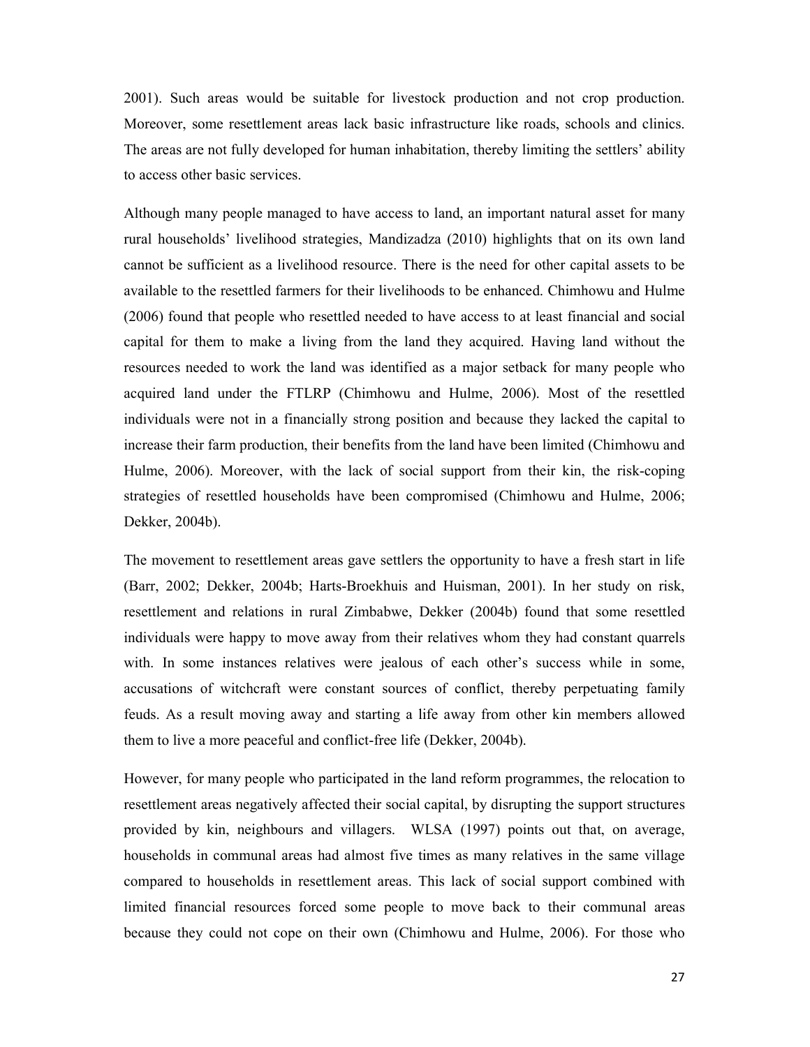2001). Such areas would be suitable for livestock production and not crop production. Moreover, some resettlement areas lack basic infrastructure like roads, schools and clinics. The areas are not fully developed for human inhabitation, thereby limiting the settlers' ability to access other basic services.

Although many people managed to have access to land, an important natural asset for many rural households' livelihood strategies, Mandizadza (2010) highlights that on its own land cannot be sufficient as a livelihood resource. There is the need for other capital assets to be available to the resettled farmers for their livelihoods to be enhanced. Chimhowu and Hulme (2006) found that people who resettled needed to have access to at least financial and social capital for them to make a living from the land they acquired. Having land without the resources needed to work the land was identified as a major setback for many people who acquired land under the FTLRP (Chimhowu and Hulme, 2006). Most of the resettled individuals were not in a financially strong position and because they lacked the capital to increase their farm production, their benefits from the land have been limited (Chimhowu and Hulme, 2006). Moreover, with the lack of social support from their kin, the risk-coping strategies of resettled households have been compromised (Chimhowu and Hulme, 2006; Dekker, 2004b).

The movement to resettlement areas gave settlers the opportunity to have a fresh start in life (Barr, 2002; Dekker, 2004b; Harts-Broekhuis and Huisman, 2001). In her study on risk, resettlement and relations in rural Zimbabwe, Dekker (2004b) found that some resettled individuals were happy to move away from their relatives whom they had constant quarrels with. In some instances relatives were jealous of each other's success while in some, accusations of witchcraft were constant sources of conflict, thereby perpetuating family feuds. As a result moving away and starting a life away from other kin members allowed them to live a more peaceful and conflict-free life (Dekker, 2004b).

However, for many people who participated in the land reform programmes, the relocation to resettlement areas negatively affected their social capital, by disrupting the support structures provided by kin, neighbours and villagers. WLSA (1997) points out that, on average, households in communal areas had almost five times as many relatives in the same village compared to households in resettlement areas. This lack of social support combined with limited financial resources forced some people to move back to their communal areas because they could not cope on their own (Chimhowu and Hulme, 2006). For those who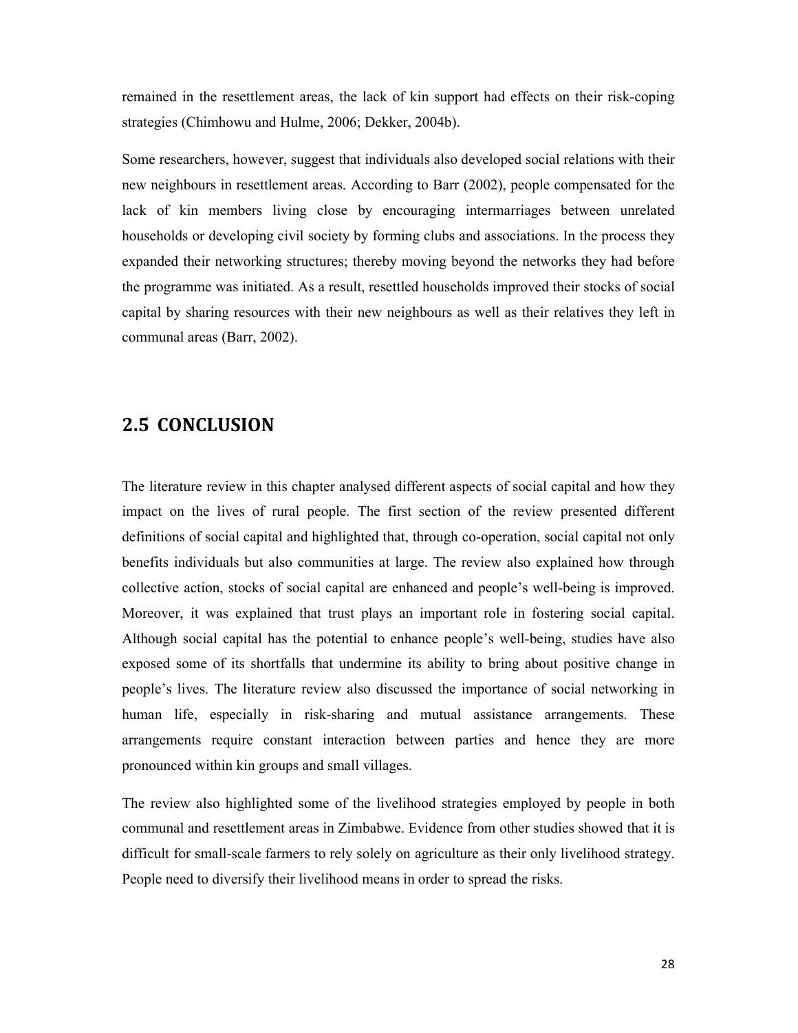remained in the resettlement areas, the lack of kin support had effects on their risk-coping strategies (Chimhowu and Hulme, 2006; Dekker, 2004b).

Some researchers, however, suggest that individuals also developed social relations with their new neighbours in resettlement areas. According to Barr (2002), people compensated for the lack of kin members living close by encouraging intermarriages between unrelated households or developing civil society by forming clubs and associations. In the process they expanded their networking structures; thereby moving beyond the networks they had before the programme was initiated. As a result, resettled households improved their stocks of social capital by sharing resources with their new neighbours as well as their relatives they left in communal areas (Barr, 2002).

## 2.5 CONCLUSION

The literature review in this chapter analysed different aspects of social capital and how they impact on the lives of rural people. The first section of the review presented different definitions of social capital and highlighted that, through co-operation, social capital not only benefits individuals but also communities at large. The review also explained how through collective action, stocks of social capital are enhanced and people's well-being is improved. Moreover, it was explained that trust plays an important role in fostering social capital. Although social capital has the potential to enhance people's well-being, studies have also exposed some of its shortfalls that undermine its ability to bring about positive change in people's lives. The literature review also discussed the importance of social networking in human life, especially in risk-sharing and mutual assistance arrangements. These arrangements require constant interaction between parties and hence they are more pronounced within kin groups and small villages.

The review also highlighted some of the livelihood strategies employed by people in both communal and resettlement areas in Zimbabwe. Evidence from other studies showed that it is difficult for small-scale farmers to rely solely on agriculture as their only livelihood strategy. People need to diversify their livelihood means in order to spread the risks.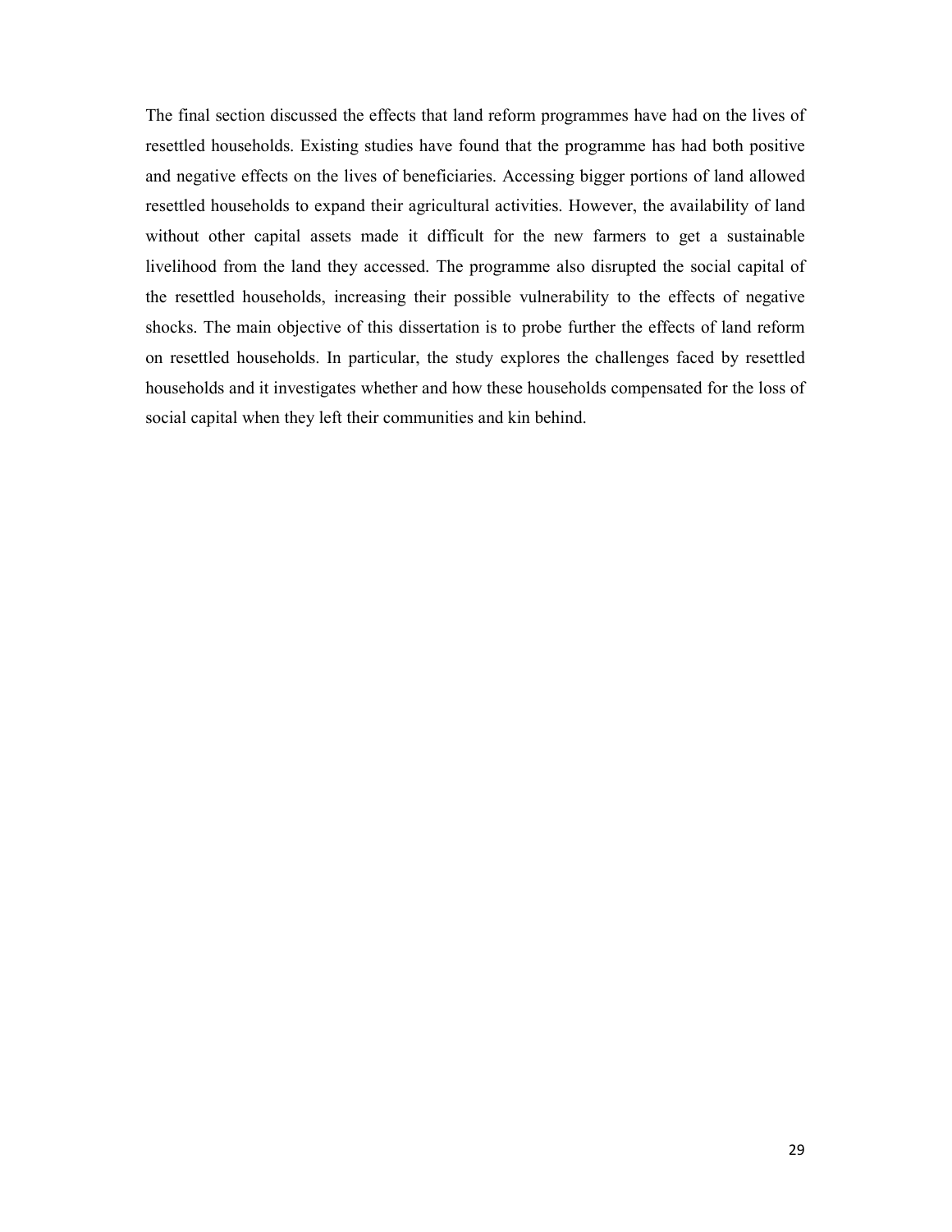The final section discussed the effects that land reform programmes have had on the lives of resettled households. Existing studies have found that the programme has had both positive and negative effects on the lives of beneficiaries. Accessing bigger portions of land allowed resettled households to expand their agricultural activities. However, the availability of land without other capital assets made it difficult for the new farmers to get a sustainable livelihood from the land they accessed. The programme also disrupted the social capital of the resettled households, increasing their possible vulnerability to the effects of negative shocks. The main objective of this dissertation is to probe further the effects of land reform on resettled households. In particular, the study explores the challenges faced by resettled households and it investigates whether and how these households compensated for the loss of social capital when they left their communities and kin behind.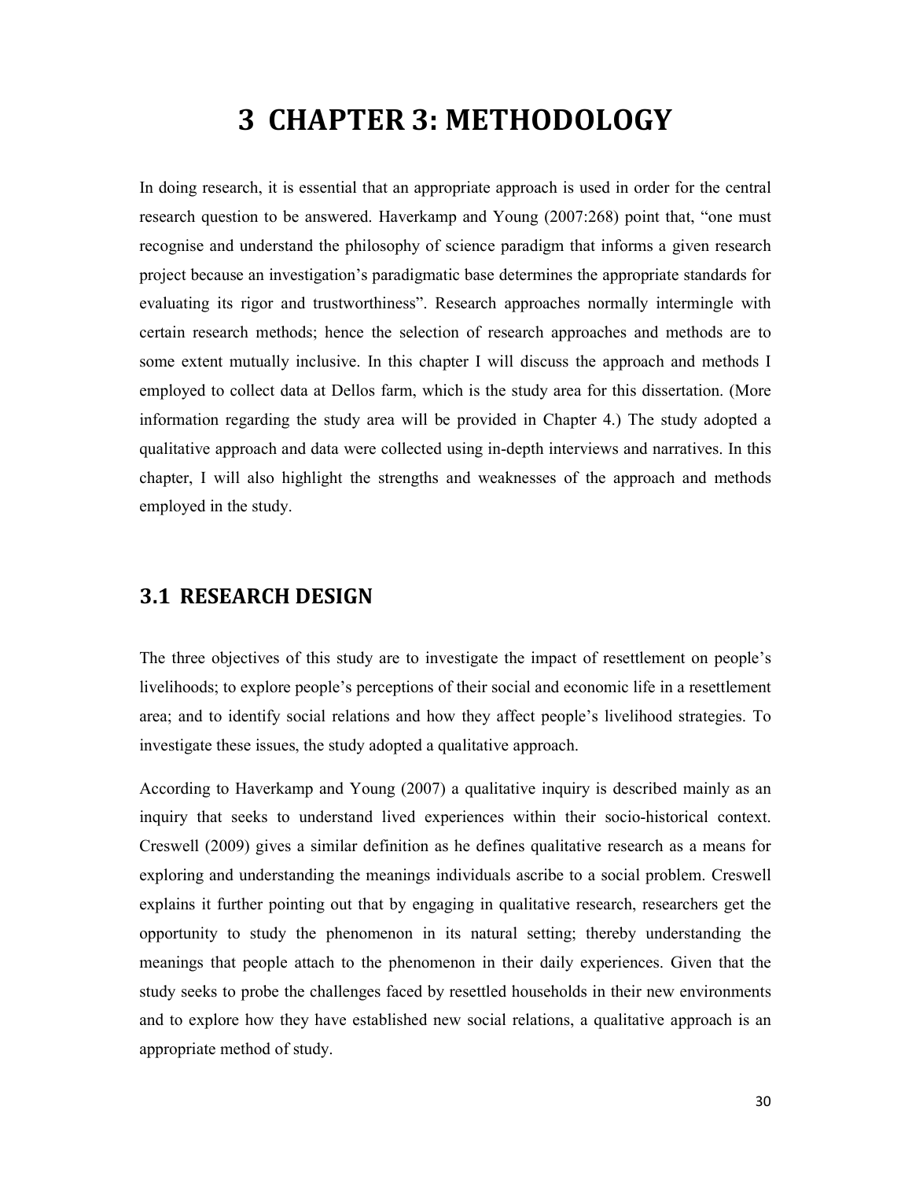# 3 CHAPTER 3: METHODOLOGY

In doing research, it is essential that an appropriate approach is used in order for the central research question to be answered. Haverkamp and Young (2007:268) point that, "one must recognise and understand the philosophy of science paradigm that informs a given research project because an investigation's paradigmatic base determines the appropriate standards for evaluating its rigor and trustworthiness". Research approaches normally intermingle with certain research methods; hence the selection of research approaches and methods are to some extent mutually inclusive. In this chapter I will discuss the approach and methods I employed to collect data at Dellos farm, which is the study area for this dissertation. (More information regarding the study area will be provided in Chapter 4.) The study adopted a qualitative approach and data were collected using in-depth interviews and narratives. In this chapter, I will also highlight the strengths and weaknesses of the approach and methods employed in the study.

## 3.1 RESEARCH DESIGN

The three objectives of this study are to investigate the impact of resettlement on people's livelihoods; to explore people's perceptions of their social and economic life in a resettlement area; and to identify social relations and how they affect people's livelihood strategies. To investigate these issues, the study adopted a qualitative approach.

According to Haverkamp and Young (2007) a qualitative inquiry is described mainly as an inquiry that seeks to understand lived experiences within their socio-historical context. Creswell (2009) gives a similar definition as he defines qualitative research as a means for exploring and understanding the meanings individuals ascribe to a social problem. Creswell explains it further pointing out that by engaging in qualitative research, researchers get the opportunity to study the phenomenon in its natural setting; thereby understanding the meanings that people attach to the phenomenon in their daily experiences. Given that the study seeks to probe the challenges faced by resettled households in their new environments and to explore how they have established new social relations, a qualitative approach is an appropriate method of study.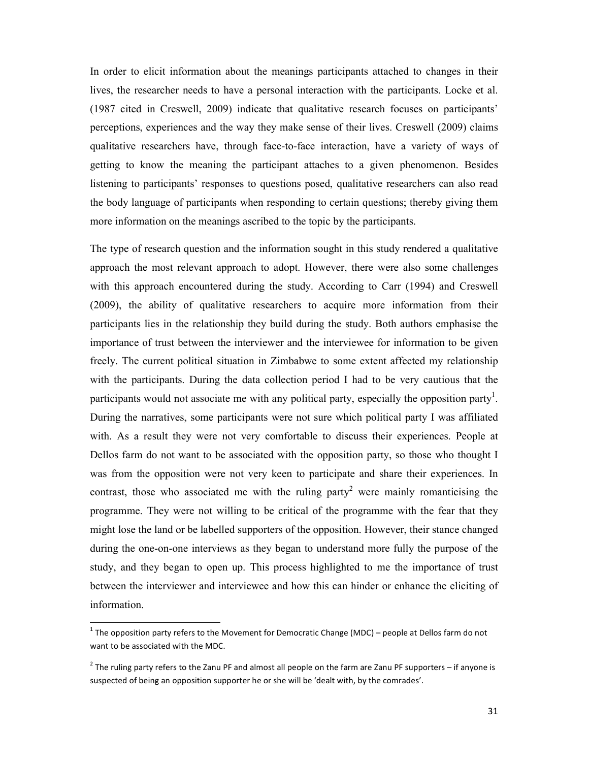In order to elicit information about the meanings participants attached to changes in their lives, the researcher needs to have a personal interaction with the participants. Locke et al. (1987 cited in Creswell, 2009) indicate that qualitative research focuses on participants' perceptions, experiences and the way they make sense of their lives. Creswell (2009) claims qualitative researchers have, through face-to-face interaction, have a variety of ways of getting to know the meaning the participant attaches to a given phenomenon. Besides listening to participants' responses to questions posed, qualitative researchers can also read the body language of participants when responding to certain questions; thereby giving them more information on the meanings ascribed to the topic by the participants.

The type of research question and the information sought in this study rendered a qualitative approach the most relevant approach to adopt. However, there were also some challenges with this approach encountered during the study. According to Carr (1994) and Creswell (2009), the ability of qualitative researchers to acquire more information from their participants lies in the relationship they build during the study. Both authors emphasise the importance of trust between the interviewer and the interviewee for information to be given freely. The current political situation in Zimbabwe to some extent affected my relationship with the participants. During the data collection period I had to be very cautious that the participants would not associate me with any political party, especially the opposition party[1]. During the narratives, some participants were not sure which political party I was affiliated with. As a result they were not very comfortable to discuss their experiences. People at Dellos farm do not want to be associated with the opposition party, so those who thought I was from the opposition were not very keen to participate and share their experiences. In contrast, those who associated me with the ruling party[2] were mainly romanticising the programme. They were not willing to be critical of the programme with the fear that they might lose the land or be labelled supporters of the opposition. However, their stance changed during the one-on-one interviews as they began to understand more fully the purpose of the study, and they began to open up. This process highlighted to me the importance of trust between the interviewer and interviewee and how this can hinder or enhance the eliciting of information.

---

[1] The opposition party refers to the Movement for Democratic Change (MDC) – people at Dellos farm do not want to be associated with the MDC.

[2] The ruling party refers to the Zanu PF and almost all people on the farm are Zanu PF supporters – if anyone is suspected of being an opposition supporter he or she will be 'dealt with, by the comrades'.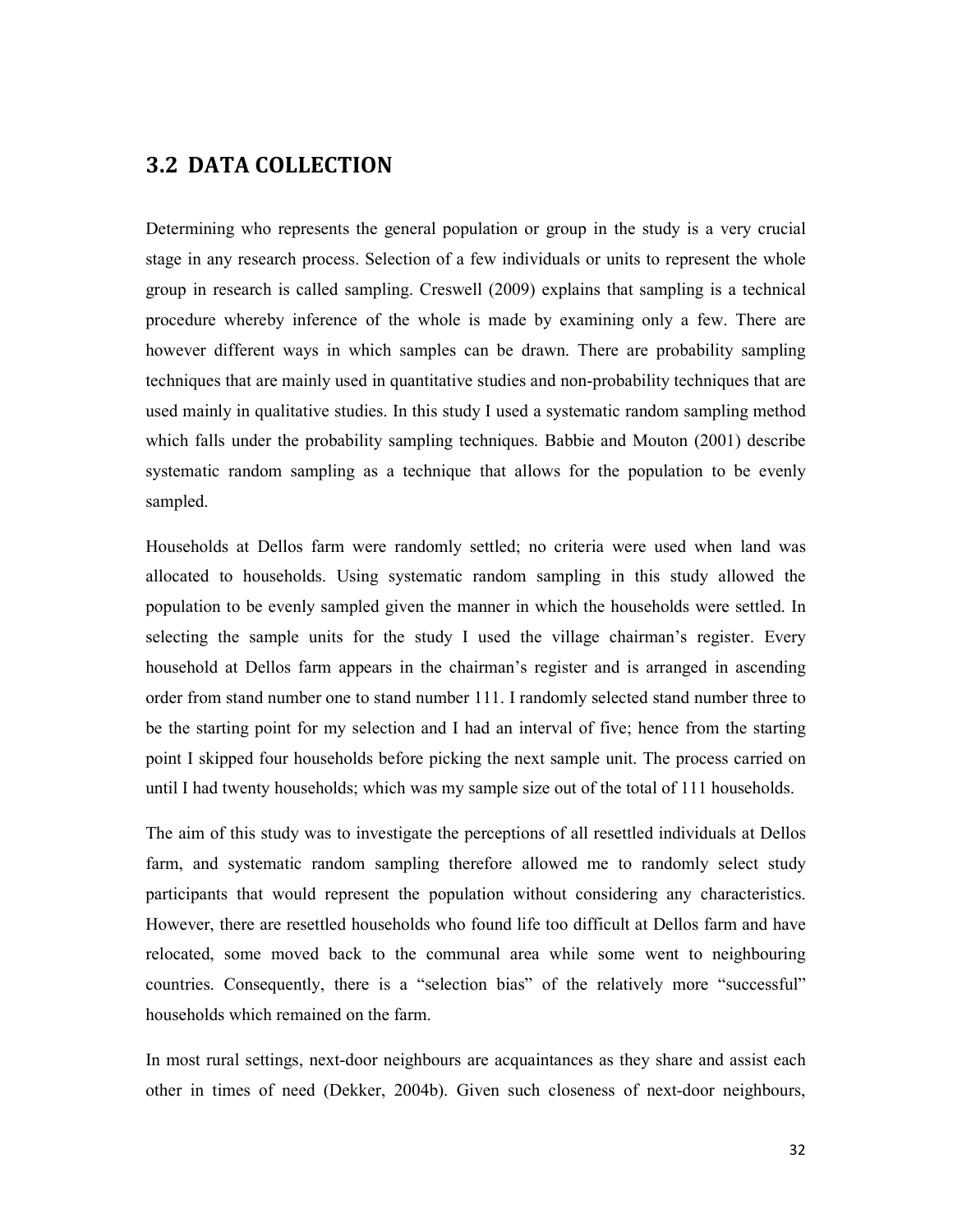## 3.2 DATA COLLECTION

Determining who represents the general population or group in the study is a very crucial stage in any research process. Selection of a few individuals or units to represent the whole group in research is called sampling. Creswell (2009) explains that sampling is a technical procedure whereby inference of the whole is made by examining only a few. There are however different ways in which samples can be drawn. There are probability sampling techniques that are mainly used in quantitative studies and non-probability techniques that are used mainly in qualitative studies. In this study I used a systematic random sampling method which falls under the probability sampling techniques. Babbie and Mouton (2001) describe systematic random sampling as a technique that allows for the population to be evenly sampled.

Households at Dellos farm were randomly settled; no criteria were used when land was allocated to households. Using systematic random sampling in this study allowed the population to be evenly sampled given the manner in which the households were settled. In selecting the sample units for the study I used the village chairman's register. Every household at Dellos farm appears in the chairman's register and is arranged in ascending order from stand number one to stand number 111. I randomly selected stand number three to be the starting point for my selection and I had an interval of five; hence from the starting point I skipped four households before picking the next sample unit. The process carried on until I had twenty households; which was my sample size out of the total of 111 households.

The aim of this study was to investigate the perceptions of all resettled individuals at Dellos farm, and systematic random sampling therefore allowed me to randomly select study participants that would represent the population without considering any characteristics. However, there are resettled households who found life too difficult at Dellos farm and have relocated, some moved back to the communal area while some went to neighbouring countries. Consequently, there is a "selection bias" of the relatively more "successful" households which remained on the farm.

In most rural settings, next-door neighbours are acquaintances as they share and assist each other in times of need (Dekker, 2004b). Given such closeness of next-door neighbours,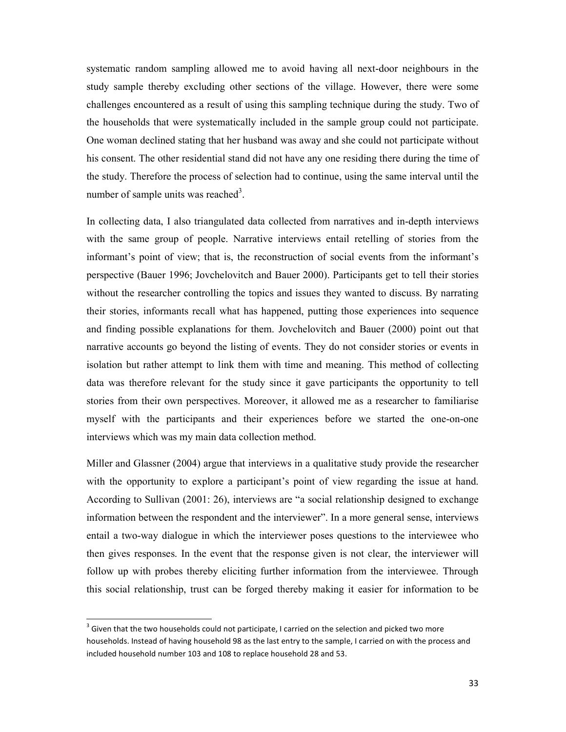systematic random sampling allowed me to avoid having all next-door neighbours in the study sample thereby excluding other sections of the village. However, there were some challenges encountered as a result of using this sampling technique during the study. Two of the households that were systematically included in the sample group could not participate. One woman declined stating that her husband was away and she could not participate without his consent. The other residential stand did not have any one residing there during the time of the study. Therefore the process of selection had to continue, using the same interval until the number of sample units was reached[3].

In collecting data, I also triangulated data collected from narratives and in-depth interviews with the same group of people. Narrative interviews entail retelling of stories from the informant's point of view; that is, the reconstruction of social events from the informant's perspective (Bauer 1996; Jovchelovitch and Bauer 2000). Participants get to tell their stories without the researcher controlling the topics and issues they wanted to discuss. By narrating their stories, informants recall what has happened, putting those experiences into sequence and finding possible explanations for them. Jovchelovitch and Bauer (2000) point out that narrative accounts go beyond the listing of events. They do not consider stories or events in isolation but rather attempt to link them with time and meaning. This method of collecting data was therefore relevant for the study since it gave participants the opportunity to tell stories from their own perspectives. Moreover, it allowed me as a researcher to familiarise myself with the participants and their experiences before we started the one-on-one interviews which was my main data collection method.

Miller and Glassner (2004) argue that interviews in a qualitative study provide the researcher with the opportunity to explore a participant's point of view regarding the issue at hand. According to Sullivan (2001: 26), interviews are "a social relationship designed to exchange information between the respondent and the interviewer". In a more general sense, interviews entail a two-way dialogue in which the interviewer poses questions to the interviewee who then gives responses. In the event that the response given is not clear, the interviewer will follow up with probes thereby eliciting further information from the interviewee. Through this social relationship, trust can be forged thereby making it easier for information to be

---

[3] Given that the two households could not participate, I carried on the selection and picked two more households. Instead of having household 98 as the last entry to the sample, I carried on with the process and included household number 103 and 108 to replace household 28 and 53.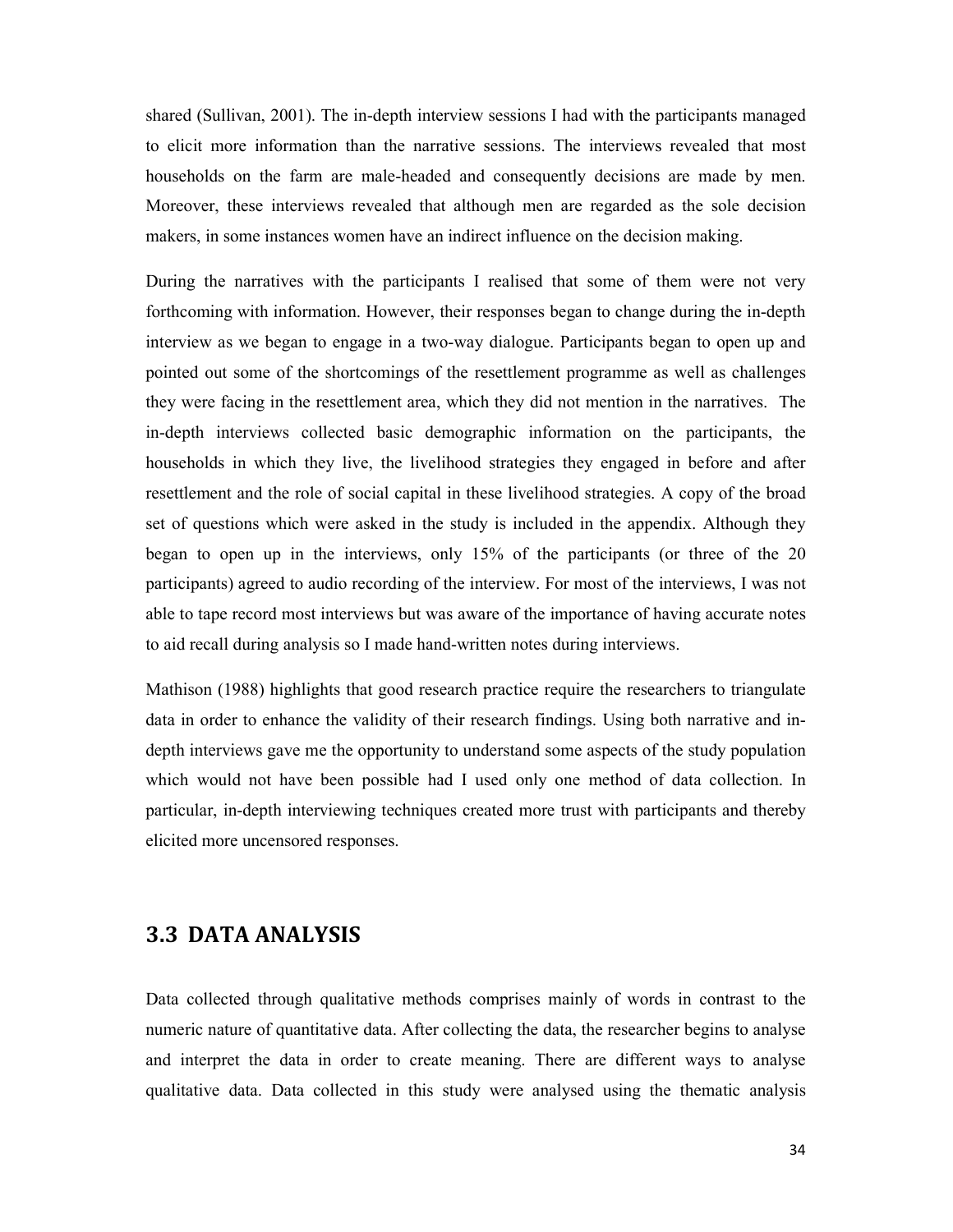shared (Sullivan, 2001). The in-depth interview sessions I had with the participants managed to elicit more information than the narrative sessions. The interviews revealed that most households on the farm are male-headed and consequently decisions are made by men. Moreover, these interviews revealed that although men are regarded as the sole decision makers, in some instances women have an indirect influence on the decision making.

During the narratives with the participants I realised that some of them were not very forthcoming with information. However, their responses began to change during the in-depth interview as we began to engage in a two-way dialogue. Participants began to open up and pointed out some of the shortcomings of the resettlement programme as well as challenges they were facing in the resettlement area, which they did not mention in the narratives. The in-depth interviews collected basic demographic information on the participants, the households in which they live, the livelihood strategies they engaged in before and after resettlement and the role of social capital in these livelihood strategies. A copy of the broad set of questions which were asked in the study is included in the appendix. Although they began to open up in the interviews, only 15% of the participants (or three of the 20 participants) agreed to audio recording of the interview. For most of the interviews, I was not able to tape record most interviews but was aware of the importance of having accurate notes to aid recall during analysis so I made hand-written notes during interviews.

Mathison (1988) highlights that good research practice require the researchers to triangulate data in order to enhance the validity of their research findings. Using both narrative and in-depth interviews gave me the opportunity to understand some aspects of the study population which would not have been possible had I used only one method of data collection. In particular, in-depth interviewing techniques created more trust with participants and thereby elicited more uncensored responses.

## 3.3 DATA ANALYSIS

Data collected through qualitative methods comprises mainly of words in contrast to the numeric nature of quantitative data. After collecting the data, the researcher begins to analyse and interpret the data in order to create meaning. There are different ways to analyse qualitative data. Data collected in this study were analysed using the thematic analysis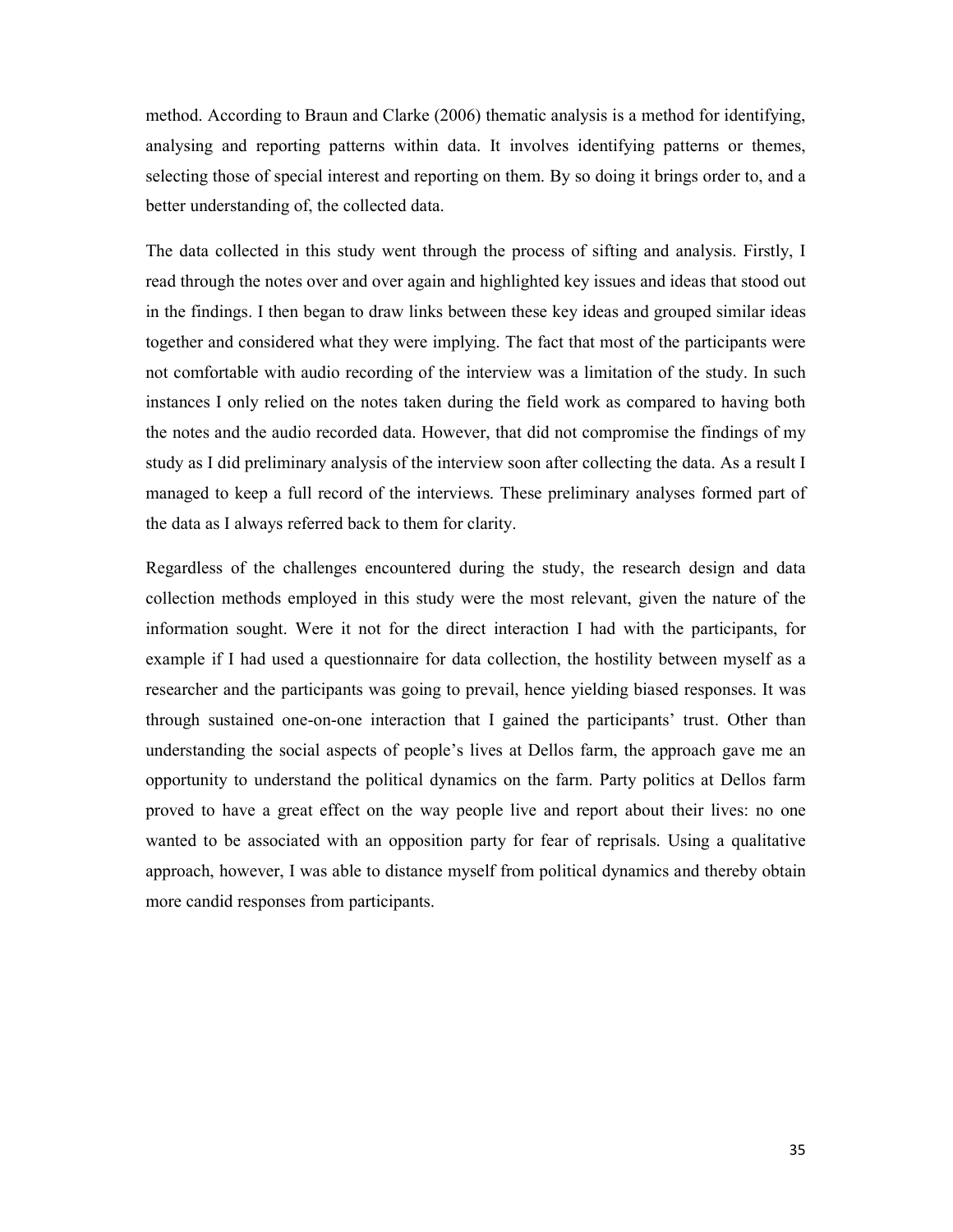method. According to Braun and Clarke (2006) thematic analysis is a method for identifying, analysing and reporting patterns within data. It involves identifying patterns or themes, selecting those of special interest and reporting on them. By so doing it brings order to, and a better understanding of, the collected data.

The data collected in this study went through the process of sifting and analysis. Firstly, I read through the notes over and over again and highlighted key issues and ideas that stood out in the findings. I then began to draw links between these key ideas and grouped similar ideas together and considered what they were implying. The fact that most of the participants were not comfortable with audio recording of the interview was a limitation of the study. In such instances I only relied on the notes taken during the field work as compared to having both the notes and the audio recorded data. However, that did not compromise the findings of my study as I did preliminary analysis of the interview soon after collecting the data. As a result I managed to keep a full record of the interviews. These preliminary analyses formed part of the data as I always referred back to them for clarity.

Regardless of the challenges encountered during the study, the research design and data collection methods employed in this study were the most relevant, given the nature of the information sought. Were it not for the direct interaction I had with the participants, for example if I had used a questionnaire for data collection, the hostility between myself as a researcher and the participants was going to prevail, hence yielding biased responses. It was through sustained one-on-one interaction that I gained the participants' trust. Other than understanding the social aspects of people's lives at Dellos farm, the approach gave me an opportunity to understand the political dynamics on the farm. Party politics at Dellos farm proved to have a great effect on the way people live and report about their lives: no one wanted to be associated with an opposition party for fear of reprisals. Using a qualitative approach, however, I was able to distance myself from political dynamics and thereby obtain more candid responses from participants.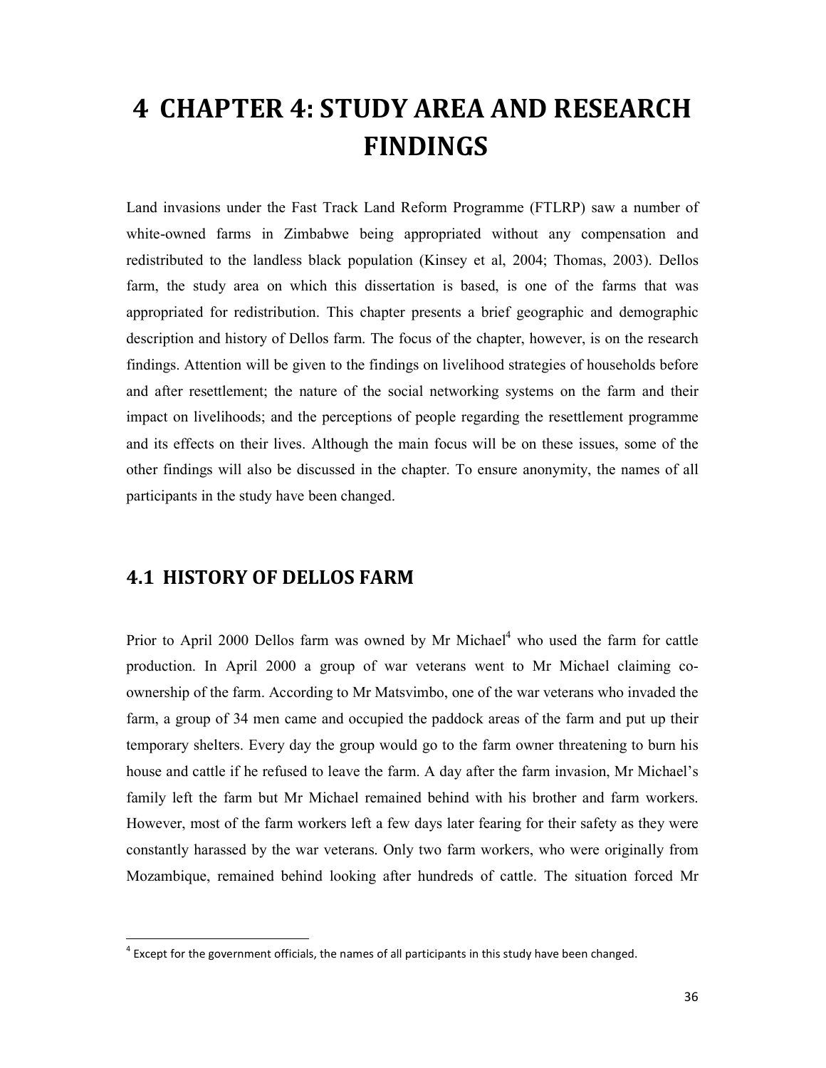# 4 CHAPTER 4: STUDY AREA AND RESEARCH FINDINGS

Land invasions under the Fast Track Land Reform Programme (FTLRP) saw a number of white-owned farms in Zimbabwe being appropriated without any compensation and redistributed to the landless black population (Kinsey et al, 2004; Thomas, 2003). Dellos farm, the study area on which this dissertation is based, is one of the farms that was appropriated for redistribution. This chapter presents a brief geographic and demographic description and history of Dellos farm. The focus of the chapter, however, is on the research findings. Attention will be given to the findings on livelihood strategies of households before and after resettlement; the nature of the social networking systems on the farm and their impact on livelihoods; and the perceptions of people regarding the resettlement programme and its effects on their lives. Although the main focus will be on these issues, some of the other findings will also be discussed in the chapter. To ensure anonymity, the names of all participants in the study have been changed.

## 4.1 HISTORY OF DELLOS FARM

Prior to April 2000 Dellos farm was owned by Mr Michael[4] who used the farm for cattle production. In April 2000 a group of war veterans went to Mr Michael claiming co-ownership of the farm. According to Mr Matsvimbo, one of the war veterans who invaded the farm, a group of 34 men came and occupied the paddock areas of the farm and put up their temporary shelters. Every day the group would go to the farm owner threatening to burn his house and cattle if he refused to leave the farm. A day after the farm invasion, Mr Michael's family left the farm but Mr Michael remained behind with his brother and farm workers. However, most of the farm workers left a few days later fearing for their safety as they were constantly harassed by the war veterans. Only two farm workers, who were originally from Mozambique, remained behind looking after hundreds of cattle. The situation forced Mr

[4] Except for the government officials, the names of all participants in this study have been changed.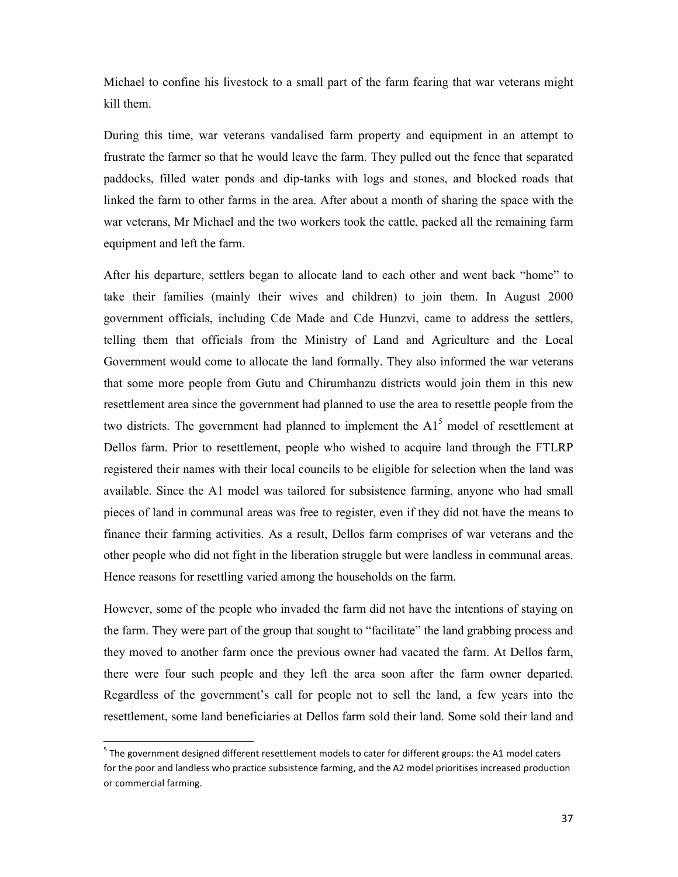Michael to confine his livestock to a small part of the farm fearing that war veterans might kill them.

During this time, war veterans vandalised farm property and equipment in an attempt to frustrate the farmer so that he would leave the farm. They pulled out the fence that separated paddocks, filled water ponds and dip-tanks with logs and stones, and blocked roads that linked the farm to other farms in the area. After about a month of sharing the space with the war veterans, Mr Michael and the two workers took the cattle, packed all the remaining farm equipment and left the farm.

After his departure, settlers began to allocate land to each other and went back "home" to take their families (mainly their wives and children) to join them. In August 2000 government officials, including Cde Made and Cde Hunzvi, came to address the settlers, telling them that officials from the Ministry of Land and Agriculture and the Local Government would come to allocate the land formally. They also informed the war veterans that some more people from Gutu and Chirumhanzu districts would join them in this new resettlement area since the government had planned to use the area to resettle people from the two districts. The government had planned to implement the A1[5] model of resettlement at Dellos farm. Prior to resettlement, people who wished to acquire land through the FTLRP registered their names with their local councils to be eligible for selection when the land was available. Since the A1 model was tailored for subsistence farming, anyone who had small pieces of land in communal areas was free to register, even if they did not have the means to finance their farming activities. As a result, Dellos farm comprises of war veterans and the other people who did not fight in the liberation struggle but were landless in communal areas. Hence reasons for resettling varied among the households on the farm.

However, some of the people who invaded the farm did not have the intentions of staying on the farm. They were part of the group that sought to "facilitate" the land grabbing process and they moved to another farm once the previous owner had vacated the farm. At Dellos farm, there were four such people and they left the area soon after the farm owner departed. Regardless of the government's call for people not to sell the land, a few years into the resettlement, some land beneficiaries at Dellos farm sold their land. Some sold their land and

[5] The government designed different resettlement models to cater for different groups: the A1 model caters for the poor and landless who practice subsistence farming, and the A2 model prioritises increased production or commercial farming.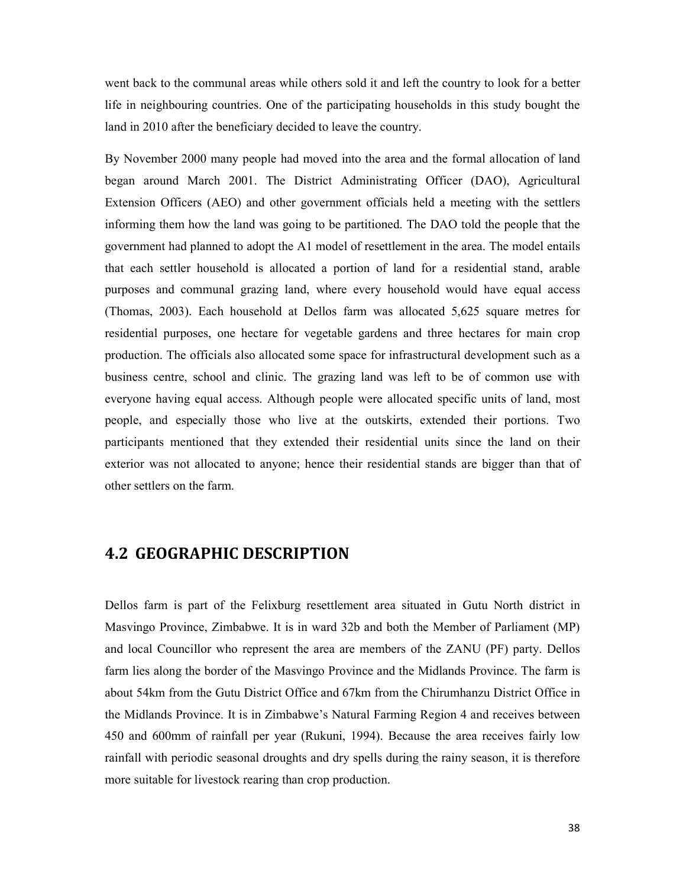went back to the communal areas while others sold it and left the country to look for a better life in neighbouring countries. One of the participating households in this study bought the land in 2010 after the beneficiary decided to leave the country.

By November 2000 many people had moved into the area and the formal allocation of land began around March 2001. The District Administrating Officer (DAO), Agricultural Extension Officers (AEO) and other government officials held a meeting with the settlers informing them how the land was going to be partitioned. The DAO told the people that the government had planned to adopt the A1 model of resettlement in the area. The model entails that each settler household is allocated a portion of land for a residential stand, arable purposes and communal grazing land, where every household would have equal access (Thomas, 2003). Each household at Dellos farm was allocated 5,625 square metres for residential purposes, one hectare for vegetable gardens and three hectares for main crop production. The officials also allocated some space for infrastructural development such as a business centre, school and clinic. The grazing land was left to be of common use with everyone having equal access. Although people were allocated specific units of land, most people, and especially those who live at the outskirts, extended their portions. Two participants mentioned that they extended their residential units since the land on their exterior was not allocated to anyone; hence their residential stands are bigger than that of other settlers on the farm.

## 4.2 GEOGRAPHIC DESCRIPTION

Dellos farm is part of the Felixburg resettlement area situated in Gutu North district in Masvingo Province, Zimbabwe. It is in ward 32b and both the Member of Parliament (MP) and local Councillor who represent the area are members of the ZANU (PF) party. Dellos farm lies along the border of the Masvingo Province and the Midlands Province. The farm is about 54km from the Gutu District Office and 67km from the Chirumhanzu District Office in the Midlands Province. It is in Zimbabwe's Natural Farming Region 4 and receives between 450 and 600mm of rainfall per year (Rukuni, 1994). Because the area receives fairly low rainfall with periodic seasonal droughts and dry spells during the rainy season, it is therefore more suitable for livestock rearing than crop production.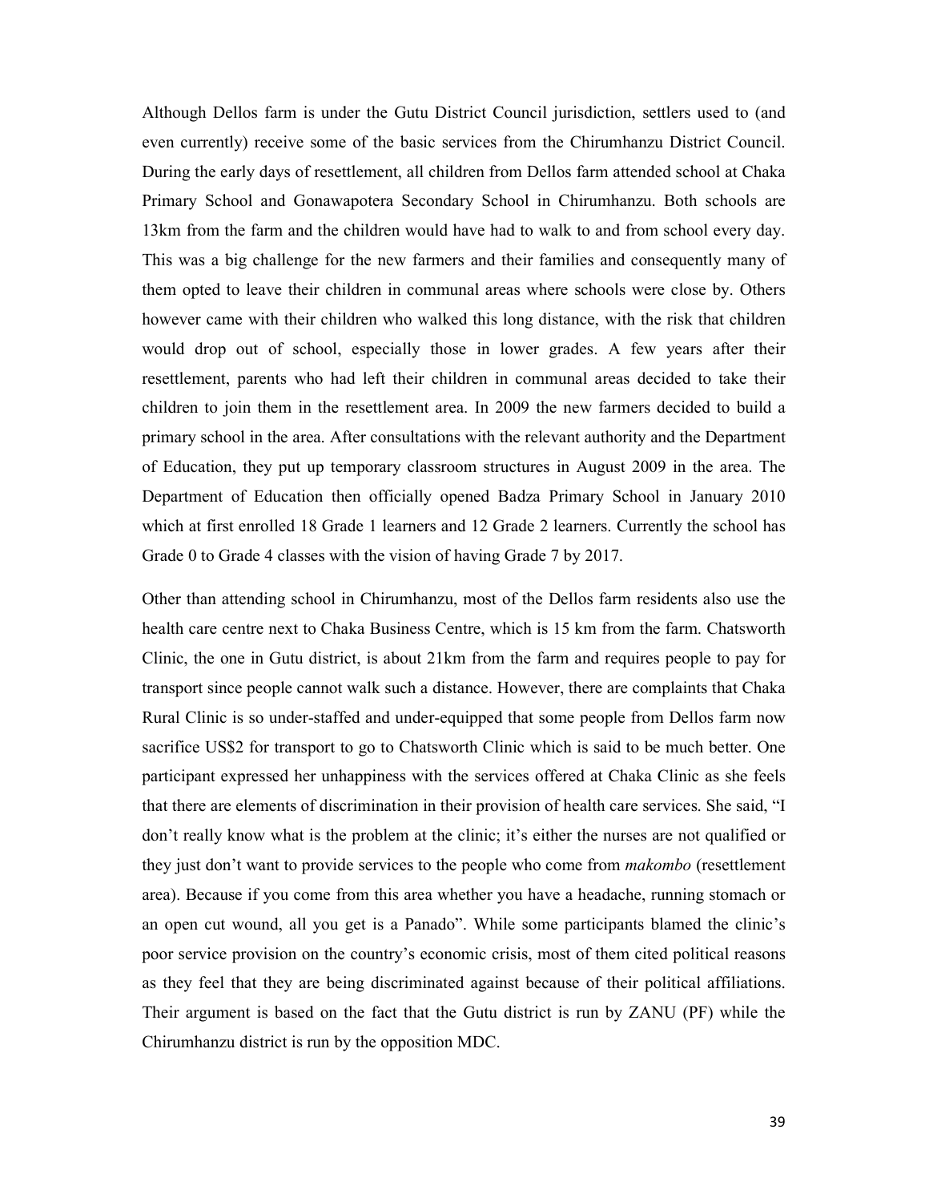Although Dellos farm is under the Gutu District Council jurisdiction, settlers used to (and even currently) receive some of the basic services from the Chirumhanzu District Council. During the early days of resettlement, all children from Dellos farm attended school at Chaka Primary School and Gonawapotera Secondary School in Chirumhanzu. Both schools are 13km from the farm and the children would have had to walk to and from school every day. This was a big challenge for the new farmers and their families and consequently many of them opted to leave their children in communal areas where schools were close by. Others however came with their children who walked this long distance, with the risk that children would drop out of school, especially those in lower grades. A few years after their resettlement, parents who had left their children in communal areas decided to take their children to join them in the resettlement area. In 2009 the new farmers decided to build a primary school in the area. After consultations with the relevant authority and the Department of Education, they put up temporary classroom structures in August 2009 in the area. The Department of Education then officially opened Badza Primary School in January 2010 which at first enrolled 18 Grade 1 learners and 12 Grade 2 learners. Currently the school has Grade 0 to Grade 4 classes with the vision of having Grade 7 by 2017.

Other than attending school in Chirumhanzu, most of the Dellos farm residents also use the health care centre next to Chaka Business Centre, which is 15 km from the farm. Chatsworth Clinic, the one in Gutu district, is about 21km from the farm and requires people to pay for transport since people cannot walk such a distance. However, there are complaints that Chaka Rural Clinic is so under-staffed and under-equipped that some people from Dellos farm now sacrifice US$2 for transport to go to Chatsworth Clinic which is said to be much better. One participant expressed her unhappiness with the services offered at Chaka Clinic as she feels that there are elements of discrimination in their provision of health care services. She said, "I don't really know what is the problem at the clinic; it's either the nurses are not qualified or they just don't want to provide services to the people who come from *makombo* (resettlement area). Because if you come from this area whether you have a headache, running stomach or an open cut wound, all you get is a Panado". While some participants blamed the clinic's poor service provision on the country's economic crisis, most of them cited political reasons as they feel that they are being discriminated against because of their political affiliations. Their argument is based on the fact that the Gutu district is run by ZANU (PF) while the Chirumhanzu district is run by the opposition MDC.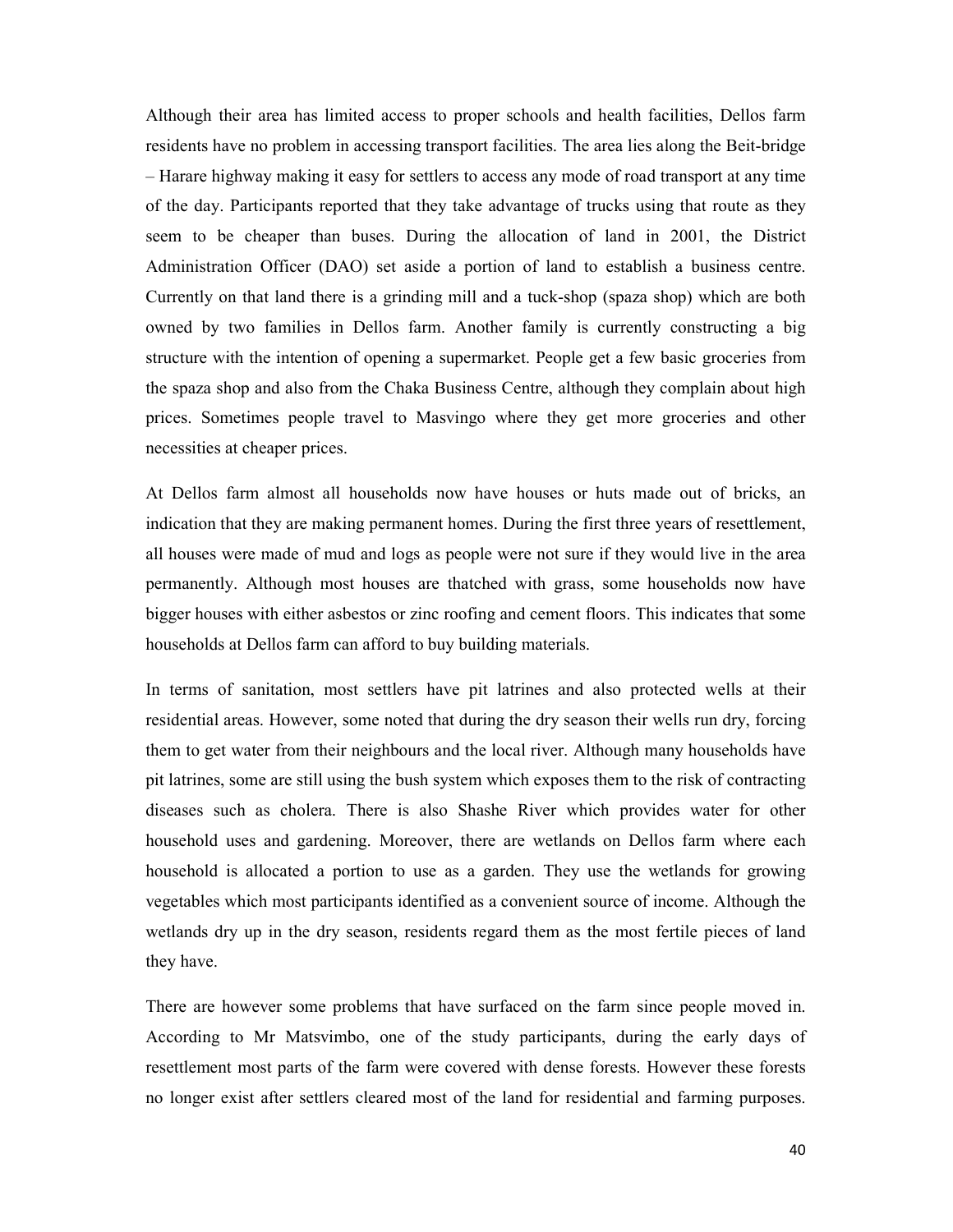Although their area has limited access to proper schools and health facilities, Dellos farm residents have no problem in accessing transport facilities. The area lies along the Beit-bridge – Harare highway making it easy for settlers to access any mode of road transport at any time of the day. Participants reported that they take advantage of trucks using that route as they seem to be cheaper than buses. During the allocation of land in 2001, the District Administration Officer (DAO) set aside a portion of land to establish a business centre. Currently on that land there is a grinding mill and a tuck-shop (spaza shop) which are both owned by two families in Dellos farm. Another family is currently constructing a big structure with the intention of opening a supermarket. People get a few basic groceries from the spaza shop and also from the Chaka Business Centre, although they complain about high prices. Sometimes people travel to Masvingo where they get more groceries and other necessities at cheaper prices.

At Dellos farm almost all households now have houses or huts made out of bricks, an indication that they are making permanent homes. During the first three years of resettlement, all houses were made of mud and logs as people were not sure if they would live in the area permanently. Although most houses are thatched with grass, some households now have bigger houses with either asbestos or zinc roofing and cement floors. This indicates that some households at Dellos farm can afford to buy building materials.

In terms of sanitation, most settlers have pit latrines and also protected wells at their residential areas. However, some noted that during the dry season their wells run dry, forcing them to get water from their neighbours and the local river. Although many households have pit latrines, some are still using the bush system which exposes them to the risk of contracting diseases such as cholera. There is also Shashe River which provides water for other household uses and gardening. Moreover, there are wetlands on Dellos farm where each household is allocated a portion to use as a garden. They use the wetlands for growing vegetables which most participants identified as a convenient source of income. Although the wetlands dry up in the dry season, residents regard them as the most fertile pieces of land they have.

There are however some problems that have surfaced on the farm since people moved in. According to Mr Matsvimbo, one of the study participants, during the early days of resettlement most parts of the farm were covered with dense forests. However these forests no longer exist after settlers cleared most of the land for residential and farming purposes.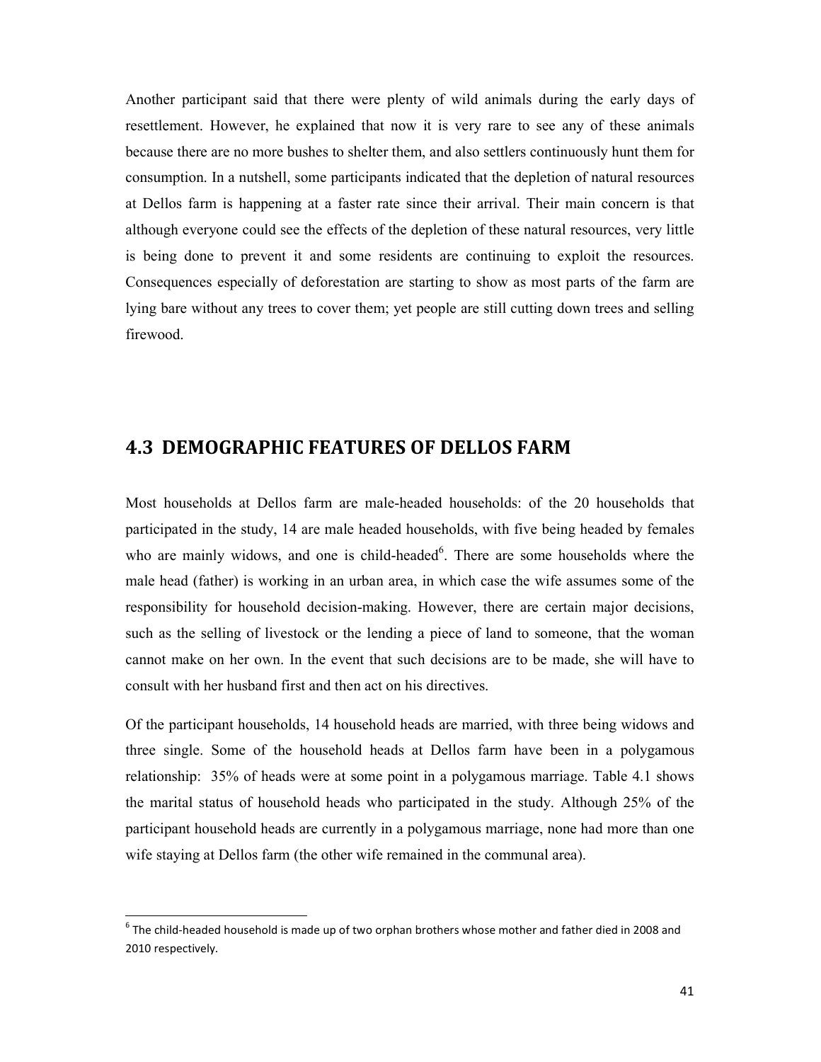Another participant said that there were plenty of wild animals during the early days of resettlement. However, he explained that now it is very rare to see any of these animals because there are no more bushes to shelter them, and also settlers continuously hunt them for consumption. In a nutshell, some participants indicated that the depletion of natural resources at Dellos farm is happening at a faster rate since their arrival. Their main concern is that although everyone could see the effects of the depletion of these natural resources, very little is being done to prevent it and some residents are continuing to exploit the resources. Consequences especially of deforestation are starting to show as most parts of the farm are lying bare without any trees to cover them; yet people are still cutting down trees and selling firewood.

## 4.3 DEMOGRAPHIC FEATURES OF DELLOS FARM

Most households at Dellos farm are male-headed households: of the 20 households that participated in the study, 14 are male headed households, with five being headed by females who are mainly widows, and one is child-headed[6]. There are some households where the male head (father) is working in an urban area, in which case the wife assumes some of the responsibility for household decision-making. However, there are certain major decisions, such as the selling of livestock or the lending a piece of land to someone, that the woman cannot make on her own. In the event that such decisions are to be made, she will have to consult with her husband first and then act on his directives.

Of the participant households, 14 household heads are married, with three being widows and three single. Some of the household heads at Dellos farm have been in a polygamous relationship: 35% of heads were at some point in a polygamous marriage. Table 4.1 shows the marital status of household heads who participated in the study. Although 25% of the participant household heads are currently in a polygamous marriage, none had more than one wife staying at Dellos farm (the other wife remained in the communal area).

[6] The child-headed household is made up of two orphan brothers whose mother and father died in 2008 and 2010 respectively.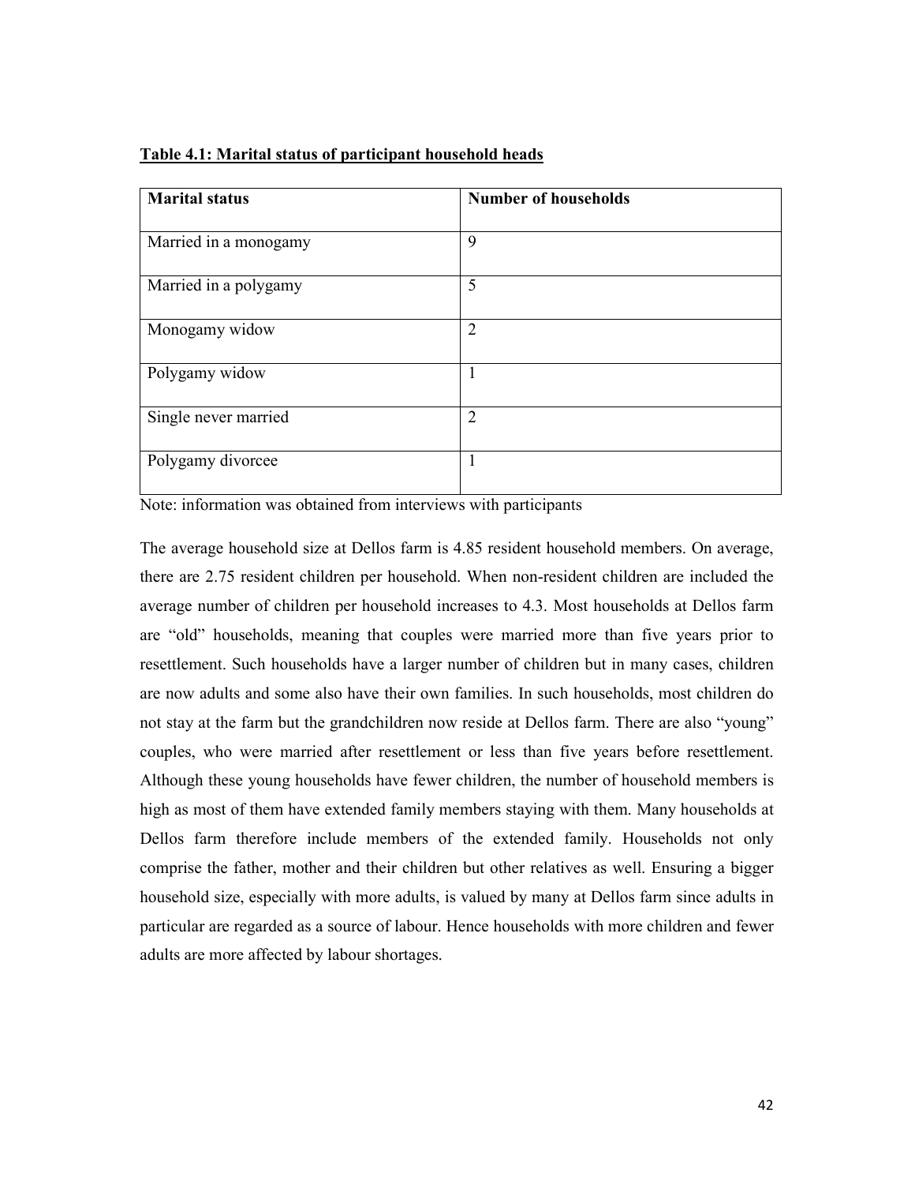**Table 4.1: Marital status of participant household heads**

| Marital status | Number of households |
|---|---|
| Married in a monogamy | 9 |
| Married in a polygamy | 5 |
| Monogamy widow | 2 |
| Polygamy widow | 1 |
| Single never married | 2 |
| Polygamy divorcee | 1 |

Note: information was obtained from interviews with participants

The average household size at Dellos farm is 4.85 resident household members. On average, there are 2.75 resident children per household. When non-resident children are included the average number of children per household increases to 4.3. Most households at Dellos farm are "old" households, meaning that couples were married more than five years prior to resettlement. Such households have a larger number of children but in many cases, children are now adults and some also have their own families. In such households, most children do not stay at the farm but the grandchildren now reside at Dellos farm. There are also "young" couples, who were married after resettlement or less than five years before resettlement. Although these young households have fewer children, the number of household members is high as most of them have extended family members staying with them. Many households at Dellos farm therefore include members of the extended family. Households not only comprise the father, mother and their children but other relatives as well. Ensuring a bigger household size, especially with more adults, is valued by many at Dellos farm since adults in particular are regarded as a source of labour. Hence households with more children and fewer adults are more affected by labour shortages.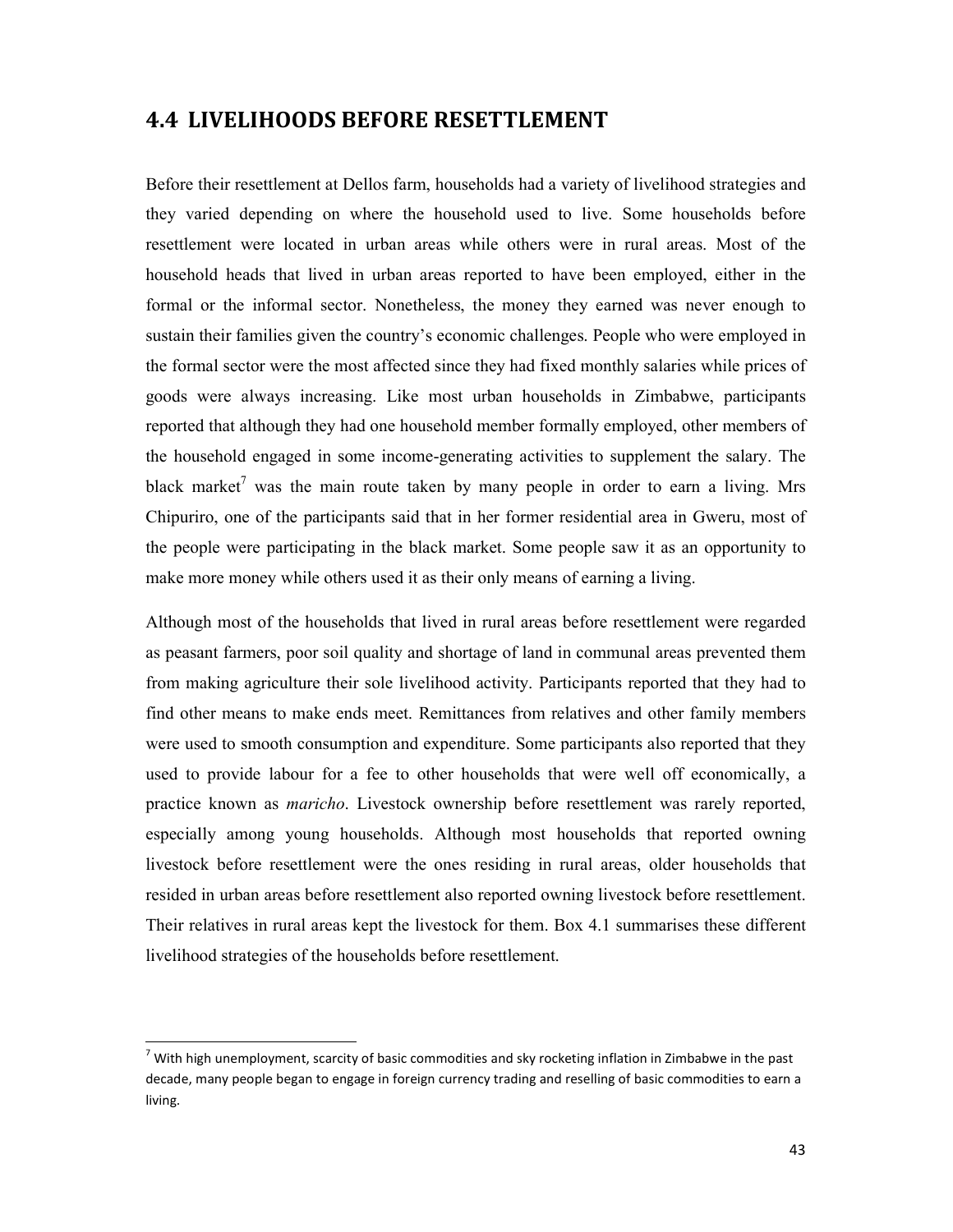## 4.4 LIVELIHOODS BEFORE RESETTLEMENT

Before their resettlement at Dellos farm, households had a variety of livelihood strategies and they varied depending on where the household used to live. Some households before resettlement were located in urban areas while others were in rural areas. Most of the household heads that lived in urban areas reported to have been employed, either in the formal or the informal sector. Nonetheless, the money they earned was never enough to sustain their families given the country's economic challenges. People who were employed in the formal sector were the most affected since they had fixed monthly salaries while prices of goods were always increasing. Like most urban households in Zimbabwe, participants reported that although they had one household member formally employed, other members of the household engaged in some income-generating activities to supplement the salary. The black market[7] was the main route taken by many people in order to earn a living. Mrs Chipuriro, one of the participants said that in her former residential area in Gweru, most of the people were participating in the black market. Some people saw it as an opportunity to make more money while others used it as their only means of earning a living.

Although most of the households that lived in rural areas before resettlement were regarded as peasant farmers, poor soil quality and shortage of land in communal areas prevented them from making agriculture their sole livelihood activity. Participants reported that they had to find other means to make ends meet. Remittances from relatives and other family members were used to smooth consumption and expenditure. Some participants also reported that they used to provide labour for a fee to other households that were well off economically, a practice known as *maricho*. Livestock ownership before resettlement was rarely reported, especially among young households. Although most households that reported owning livestock before resettlement were the ones residing in rural areas, older households that resided in urban areas before resettlement also reported owning livestock before resettlement. Their relatives in rural areas kept the livestock for them. Box 4.1 summarises these different livelihood strategies of the households before resettlement.

---

[7] With high unemployment, scarcity of basic commodities and sky rocketing inflation in Zimbabwe in the past decade, many people began to engage in foreign currency trading and reselling of basic commodities to earn a living.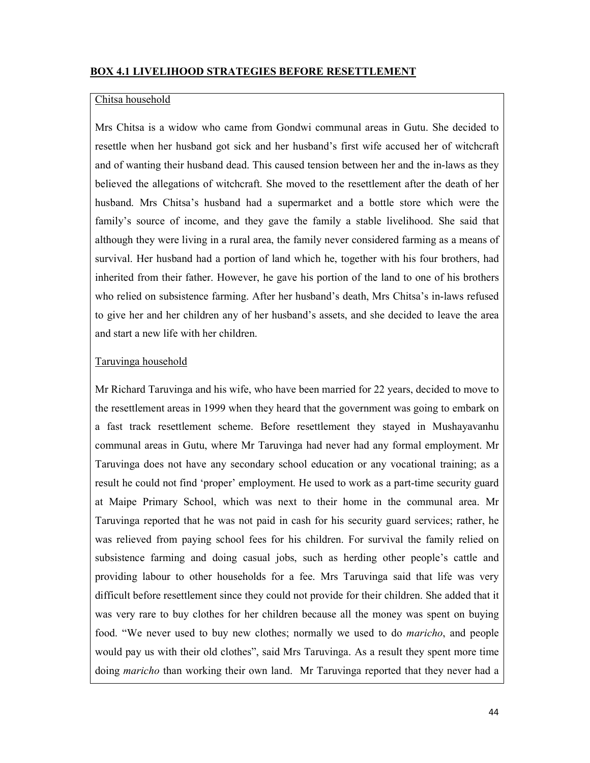**BOX 4.1 LIVELIHOOD STRATEGIES BEFORE RESETTLEMENT**

Chitsa household

Mrs Chitsa is a widow who came from Gondwi communal areas in Gutu. She decided to resettle when her husband got sick and her husband's first wife accused her of witchcraft and of wanting their husband dead. This caused tension between her and the in-laws as they believed the allegations of witchcraft. She moved to the resettlement after the death of her husband. Mrs Chitsa's husband had a supermarket and a bottle store which were the family's source of income, and they gave the family a stable livelihood. She said that although they were living in a rural area, the family never considered farming as a means of survival. Her husband had a portion of land which he, together with his four brothers, had inherited from their father. However, he gave his portion of the land to one of his brothers who relied on subsistence farming. After her husband's death, Mrs Chitsa's in-laws refused to give her and her children any of her husband's assets, and she decided to leave the area and start a new life with her children.

Taruvinga household

Mr Richard Taruvinga and his wife, who have been married for 22 years, decided to move to the resettlement areas in 1999 when they heard that the government was going to embark on a fast track resettlement scheme. Before resettlement they stayed in Mushayavanhu communal areas in Gutu, where Mr Taruvinga had never had any formal employment. Mr Taruvinga does not have any secondary school education or any vocational training; as a result he could not find 'proper' employment. He used to work as a part-time security guard at Maipe Primary School, which was next to their home in the communal area. Mr Taruvinga reported that he was not paid in cash for his security guard services; rather, he was relieved from paying school fees for his children. For survival the family relied on subsistence farming and doing casual jobs, such as herding other people's cattle and providing labour to other households for a fee. Mrs Taruvinga said that life was very difficult before resettlement since they could not provide for their children. She added that it was very rare to buy clothes for her children because all the money was spent on buying food. "We never used to buy new clothes; normally we used to do *maricho*, and people would pay us with their old clothes", said Mrs Taruvinga. As a result they spent more time doing *maricho* than working their own land. Mr Taruvinga reported that they never had a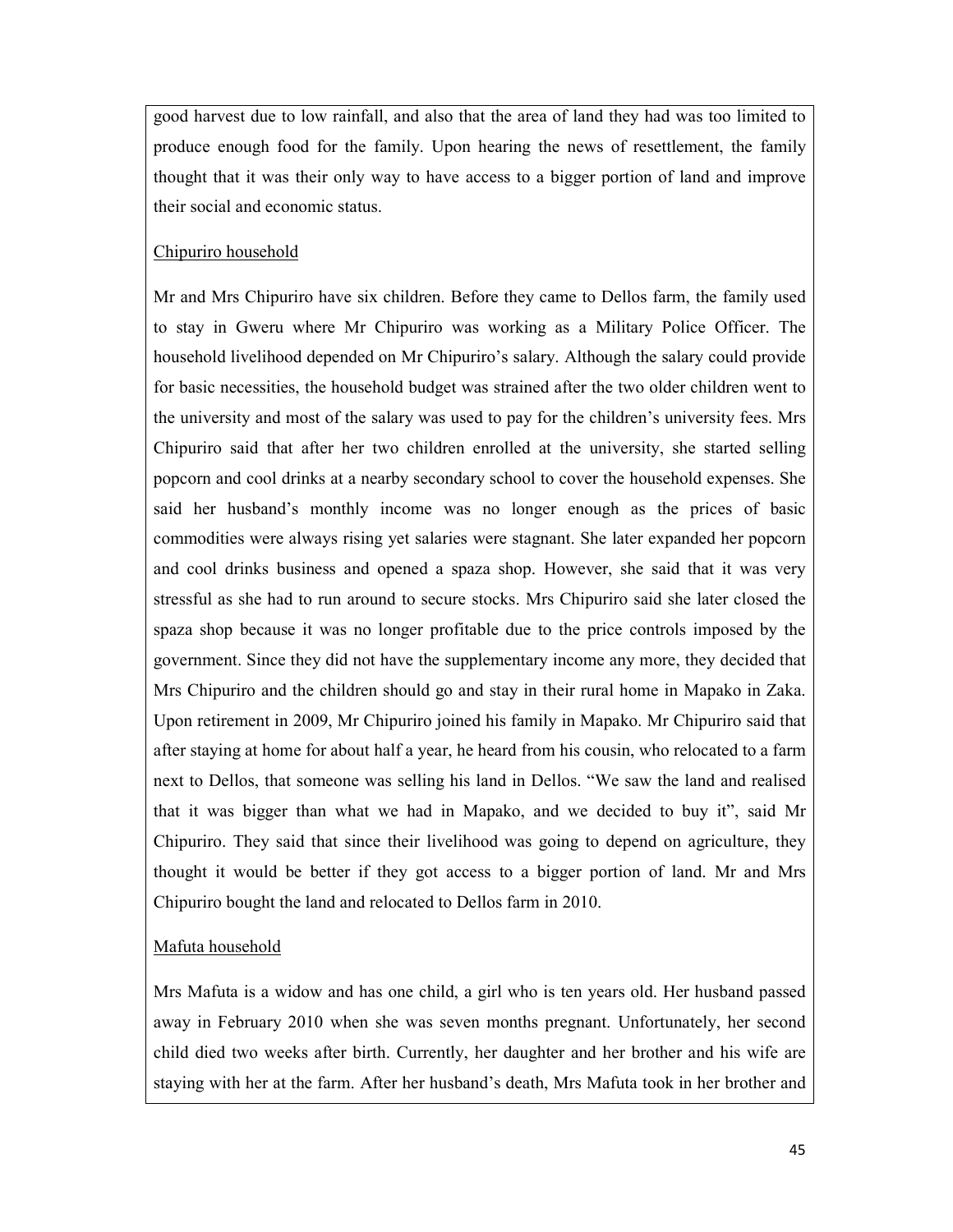good harvest due to low rainfall, and also that the area of land they had was too limited to produce enough food for the family. Upon hearing the news of resettlement, the family thought that it was their only way to have access to a bigger portion of land and improve their social and economic status.

<u>Chipuriro household</u>

Mr and Mrs Chipuriro have six children. Before they came to Dellos farm, the family used to stay in Gweru where Mr Chipuriro was working as a Military Police Officer. The household livelihood depended on Mr Chipuriro's salary. Although the salary could provide for basic necessities, the household budget was strained after the two older children went to the university and most of the salary was used to pay for the children's university fees. Mrs Chipuriro said that after her two children enrolled at the university, she started selling popcorn and cool drinks at a nearby secondary school to cover the household expenses. She said her husband's monthly income was no longer enough as the prices of basic commodities were always rising yet salaries were stagnant. She later expanded her popcorn and cool drinks business and opened a spaza shop. However, she said that it was very stressful as she had to run around to secure stocks. Mrs Chipuriro said she later closed the spaza shop because it was no longer profitable due to the price controls imposed by the government. Since they did not have the supplementary income any more, they decided that Mrs Chipuriro and the children should go and stay in their rural home in Mapako in Zaka. Upon retirement in 2009, Mr Chipuriro joined his family in Mapako. Mr Chipuriro said that after staying at home for about half a year, he heard from his cousin, who relocated to a farm next to Dellos, that someone was selling his land in Dellos. "We saw the land and realised that it was bigger than what we had in Mapako, and we decided to buy it", said Mr Chipuriro. They said that since their livelihood was going to depend on agriculture, they thought it would be better if they got access to a bigger portion of land. Mr and Mrs Chipuriro bought the land and relocated to Dellos farm in 2010.

<u>Mafuta household</u>

Mrs Mafuta is a widow and has one child, a girl who is ten years old. Her husband passed away in February 2010 when she was seven months pregnant. Unfortunately, her second child died two weeks after birth. Currently, her daughter and her brother and his wife are staying with her at the farm. After her husband's death, Mrs Mafuta took in her brother and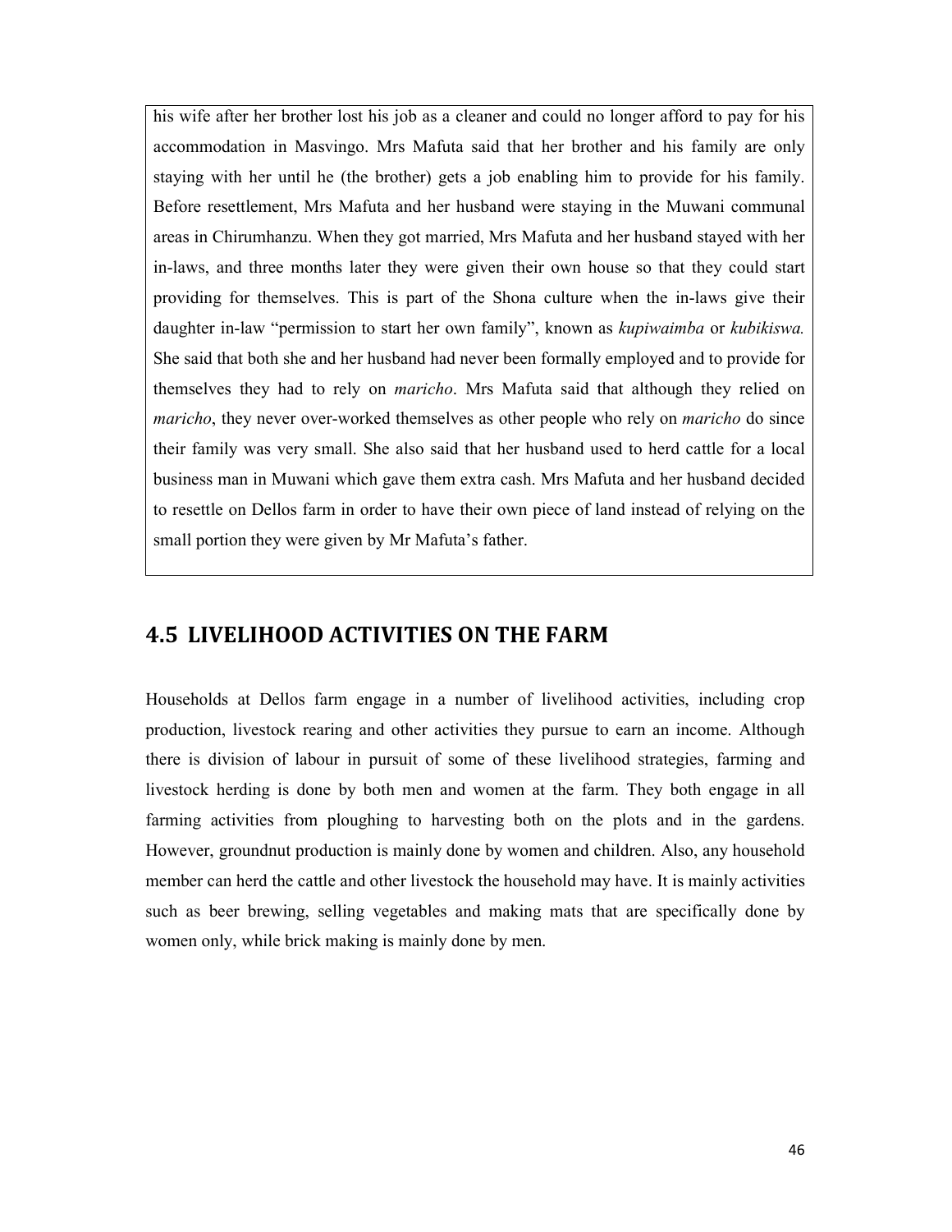his wife after her brother lost his job as a cleaner and could no longer afford to pay for his accommodation in Masvingo. Mrs Mafuta said that her brother and his family are only staying with her until he (the brother) gets a job enabling him to provide for his family. Before resettlement, Mrs Mafuta and her husband were staying in the Muwani communal areas in Chirumhanzu. When they got married, Mrs Mafuta and her husband stayed with her in-laws, and three months later they were given their own house so that they could start providing for themselves. This is part of the Shona culture when the in-laws give their daughter in-law "permission to start her own family", known as *kupiwaimba* or *kubikiswa.* She said that both she and her husband had never been formally employed and to provide for themselves they had to rely on *maricho*. Mrs Mafuta said that although they relied on *maricho*, they never over-worked themselves as other people who rely on *maricho* do since their family was very small. She also said that her husband used to herd cattle for a local business man in Muwani which gave them extra cash. Mrs Mafuta and her husband decided to resettle on Dellos farm in order to have their own piece of land instead of relying on the small portion they were given by Mr Mafuta's father.

## 4.5 LIVELIHOOD ACTIVITIES ON THE FARM

Households at Dellos farm engage in a number of livelihood activities, including crop production, livestock rearing and other activities they pursue to earn an income. Although there is division of labour in pursuit of some of these livelihood strategies, farming and livestock herding is done by both men and women at the farm. They both engage in all farming activities from ploughing to harvesting both on the plots and in the gardens. However, groundnut production is mainly done by women and children. Also, any household member can herd the cattle and other livestock the household may have. It is mainly activities such as beer brewing, selling vegetables and making mats that are specifically done by women only, while brick making is mainly done by men.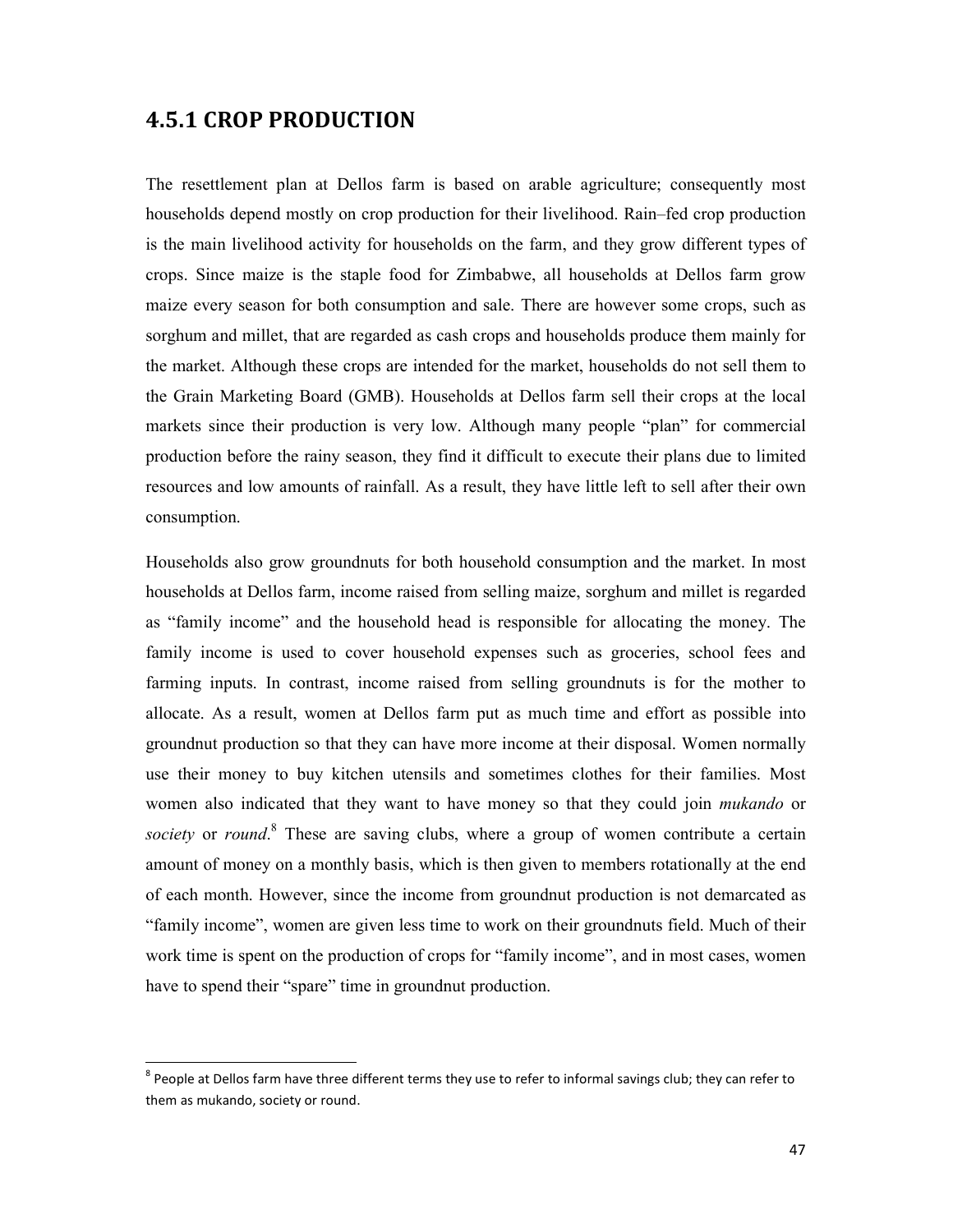## 4.5.1 CROP PRODUCTION

The resettlement plan at Dellos farm is based on arable agriculture; consequently most households depend mostly on crop production for their livelihood. Rain–fed crop production is the main livelihood activity for households on the farm, and they grow different types of crops. Since maize is the staple food for Zimbabwe, all households at Dellos farm grow maize every season for both consumption and sale. There are however some crops, such as sorghum and millet, that are regarded as cash crops and households produce them mainly for the market. Although these crops are intended for the market, households do not sell them to the Grain Marketing Board (GMB). Households at Dellos farm sell their crops at the local markets since their production is very low. Although many people "plan" for commercial production before the rainy season, they find it difficult to execute their plans due to limited resources and low amounts of rainfall. As a result, they have little left to sell after their own consumption.

Households also grow groundnuts for both household consumption and the market. In most households at Dellos farm, income raised from selling maize, sorghum and millet is regarded as "family income" and the household head is responsible for allocating the money. The family income is used to cover household expenses such as groceries, school fees and farming inputs. In contrast, income raised from selling groundnuts is for the mother to allocate. As a result, women at Dellos farm put as much time and effort as possible into groundnut production so that they can have more income at their disposal. Women normally use their money to buy kitchen utensils and sometimes clothes for their families. Most women also indicated that they want to have money so that they could join *mukando* or *society* or *round*.[8] These are saving clubs, where a group of women contribute a certain amount of money on a monthly basis, which is then given to members rotationally at the end of each month. However, since the income from groundnut production is not demarcated as "family income", women are given less time to work on their groundnuts field. Much of their work time is spent on the production of crops for "family income", and in most cases, women have to spend their "spare" time in groundnut production.

[8] People at Dellos farm have three different terms they use to refer to informal savings club; they can refer to them as mukando, society or round.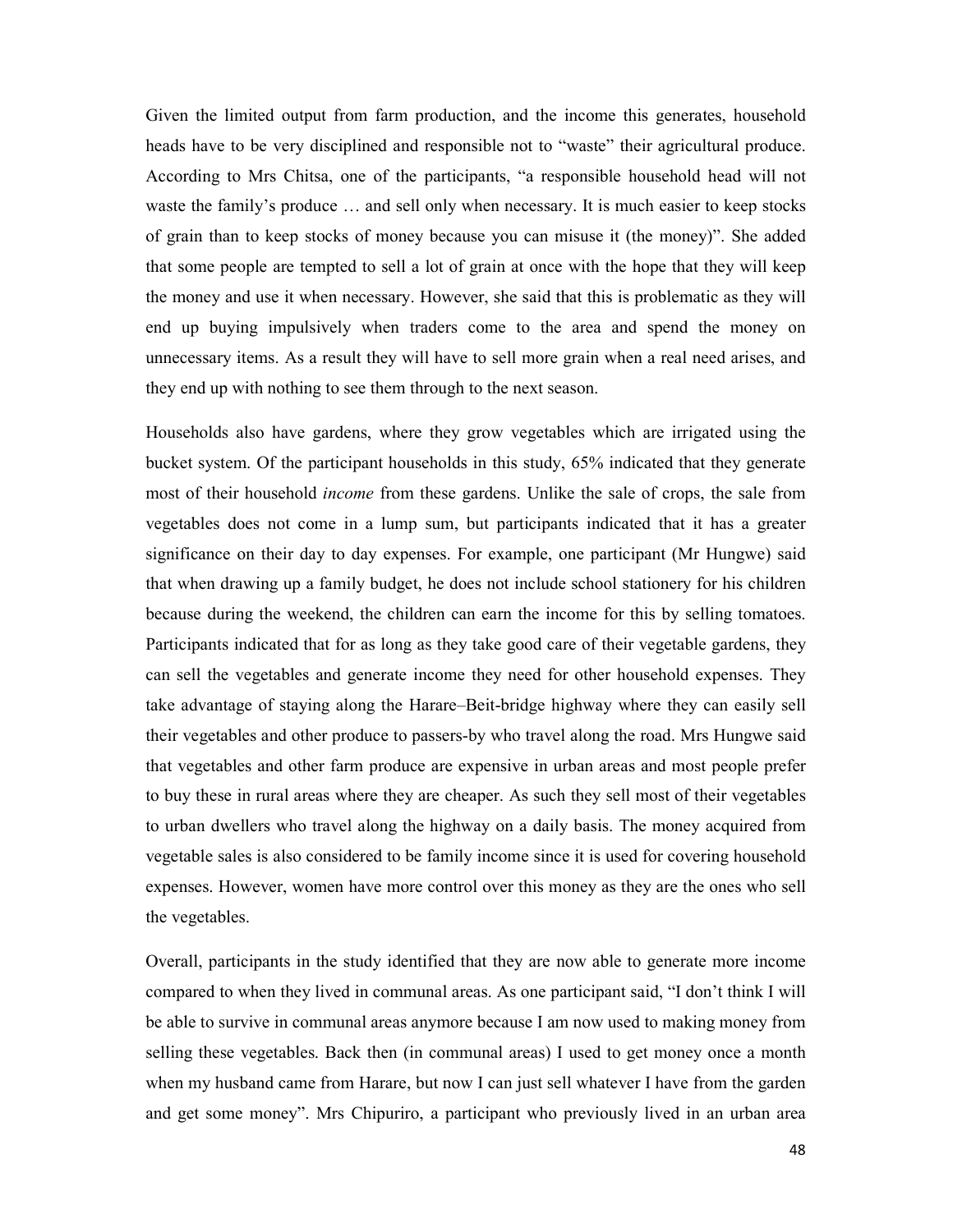Given the limited output from farm production, and the income this generates, household heads have to be very disciplined and responsible not to "waste" their agricultural produce. According to Mrs Chitsa, one of the participants, "a responsible household head will not waste the family's produce … and sell only when necessary. It is much easier to keep stocks of grain than to keep stocks of money because you can misuse it (the money)". She added that some people are tempted to sell a lot of grain at once with the hope that they will keep the money and use it when necessary. However, she said that this is problematic as they will end up buying impulsively when traders come to the area and spend the money on unnecessary items. As a result they will have to sell more grain when a real need arises, and they end up with nothing to see them through to the next season.

Households also have gardens, where they grow vegetables which are irrigated using the bucket system. Of the participant households in this study, 65% indicated that they generate most of their household *income* from these gardens. Unlike the sale of crops, the sale from vegetables does not come in a lump sum, but participants indicated that it has a greater significance on their day to day expenses. For example, one participant (Mr Hungwe) said that when drawing up a family budget, he does not include school stationery for his children because during the weekend, the children can earn the income for this by selling tomatoes. Participants indicated that for as long as they take good care of their vegetable gardens, they can sell the vegetables and generate income they need for other household expenses. They take advantage of staying along the Harare–Beit-bridge highway where they can easily sell their vegetables and other produce to passers-by who travel along the road. Mrs Hungwe said that vegetables and other farm produce are expensive in urban areas and most people prefer to buy these in rural areas where they are cheaper. As such they sell most of their vegetables to urban dwellers who travel along the highway on a daily basis. The money acquired from vegetable sales is also considered to be family income since it is used for covering household expenses. However, women have more control over this money as they are the ones who sell the vegetables.

Overall, participants in the study identified that they are now able to generate more income compared to when they lived in communal areas. As one participant said, "I don't think I will be able to survive in communal areas anymore because I am now used to making money from selling these vegetables. Back then (in communal areas) I used to get money once a month when my husband came from Harare, but now I can just sell whatever I have from the garden and get some money". Mrs Chipuriro, a participant who previously lived in an urban area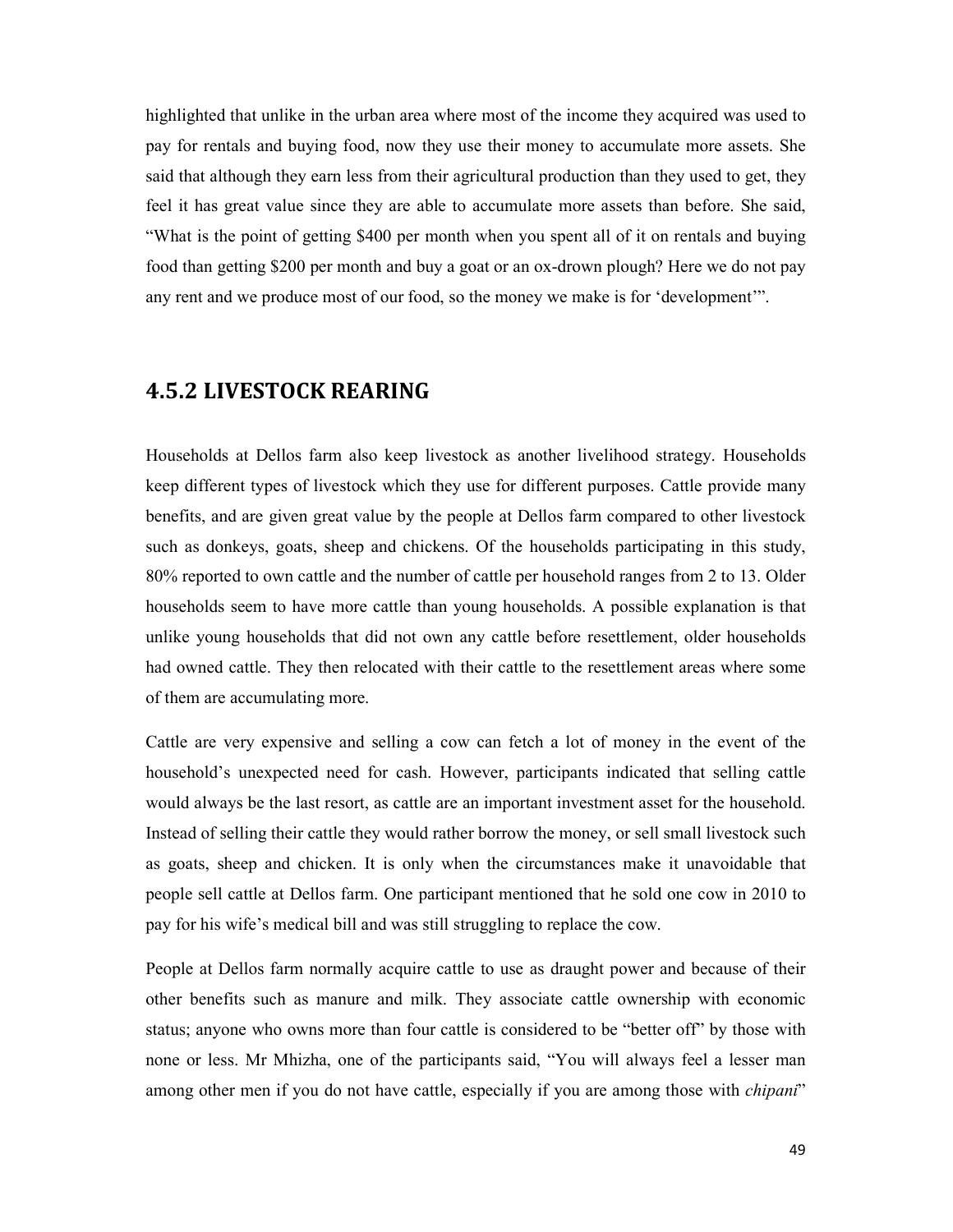highlighted that unlike in the urban area where most of the income they acquired was used to pay for rentals and buying food, now they use their money to accumulate more assets. She said that although they earn less from their agricultural production than they used to get, they feel it has great value since they are able to accumulate more assets than before. She said, "What is the point of getting $400 per month when you spent all of it on rentals and buying food than getting $200 per month and buy a goat or an ox-drown plough? Here we do not pay any rent and we produce most of our food, so the money we make is for 'development'".

### 4.5.2 LIVESTOCK REARING

Households at Dellos farm also keep livestock as another livelihood strategy. Households keep different types of livestock which they use for different purposes. Cattle provide many benefits, and are given great value by the people at Dellos farm compared to other livestock such as donkeys, goats, sheep and chickens. Of the households participating in this study, 80% reported to own cattle and the number of cattle per household ranges from 2 to 13. Older households seem to have more cattle than young households. A possible explanation is that unlike young households that did not own any cattle before resettlement, older households had owned cattle. They then relocated with their cattle to the resettlement areas where some of them are accumulating more.

Cattle are very expensive and selling a cow can fetch a lot of money in the event of the household's unexpected need for cash. However, participants indicated that selling cattle would always be the last resort, as cattle are an important investment asset for the household. Instead of selling their cattle they would rather borrow the money, or sell small livestock such as goats, sheep and chicken. It is only when the circumstances make it unavoidable that people sell cattle at Dellos farm. One participant mentioned that he sold one cow in 2010 to pay for his wife's medical bill and was still struggling to replace the cow.

People at Dellos farm normally acquire cattle to use as draught power and because of their other benefits such as manure and milk. They associate cattle ownership with economic status; anyone who owns more than four cattle is considered to be "better off" by those with none or less. Mr Mhizha, one of the participants said, "You will always feel a lesser man among other men if you do not have cattle, especially if you are among those with *chipani*"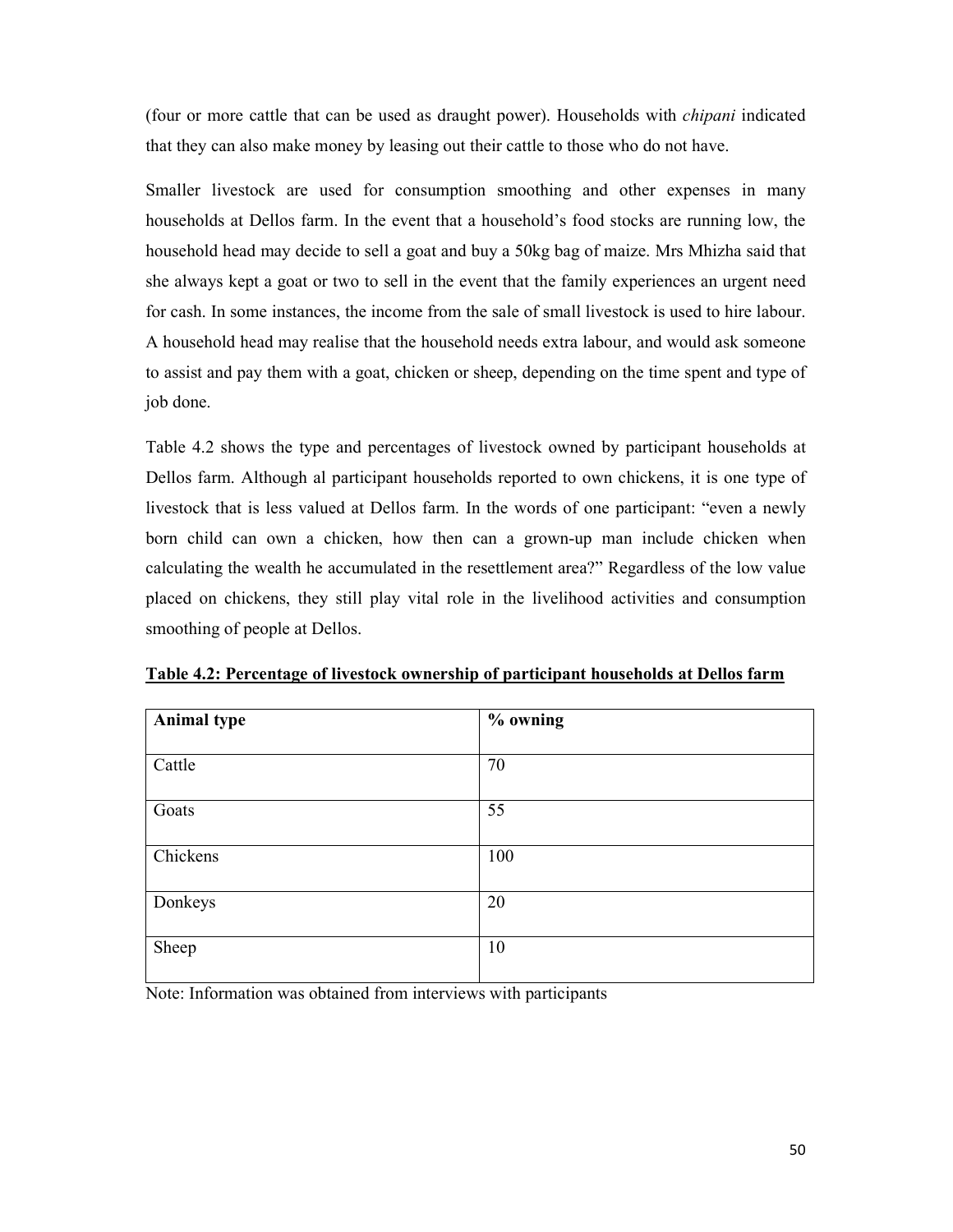(four or more cattle that can be used as draught power). Households with *chipani* indicated that they can also make money by leasing out their cattle to those who do not have.

Smaller livestock are used for consumption smoothing and other expenses in many households at Dellos farm. In the event that a household's food stocks are running low, the household head may decide to sell a goat and buy a 50kg bag of maize. Mrs Mhizha said that she always kept a goat or two to sell in the event that the family experiences an urgent need for cash. In some instances, the income from the sale of small livestock is used to hire labour. A household head may realise that the household needs extra labour, and would ask someone to assist and pay them with a goat, chicken or sheep, depending on the time spent and type of job done.

Table 4.2 shows the type and percentages of livestock owned by participant households at Dellos farm. Although al participant households reported to own chickens, it is one type of livestock that is less valued at Dellos farm. In the words of one participant: "even a newly born child can own a chicken, how then can a grown-up man include chicken when calculating the wealth he accumulated in the resettlement area?" Regardless of the low value placed on chickens, they still play vital role in the livelihood activities and consumption smoothing of people at Dellos.

**Table 4.2: Percentage of livestock ownership of participant households at Dellos farm**

| Animal type | % owning |
|---|---|
| Cattle | 70 |
| Goats | 55 |
| Chickens | 100 |
| Donkeys | 20 |
| Sheep | 10 |

Note: Information was obtained from interviews with participants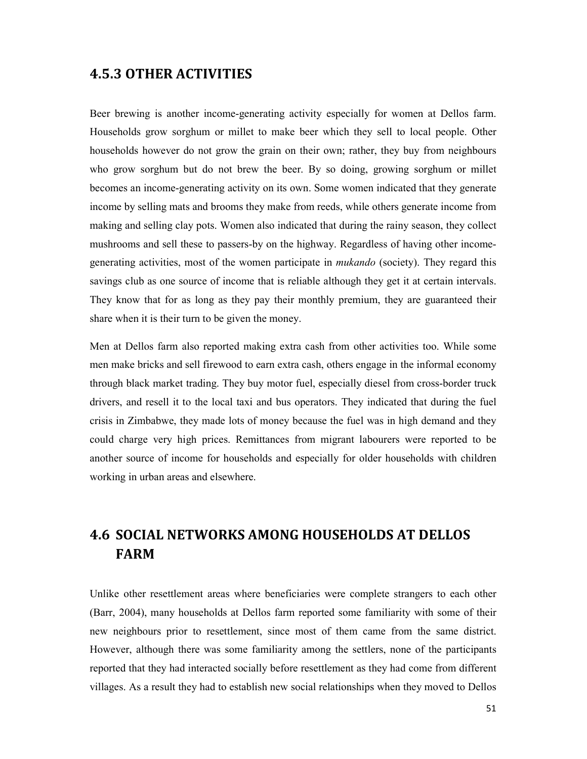### 4.5.3 OTHER ACTIVITIES

Beer brewing is another income-generating activity especially for women at Dellos farm. Households grow sorghum or millet to make beer which they sell to local people. Other households however do not grow the grain on their own; rather, they buy from neighbours who grow sorghum but do not brew the beer. By so doing, growing sorghum or millet becomes an income-generating activity on its own. Some women indicated that they generate income by selling mats and brooms they make from reeds, while others generate income from making and selling clay pots. Women also indicated that during the rainy season, they collect mushrooms and sell these to passers-by on the highway. Regardless of having other income-generating activities, most of the women participate in *mukando* (society). They regard this savings club as one source of income that is reliable although they get it at certain intervals. They know that for as long as they pay their monthly premium, they are guaranteed their share when it is their turn to be given the money.

Men at Dellos farm also reported making extra cash from other activities too. While some men make bricks and sell firewood to earn extra cash, others engage in the informal economy through black market trading. They buy motor fuel, especially diesel from cross-border truck drivers, and resell it to the local taxi and bus operators. They indicated that during the fuel crisis in Zimbabwe, they made lots of money because the fuel was in high demand and they could charge very high prices. Remittances from migrant labourers were reported to be another source of income for households and especially for older households with children working in urban areas and elsewhere.

## 4.6 SOCIAL NETWORKS AMONG HOUSEHOLDS AT DELLOS FARM

Unlike other resettlement areas where beneficiaries were complete strangers to each other (Barr, 2004), many households at Dellos farm reported some familiarity with some of their new neighbours prior to resettlement, since most of them came from the same district. However, although there was some familiarity among the settlers, none of the participants reported that they had interacted socially before resettlement as they had come from different villages. As a result they had to establish new social relationships when they moved to Dellos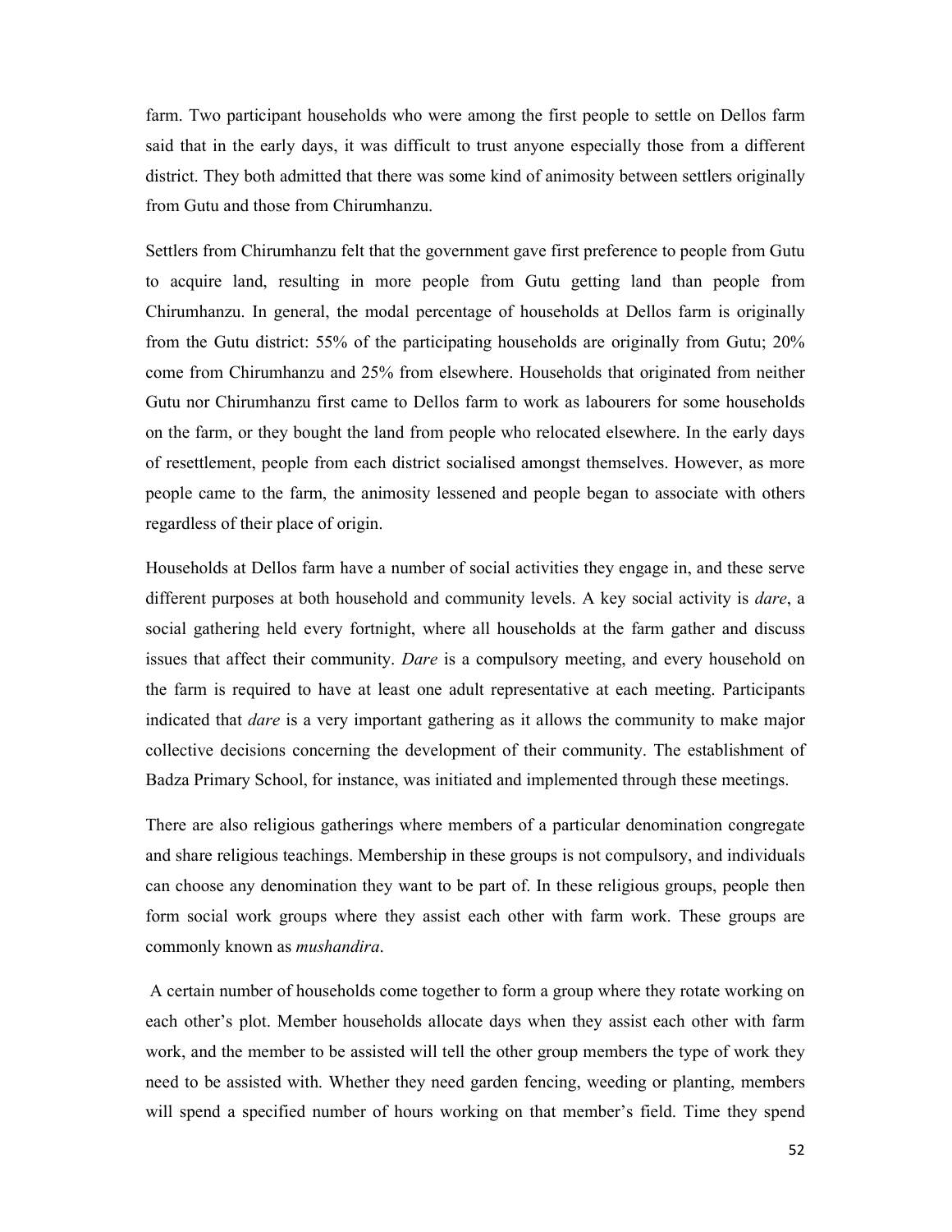farm. Two participant households who were among the first people to settle on Dellos farm said that in the early days, it was difficult to trust anyone especially those from a different district. They both admitted that there was some kind of animosity between settlers originally from Gutu and those from Chirumhanzu.

Settlers from Chirumhanzu felt that the government gave first preference to people from Gutu to acquire land, resulting in more people from Gutu getting land than people from Chirumhanzu. In general, the modal percentage of households at Dellos farm is originally from the Gutu district: 55% of the participating households are originally from Gutu; 20% come from Chirumhanzu and 25% from elsewhere. Households that originated from neither Gutu nor Chirumhanzu first came to Dellos farm to work as labourers for some households on the farm, or they bought the land from people who relocated elsewhere. In the early days of resettlement, people from each district socialised amongst themselves. However, as more people came to the farm, the animosity lessened and people began to associate with others regardless of their place of origin.

Households at Dellos farm have a number of social activities they engage in, and these serve different purposes at both household and community levels. A key social activity is *dare*, a social gathering held every fortnight, where all households at the farm gather and discuss issues that affect their community. *Dare* is a compulsory meeting, and every household on the farm is required to have at least one adult representative at each meeting. Participants indicated that *dare* is a very important gathering as it allows the community to make major collective decisions concerning the development of their community. The establishment of Badza Primary School, for instance, was initiated and implemented through these meetings.

There are also religious gatherings where members of a particular denomination congregate and share religious teachings. Membership in these groups is not compulsory, and individuals can choose any denomination they want to be part of. In these religious groups, people then form social work groups where they assist each other with farm work. These groups are commonly known as *mushandira*.

A certain number of households come together to form a group where they rotate working on each other's plot. Member households allocate days when they assist each other with farm work, and the member to be assisted will tell the other group members the type of work they need to be assisted with. Whether they need garden fencing, weeding or planting, members will spend a specified number of hours working on that member's field. Time they spend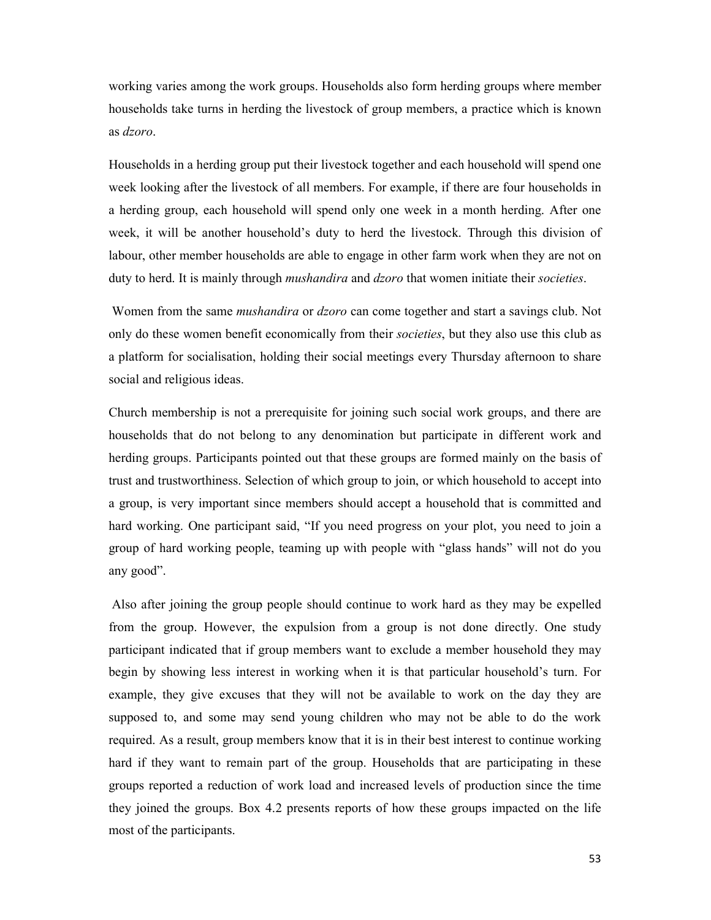working varies among the work groups. Households also form herding groups where member households take turns in herding the livestock of group members, a practice which is known as *dzoro*.

Households in a herding group put their livestock together and each household will spend one week looking after the livestock of all members. For example, if there are four households in a herding group, each household will spend only one week in a month herding. After one week, it will be another household's duty to herd the livestock. Through this division of labour, other member households are able to engage in other farm work when they are not on duty to herd. It is mainly through *mushandira* and *dzoro* that women initiate their *societies*.

Women from the same *mushandira* or *dzoro* can come together and start a savings club. Not only do these women benefit economically from their *societies*, but they also use this club as a platform for socialisation, holding their social meetings every Thursday afternoon to share social and religious ideas.

Church membership is not a prerequisite for joining such social work groups, and there are households that do not belong to any denomination but participate in different work and herding groups. Participants pointed out that these groups are formed mainly on the basis of trust and trustworthiness. Selection of which group to join, or which household to accept into a group, is very important since members should accept a household that is committed and hard working. One participant said, "If you need progress on your plot, you need to join a group of hard working people, teaming up with people with "glass hands" will not do you any good".

Also after joining the group people should continue to work hard as they may be expelled from the group. However, the expulsion from a group is not done directly. One study participant indicated that if group members want to exclude a member household they may begin by showing less interest in working when it is that particular household's turn. For example, they give excuses that they will not be available to work on the day they are supposed to, and some may send young children who may not be able to do the work required. As a result, group members know that it is in their best interest to continue working hard if they want to remain part of the group. Households that are participating in these groups reported a reduction of work load and increased levels of production since the time they joined the groups. Box 4.2 presents reports of how these groups impacted on the life most of the participants.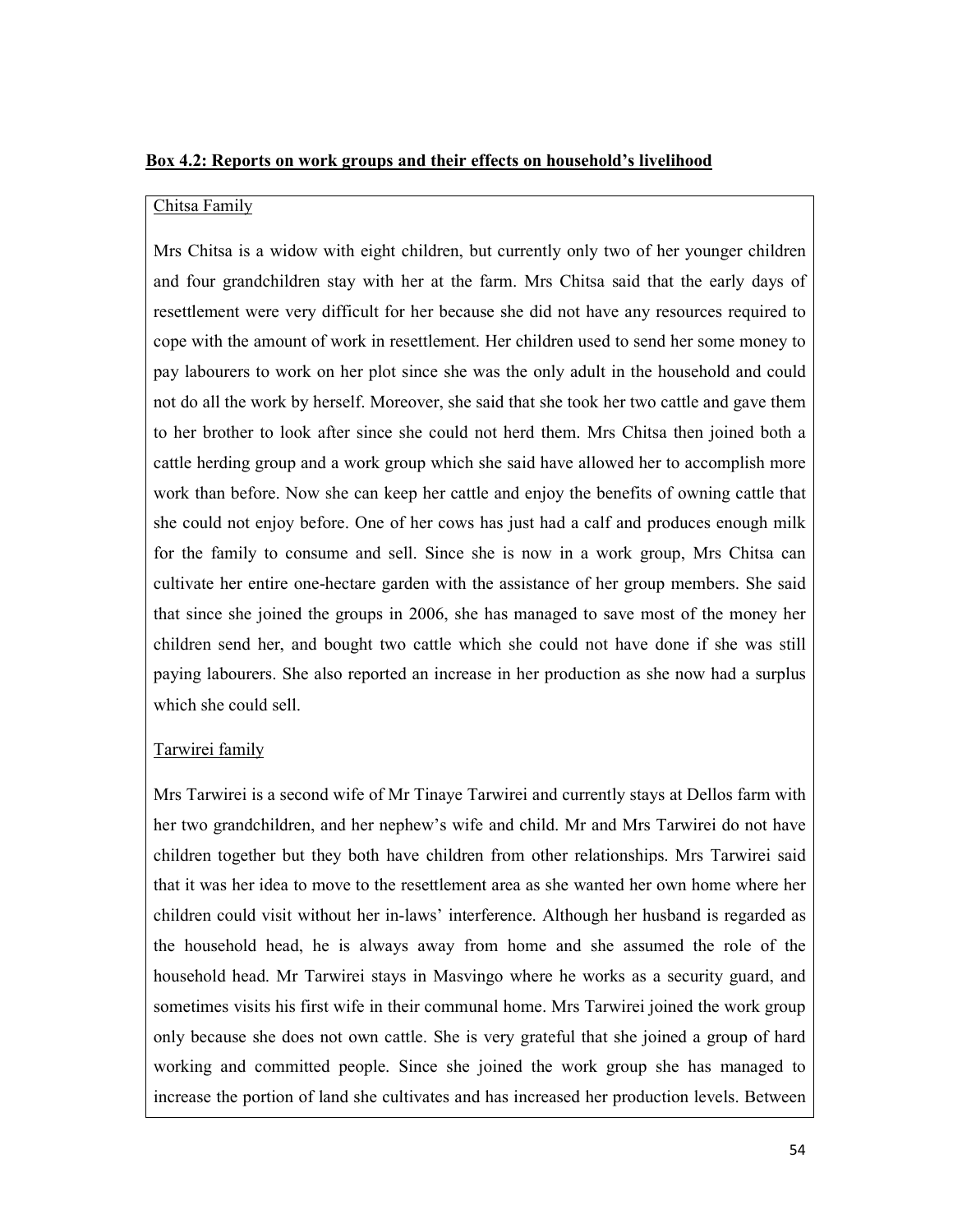**<u>Box 4.2: Reports on work groups and their effects on household's livelihood</u>**

<u>Chitsa Family</u>

Mrs Chitsa is a widow with eight children, but currently only two of her younger children and four grandchildren stay with her at the farm. Mrs Chitsa said that the early days of resettlement were very difficult for her because she did not have any resources required to cope with the amount of work in resettlement. Her children used to send her some money to pay labourers to work on her plot since she was the only adult in the household and could not do all the work by herself. Moreover, she said that she took her two cattle and gave them to her brother to look after since she could not herd them. Mrs Chitsa then joined both a cattle herding group and a work group which she said have allowed her to accomplish more work than before. Now she can keep her cattle and enjoy the benefits of owning cattle that she could not enjoy before. One of her cows has just had a calf and produces enough milk for the family to consume and sell. Since she is now in a work group, Mrs Chitsa can cultivate her entire one-hectare garden with the assistance of her group members. She said that since she joined the groups in 2006, she has managed to save most of the money her children send her, and bought two cattle which she could not have done if she was still paying labourers. She also reported an increase in her production as she now had a surplus which she could sell.

<u>Tarwirei family</u>

Mrs Tarwirei is a second wife of Mr Tinaye Tarwirei and currently stays at Dellos farm with her two grandchildren, and her nephew's wife and child. Mr and Mrs Tarwirei do not have children together but they both have children from other relationships. Mrs Tarwirei said that it was her idea to move to the resettlement area as she wanted her own home where her children could visit without her in-laws' interference. Although her husband is regarded as the household head, he is always away from home and she assumed the role of the household head. Mr Tarwirei stays in Masvingo where he works as a security guard, and sometimes visits his first wife in their communal home. Mrs Tarwirei joined the work group only because she does not own cattle. She is very grateful that she joined a group of hard working and committed people. Since she joined the work group she has managed to increase the portion of land she cultivates and has increased her production levels. Between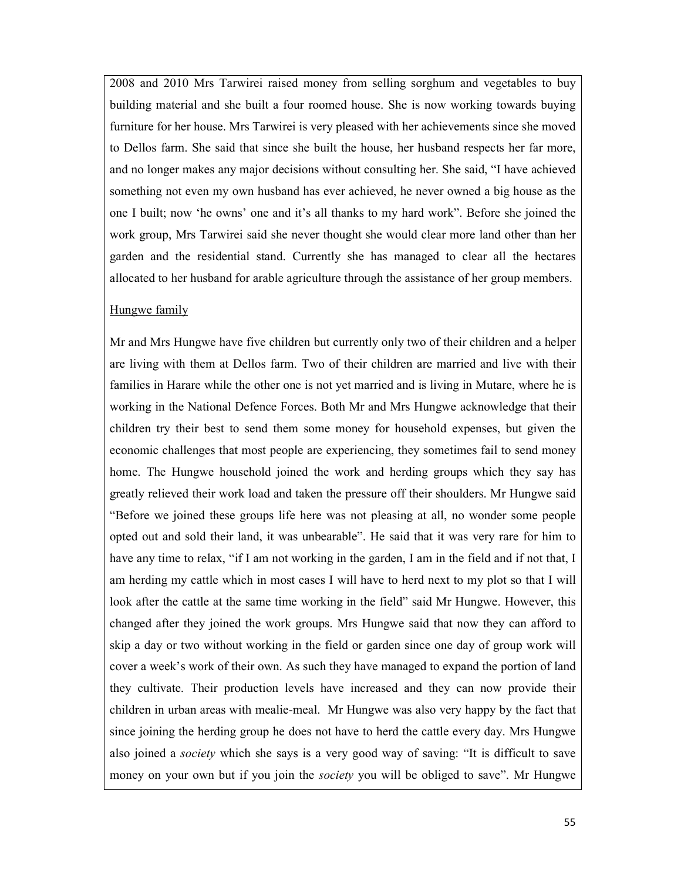2008 and 2010 Mrs Tarwirei raised money from selling sorghum and vegetables to buy building material and she built a four roomed house. She is now working towards buying furniture for her house. Mrs Tarwirei is very pleased with her achievements since she moved to Dellos farm. She said that since she built the house, her husband respects her far more, and no longer makes any major decisions without consulting her. She said, "I have achieved something not even my own husband has ever achieved, he never owned a big house as the one I built; now 'he owns' one and it's all thanks to my hard work". Before she joined the work group, Mrs Tarwirei said she never thought she would clear more land other than her garden and the residential stand. Currently she has managed to clear all the hectares allocated to her husband for arable agriculture through the assistance of her group members.

Hungwe family

Mr and Mrs Hungwe have five children but currently only two of their children and a helper are living with them at Dellos farm. Two of their children are married and live with their families in Harare while the other one is not yet married and is living in Mutare, where he is working in the National Defence Forces. Both Mr and Mrs Hungwe acknowledge that their children try their best to send them some money for household expenses, but given the economic challenges that most people are experiencing, they sometimes fail to send money home. The Hungwe household joined the work and herding groups which they say has greatly relieved their work load and taken the pressure off their shoulders. Mr Hungwe said "Before we joined these groups life here was not pleasing at all, no wonder some people opted out and sold their land, it was unbearable". He said that it was very rare for him to have any time to relax, "if I am not working in the garden, I am in the field and if not that, I am herding my cattle which in most cases I will have to herd next to my plot so that I will look after the cattle at the same time working in the field" said Mr Hungwe. However, this changed after they joined the work groups. Mrs Hungwe said that now they can afford to skip a day or two without working in the field or garden since one day of group work will cover a week's work of their own. As such they have managed to expand the portion of land they cultivate. Their production levels have increased and they can now provide their children in urban areas with mealie-meal. Mr Hungwe was also very happy by the fact that since joining the herding group he does not have to herd the cattle every day. Mrs Hungwe also joined a *society* which she says is a very good way of saving: "It is difficult to save money on your own but if you join the *society* you will be obliged to save". Mr Hungwe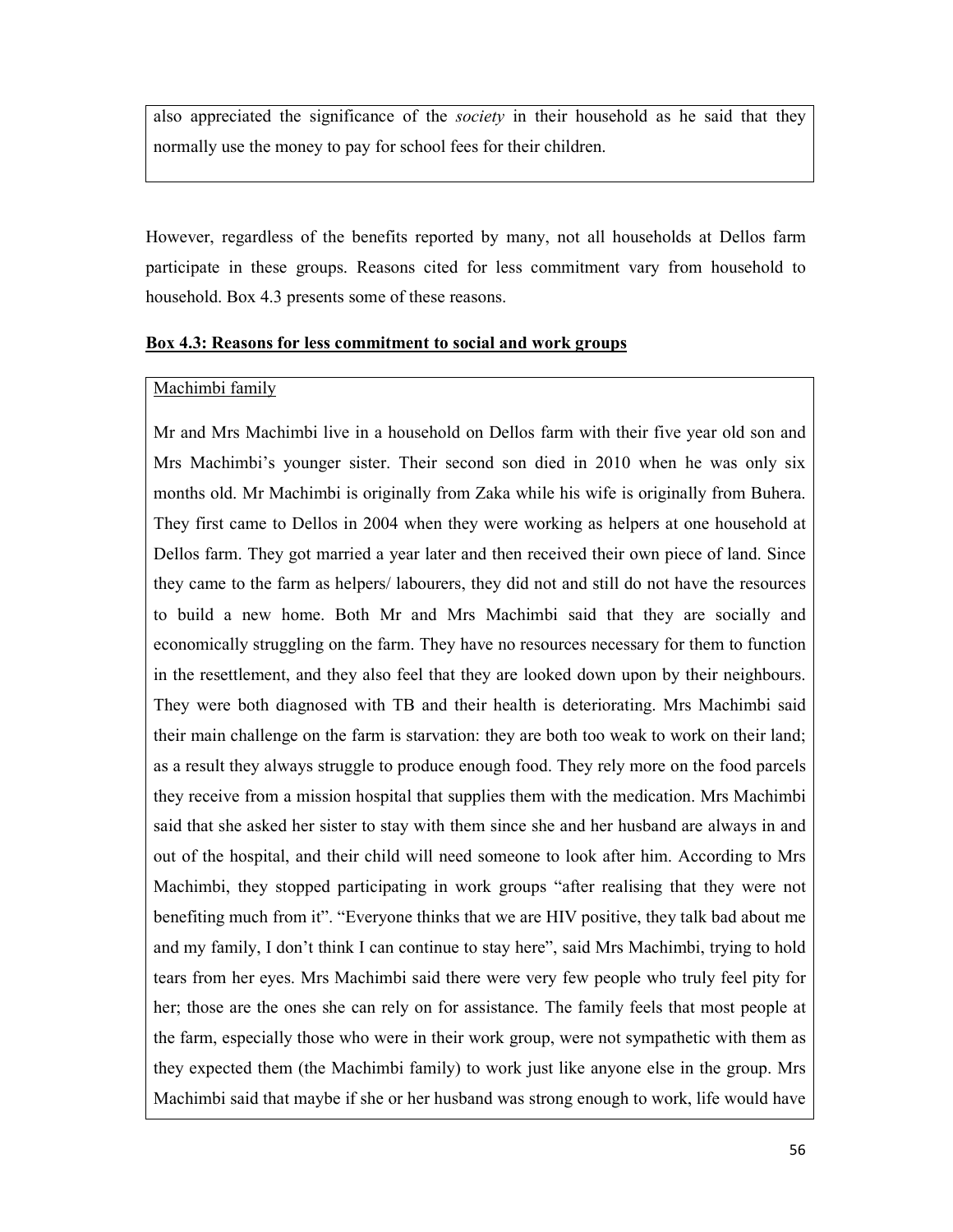also appreciated the significance of the *society* in their household as he said that they normally use the money to pay for school fees for their children.

However, regardless of the benefits reported by many, not all households at Dellos farm participate in these groups. Reasons cited for less commitment vary from household to household. Box 4.3 presents some of these reasons.

**Box 4.3: Reasons for less commitment to social and work groups**

Machimbi family

Mr and Mrs Machimbi live in a household on Dellos farm with their five year old son and Mrs Machimbi's younger sister. Their second son died in 2010 when he was only six months old. Mr Machimbi is originally from Zaka while his wife is originally from Buhera. They first came to Dellos in 2004 when they were working as helpers at one household at Dellos farm. They got married a year later and then received their own piece of land. Since they came to the farm as helpers/ labourers, they did not and still do not have the resources to build a new home. Both Mr and Mrs Machimbi said that they are socially and economically struggling on the farm. They have no resources necessary for them to function in the resettlement, and they also feel that they are looked down upon by their neighbours. They were both diagnosed with TB and their health is deteriorating. Mrs Machimbi said their main challenge on the farm is starvation: they are both too weak to work on their land; as a result they always struggle to produce enough food. They rely more on the food parcels they receive from a mission hospital that supplies them with the medication. Mrs Machimbi said that she asked her sister to stay with them since she and her husband are always in and out of the hospital, and their child will need someone to look after him. According to Mrs Machimbi, they stopped participating in work groups "after realising that they were not benefiting much from it". "Everyone thinks that we are HIV positive, they talk bad about me and my family, I don't think I can continue to stay here", said Mrs Machimbi, trying to hold tears from her eyes. Mrs Machimbi said there were very few people who truly feel pity for her; those are the ones she can rely on for assistance. The family feels that most people at the farm, especially those who were in their work group, were not sympathetic with them as they expected them (the Machimbi family) to work just like anyone else in the group. Mrs Machimbi said that maybe if she or her husband was strong enough to work, life would have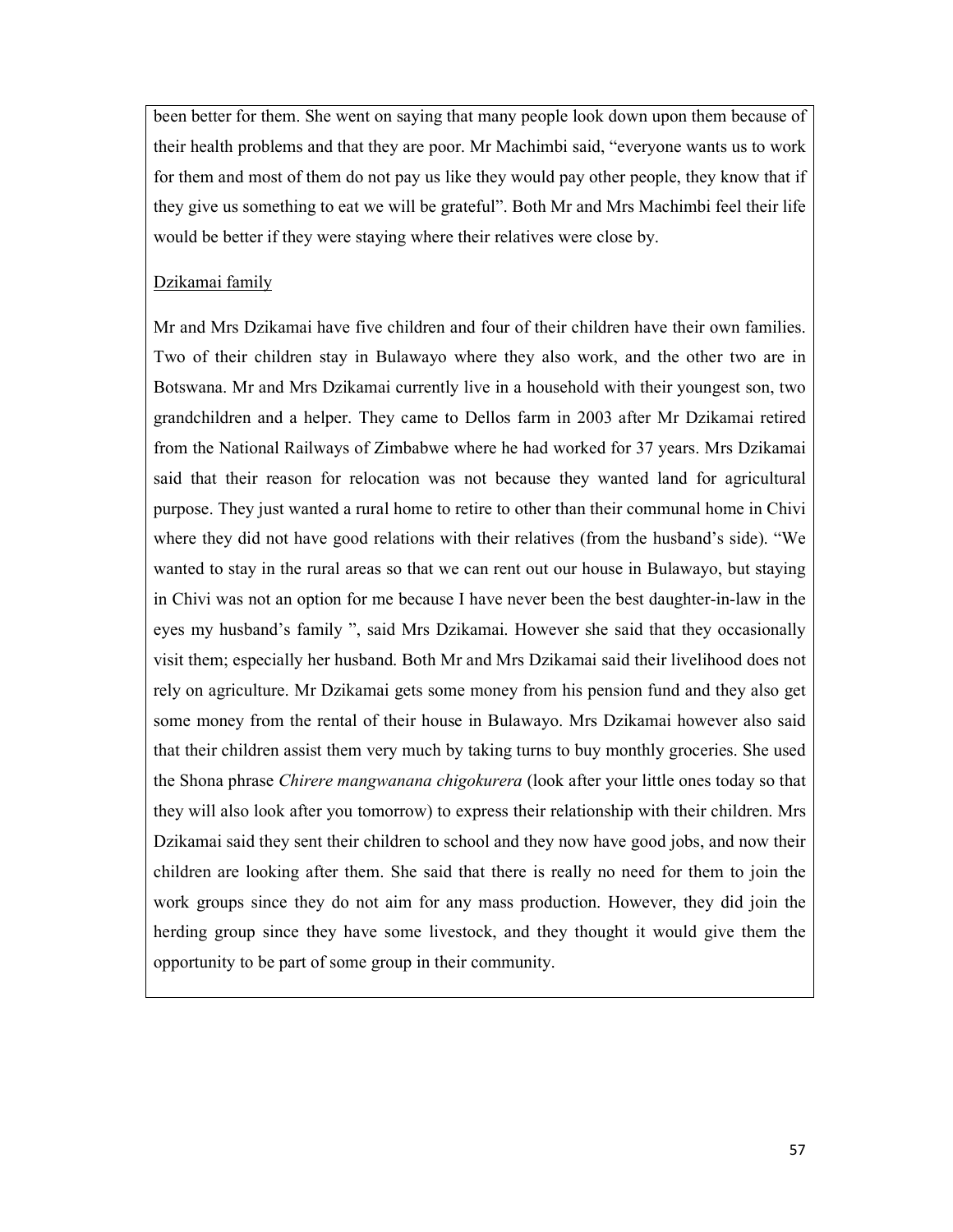been better for them. She went on saying that many people look down upon them because of their health problems and that they are poor. Mr Machimbi said, "everyone wants us to work for them and most of them do not pay us like they would pay other people, they know that if they give us something to eat we will be grateful". Both Mr and Mrs Machimbi feel their life would be better if they were staying where their relatives were close by.

<u>Dzikamai family</u>

Mr and Mrs Dzikamai have five children and four of their children have their own families. Two of their children stay in Bulawayo where they also work, and the other two are in Botswana. Mr and Mrs Dzikamai currently live in a household with their youngest son, two grandchildren and a helper. They came to Dellos farm in 2003 after Mr Dzikamai retired from the National Railways of Zimbabwe where he had worked for 37 years. Mrs Dzikamai said that their reason for relocation was not because they wanted land for agricultural purpose. They just wanted a rural home to retire to other than their communal home in Chivi where they did not have good relations with their relatives (from the husband's side). "We wanted to stay in the rural areas so that we can rent out our house in Bulawayo, but staying in Chivi was not an option for me because I have never been the best daughter-in-law in the eyes my husband's family ", said Mrs Dzikamai. However she said that they occasionally visit them; especially her husband. Both Mr and Mrs Dzikamai said their livelihood does not rely on agriculture. Mr Dzikamai gets some money from his pension fund and they also get some money from the rental of their house in Bulawayo. Mrs Dzikamai however also said that their children assist them very much by taking turns to buy monthly groceries. She used the Shona phrase *Chirere mangwanana chigokurera* (look after your little ones today so that they will also look after you tomorrow) to express their relationship with their children. Mrs Dzikamai said they sent their children to school and they now have good jobs, and now their children are looking after them. She said that there is really no need for them to join the work groups since they do not aim for any mass production. However, they did join the herding group since they have some livestock, and they thought it would give them the opportunity to be part of some group in their community.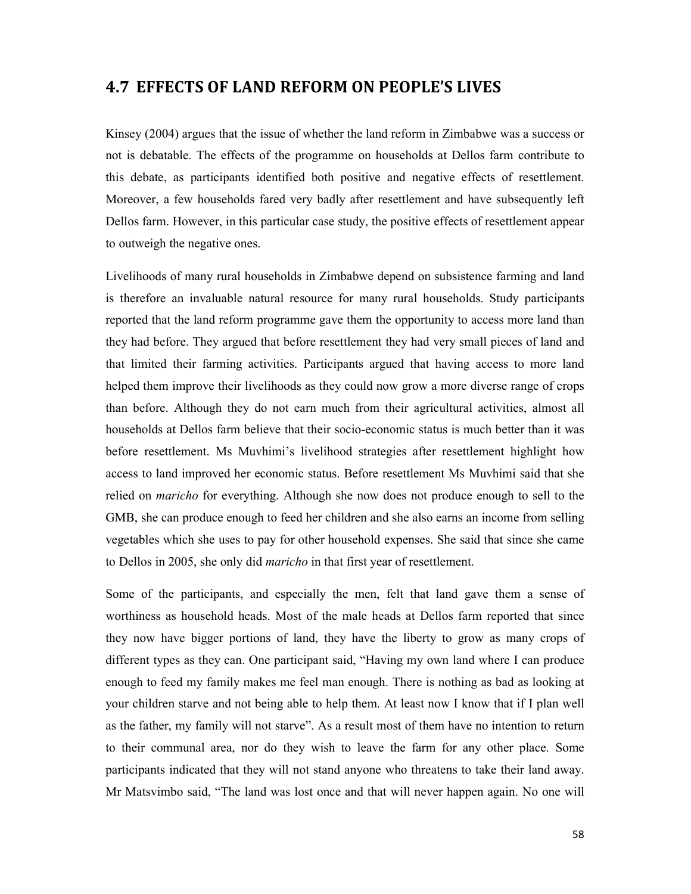## 4.7 EFFECTS OF LAND REFORM ON PEOPLE'S LIVES

Kinsey (2004) argues that the issue of whether the land reform in Zimbabwe was a success or not is debatable. The effects of the programme on households at Dellos farm contribute to this debate, as participants identified both positive and negative effects of resettlement. Moreover, a few households fared very badly after resettlement and have subsequently left Dellos farm. However, in this particular case study, the positive effects of resettlement appear to outweigh the negative ones.

Livelihoods of many rural households in Zimbabwe depend on subsistence farming and land is therefore an invaluable natural resource for many rural households. Study participants reported that the land reform programme gave them the opportunity to access more land than they had before. They argued that before resettlement they had very small pieces of land and that limited their farming activities. Participants argued that having access to more land helped them improve their livelihoods as they could now grow a more diverse range of crops than before. Although they do not earn much from their agricultural activities, almost all households at Dellos farm believe that their socio-economic status is much better than it was before resettlement. Ms Muvhimi's livelihood strategies after resettlement highlight how access to land improved her economic status. Before resettlement Ms Muvhimi said that she relied on *maricho* for everything. Although she now does not produce enough to sell to the GMB, she can produce enough to feed her children and she also earns an income from selling vegetables which she uses to pay for other household expenses. She said that since she came to Dellos in 2005, she only did *maricho* in that first year of resettlement.

Some of the participants, and especially the men, felt that land gave them a sense of worthiness as household heads. Most of the male heads at Dellos farm reported that since they now have bigger portions of land, they have the liberty to grow as many crops of different types as they can. One participant said, "Having my own land where I can produce enough to feed my family makes me feel man enough. There is nothing as bad as looking at your children starve and not being able to help them. At least now I know that if I plan well as the father, my family will not starve". As a result most of them have no intention to return to their communal area, nor do they wish to leave the farm for any other place. Some participants indicated that they will not stand anyone who threatens to take their land away. Mr Matsvimbo said, "The land was lost once and that will never happen again. No one will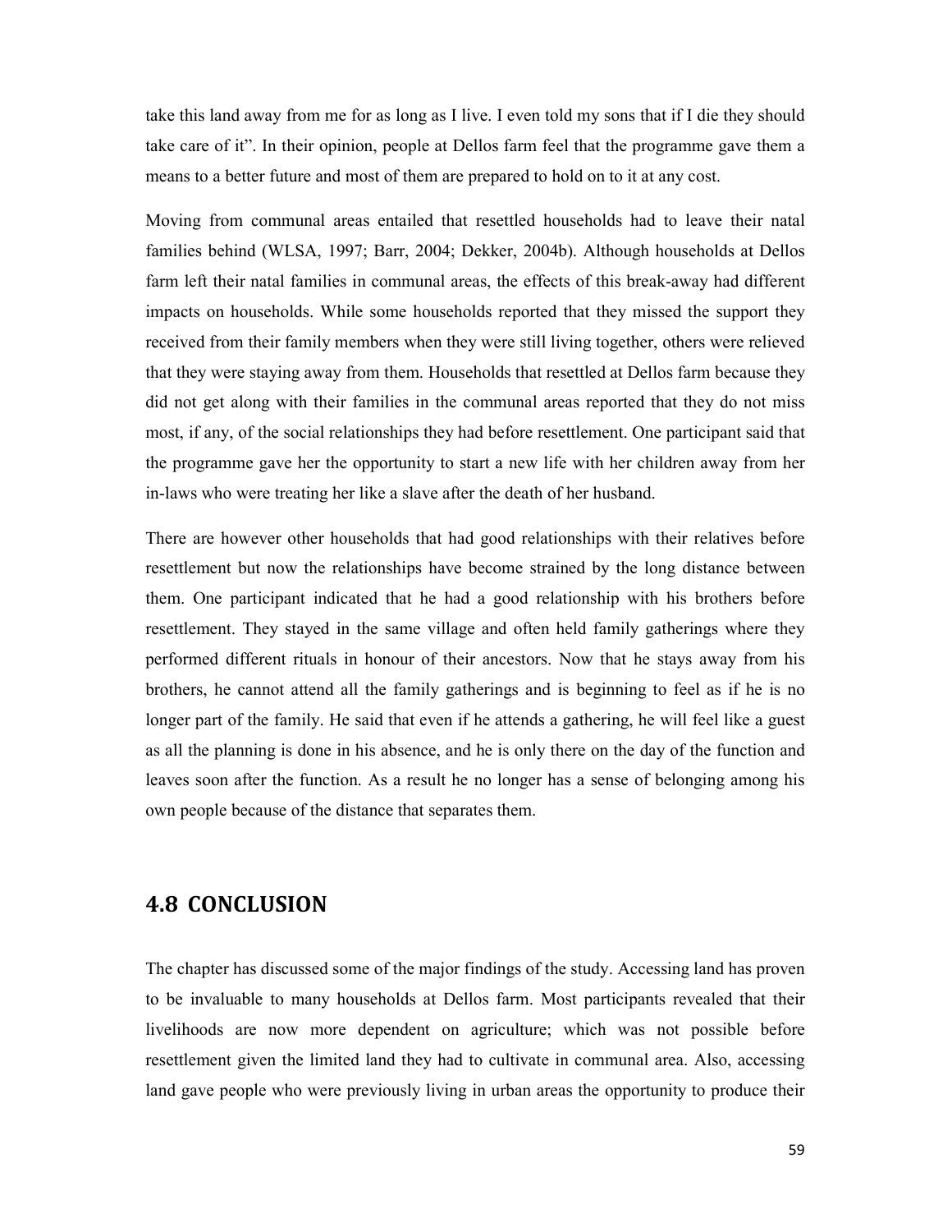take this land away from me for as long as I live. I even told my sons that if I die they should take care of it". In their opinion, people at Dellos farm feel that the programme gave them a means to a better future and most of them are prepared to hold on to it at any cost.

Moving from communal areas entailed that resettled households had to leave their natal families behind (WLSA, 1997; Barr, 2004; Dekker, 2004b). Although households at Dellos farm left their natal families in communal areas, the effects of this break-away had different impacts on households. While some households reported that they missed the support they received from their family members when they were still living together, others were relieved that they were staying away from them. Households that resettled at Dellos farm because they did not get along with their families in the communal areas reported that they do not miss most, if any, of the social relationships they had before resettlement. One participant said that the programme gave her the opportunity to start a new life with her children away from her in-laws who were treating her like a slave after the death of her husband.

There are however other households that had good relationships with their relatives before resettlement but now the relationships have become strained by the long distance between them. One participant indicated that he had a good relationship with his brothers before resettlement. They stayed in the same village and often held family gatherings where they performed different rituals in honour of their ancestors. Now that he stays away from his brothers, he cannot attend all the family gatherings and is beginning to feel as if he is no longer part of the family. He said that even if he attends a gathering, he will feel like a guest as all the planning is done in his absence, and he is only there on the day of the function and leaves soon after the function. As a result he no longer has a sense of belonging among his own people because of the distance that separates them.

## 4.8 CONCLUSION

The chapter has discussed some of the major findings of the study. Accessing land has proven to be invaluable to many households at Dellos farm. Most participants revealed that their livelihoods are now more dependent on agriculture; which was not possible before resettlement given the limited land they had to cultivate in communal area. Also, accessing land gave people who were previously living in urban areas the opportunity to produce their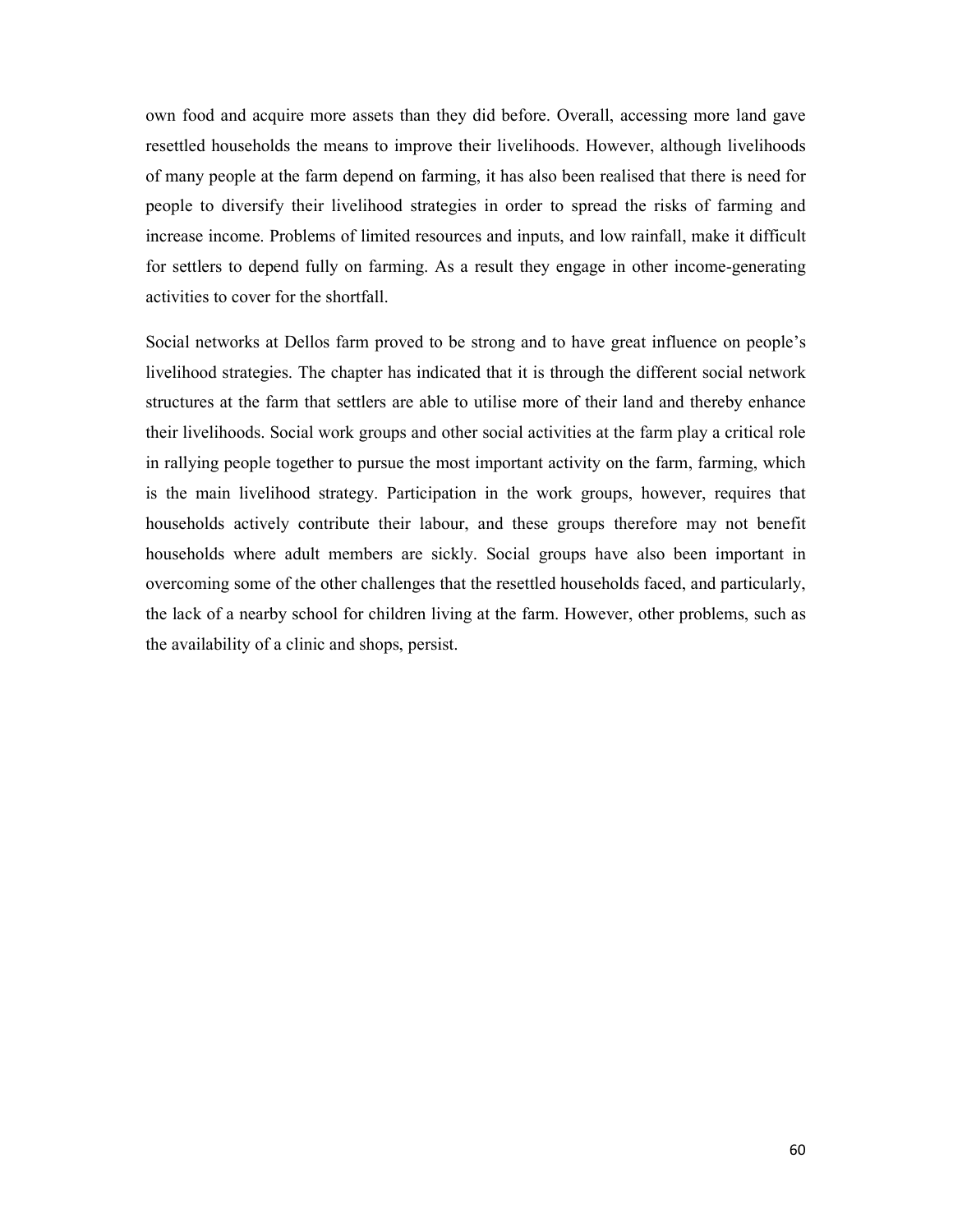own food and acquire more assets than they did before. Overall, accessing more land gave resettled households the means to improve their livelihoods. However, although livelihoods of many people at the farm depend on farming, it has also been realised that there is need for people to diversify their livelihood strategies in order to spread the risks of farming and increase income. Problems of limited resources and inputs, and low rainfall, make it difficult for settlers to depend fully on farming. As a result they engage in other income-generating activities to cover for the shortfall.

Social networks at Dellos farm proved to be strong and to have great influence on people's livelihood strategies. The chapter has indicated that it is through the different social network structures at the farm that settlers are able to utilise more of their land and thereby enhance their livelihoods. Social work groups and other social activities at the farm play a critical role in rallying people together to pursue the most important activity on the farm, farming, which is the main livelihood strategy. Participation in the work groups, however, requires that households actively contribute their labour, and these groups therefore may not benefit households where adult members are sickly. Social groups have also been important in overcoming some of the other challenges that the resettled households faced, and particularly, the lack of a nearby school for children living at the farm. However, other problems, such as the availability of a clinic and shops, persist.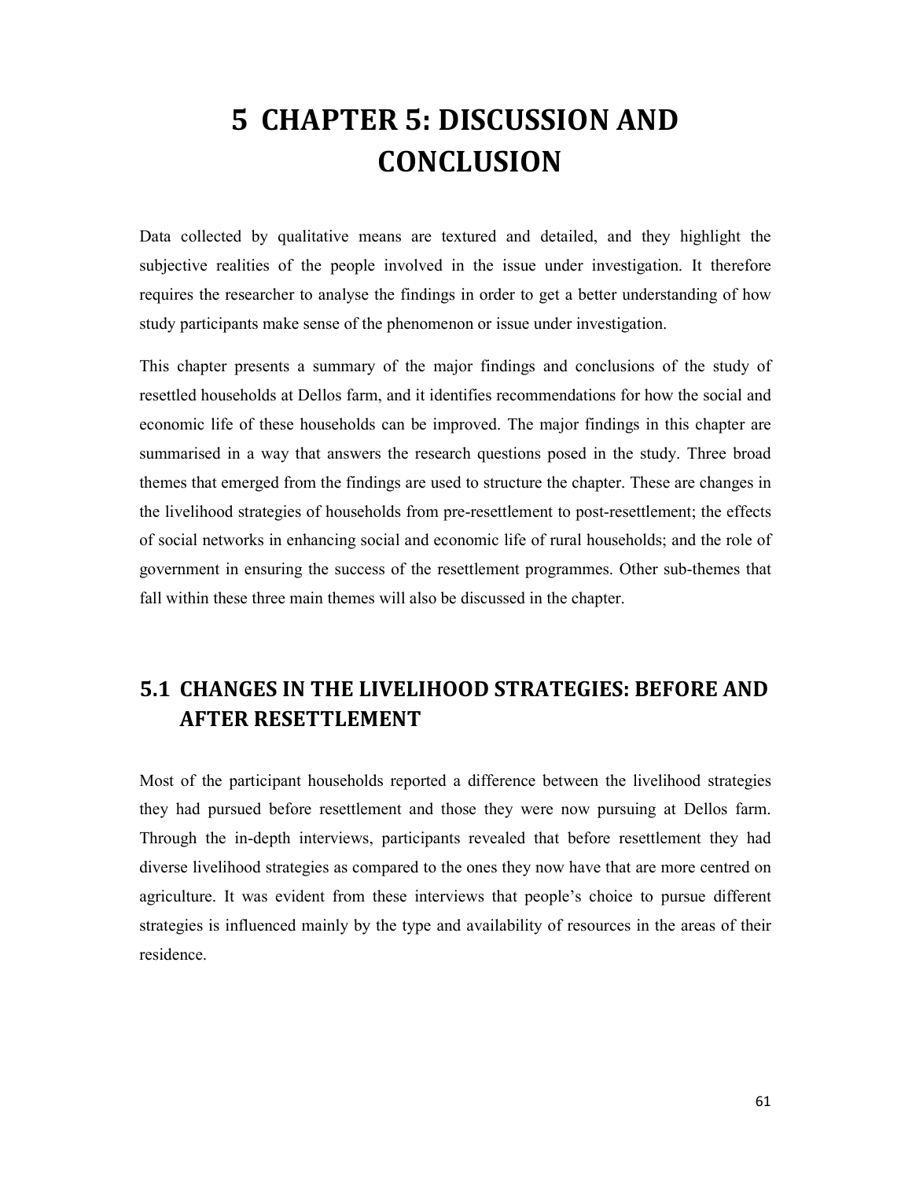# 5 CHAPTER 5: DISCUSSION AND CONCLUSION

Data collected by qualitative means are textured and detailed, and they highlight the subjective realities of the people involved in the issue under investigation. It therefore requires the researcher to analyse the findings in order to get a better understanding of how study participants make sense of the phenomenon or issue under investigation.

This chapter presents a summary of the major findings and conclusions of the study of resettled households at Dellos farm, and it identifies recommendations for how the social and economic life of these households can be improved. The major findings in this chapter are summarised in a way that answers the research questions posed in the study. Three broad themes that emerged from the findings are used to structure the chapter. These are changes in the livelihood strategies of households from pre-resettlement to post-resettlement; the effects of social networks in enhancing social and economic life of rural households; and the role of government in ensuring the success of the resettlement programmes. Other sub-themes that fall within these three main themes will also be discussed in the chapter.

## 5.1 CHANGES IN THE LIVELIHOOD STRATEGIES: BEFORE AND AFTER RESETTLEMENT

Most of the participant households reported a difference between the livelihood strategies they had pursued before resettlement and those they were now pursuing at Dellos farm. Through the in-depth interviews, participants revealed that before resettlement they had diverse livelihood strategies as compared to the ones they now have that are more centred on agriculture. It was evident from these interviews that people's choice to pursue different strategies is influenced mainly by the type and availability of resources in the areas of their residence.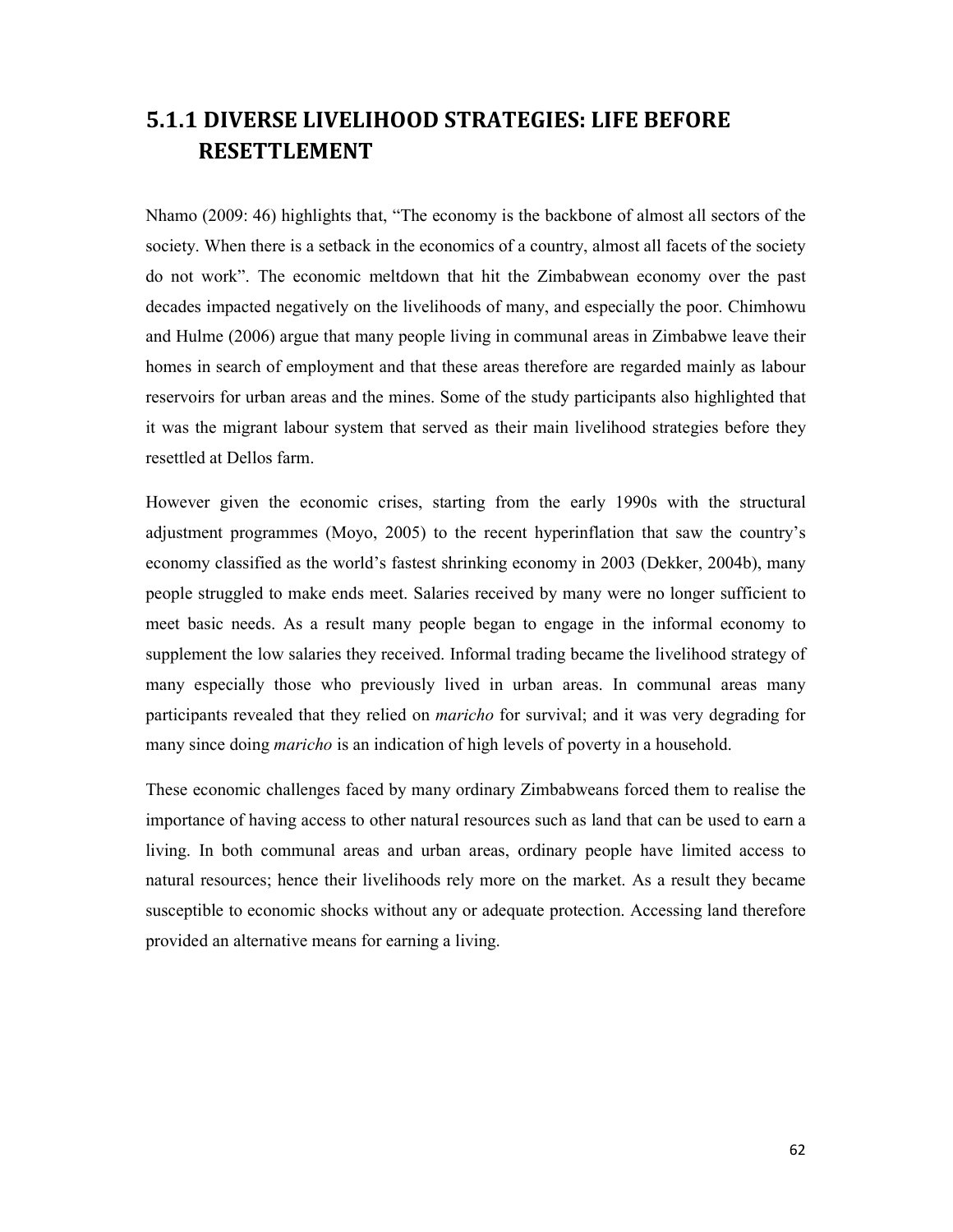### 5.1.1 DIVERSE LIVELIHOOD STRATEGIES: LIFE BEFORE RESETTLEMENT

Nhamo (2009: 46) highlights that, "The economy is the backbone of almost all sectors of the society. When there is a setback in the economics of a country, almost all facets of the society do not work". The economic meltdown that hit the Zimbabwean economy over the past decades impacted negatively on the livelihoods of many, and especially the poor. Chimhowu and Hulme (2006) argue that many people living in communal areas in Zimbabwe leave their homes in search of employment and that these areas therefore are regarded mainly as labour reservoirs for urban areas and the mines. Some of the study participants also highlighted that it was the migrant labour system that served as their main livelihood strategies before they resettled at Dellos farm.

However given the economic crises, starting from the early 1990s with the structural adjustment programmes (Moyo, 2005) to the recent hyperinflation that saw the country's economy classified as the world's fastest shrinking economy in 2003 (Dekker, 2004b), many people struggled to make ends meet. Salaries received by many were no longer sufficient to meet basic needs. As a result many people began to engage in the informal economy to supplement the low salaries they received. Informal trading became the livelihood strategy of many especially those who previously lived in urban areas. In communal areas many participants revealed that they relied on *maricho* for survival; and it was very degrading for many since doing *maricho* is an indication of high levels of poverty in a household.

These economic challenges faced by many ordinary Zimbabweans forced them to realise the importance of having access to other natural resources such as land that can be used to earn a living. In both communal areas and urban areas, ordinary people have limited access to natural resources; hence their livelihoods rely more on the market. As a result they became susceptible to economic shocks without any or adequate protection. Accessing land therefore provided an alternative means for earning a living.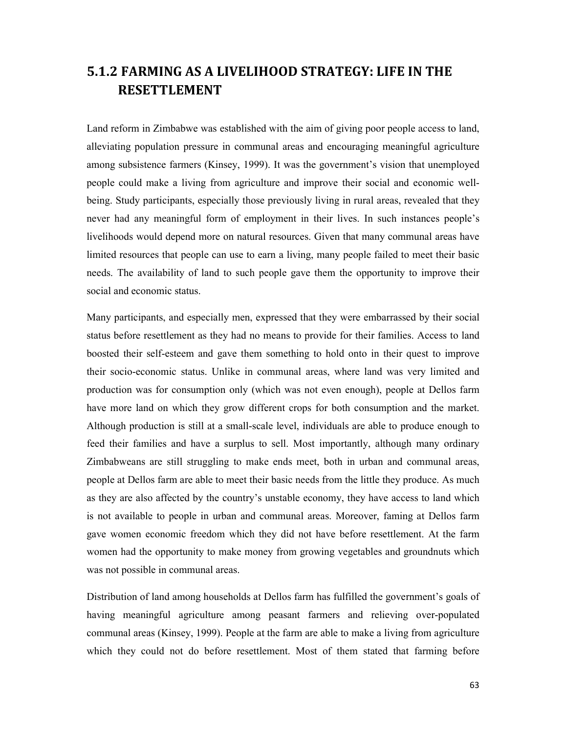## 5.1.2 FARMING AS A LIVELIHOOD STRATEGY: LIFE IN THE RESETTLEMENT

Land reform in Zimbabwe was established with the aim of giving poor people access to land, alleviating population pressure in communal areas and encouraging meaningful agriculture among subsistence farmers (Kinsey, 1999). It was the government's vision that unemployed people could make a living from agriculture and improve their social and economic well-being. Study participants, especially those previously living in rural areas, revealed that they never had any meaningful form of employment in their lives. In such instances people's livelihoods would depend more on natural resources. Given that many communal areas have limited resources that people can use to earn a living, many people failed to meet their basic needs. The availability of land to such people gave them the opportunity to improve their social and economic status.

Many participants, and especially men, expressed that they were embarrassed by their social status before resettlement as they had no means to provide for their families. Access to land boosted their self-esteem and gave them something to hold onto in their quest to improve their socio-economic status. Unlike in communal areas, where land was very limited and production was for consumption only (which was not even enough), people at Dellos farm have more land on which they grow different crops for both consumption and the market. Although production is still at a small-scale level, individuals are able to produce enough to feed their families and have a surplus to sell. Most importantly, although many ordinary Zimbabweans are still struggling to make ends meet, both in urban and communal areas, people at Dellos farm are able to meet their basic needs from the little they produce. As much as they are also affected by the country's unstable economy, they have access to land which is not available to people in urban and communal areas. Moreover, faming at Dellos farm gave women economic freedom which they did not have before resettlement. At the farm women had the opportunity to make money from growing vegetables and groundnuts which was not possible in communal areas.

Distribution of land among households at Dellos farm has fulfilled the government's goals of having meaningful agriculture among peasant farmers and relieving over-populated communal areas (Kinsey, 1999). People at the farm are able to make a living from agriculture which they could not do before resettlement. Most of them stated that farming before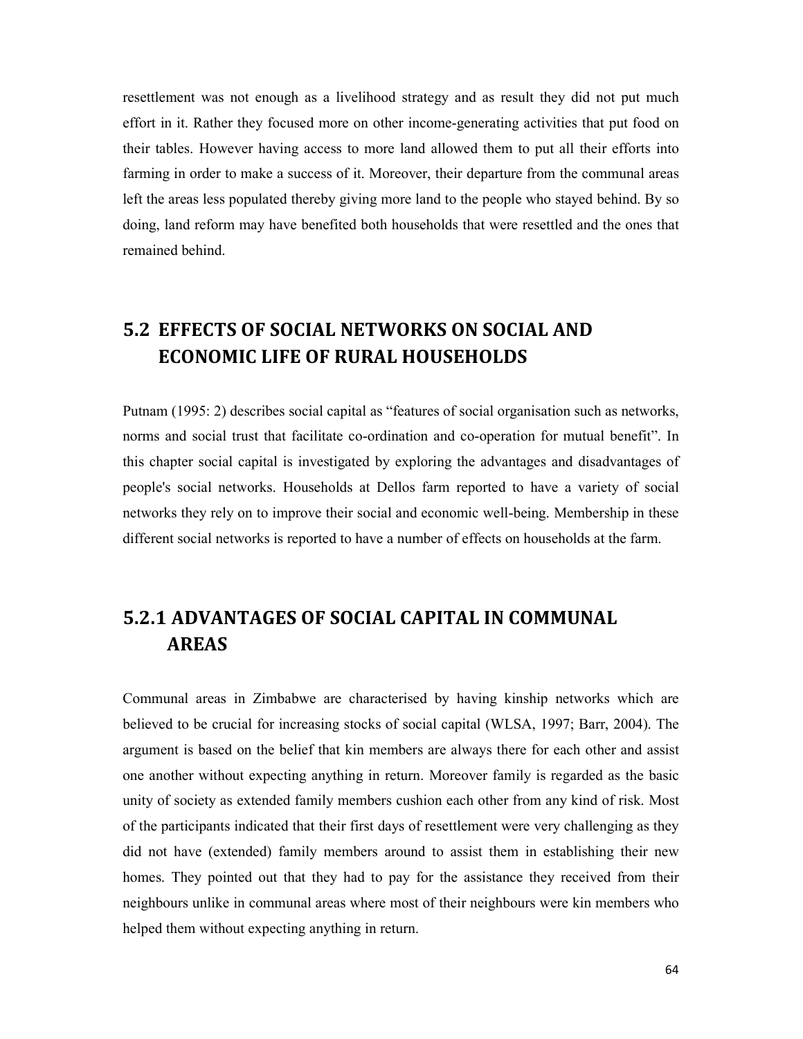resettlement was not enough as a livelihood strategy and as result they did not put much effort in it. Rather they focused more on other income-generating activities that put food on their tables. However having access to more land allowed them to put all their efforts into farming in order to make a success of it. Moreover, their departure from the communal areas left the areas less populated thereby giving more land to the people who stayed behind. By so doing, land reform may have benefited both households that were resettled and the ones that remained behind.

## 5.2 EFFECTS OF SOCIAL NETWORKS ON SOCIAL AND ECONOMIC LIFE OF RURAL HOUSEHOLDS

Putnam (1995: 2) describes social capital as "features of social organisation such as networks, norms and social trust that facilitate co-ordination and co-operation for mutual benefit". In this chapter social capital is investigated by exploring the advantages and disadvantages of people's social networks. Households at Dellos farm reported to have a variety of social networks they rely on to improve their social and economic well-being. Membership in these different social networks is reported to have a number of effects on households at the farm.

### 5.2.1 ADVANTAGES OF SOCIAL CAPITAL IN COMMUNAL AREAS

Communal areas in Zimbabwe are characterised by having kinship networks which are believed to be crucial for increasing stocks of social capital (WLSA, 1997; Barr, 2004). The argument is based on the belief that kin members are always there for each other and assist one another without expecting anything in return. Moreover family is regarded as the basic unity of society as extended family members cushion each other from any kind of risk. Most of the participants indicated that their first days of resettlement were very challenging as they did not have (extended) family members around to assist them in establishing their new homes. They pointed out that they had to pay for the assistance they received from their neighbours unlike in communal areas where most of their neighbours were kin members who helped them without expecting anything in return.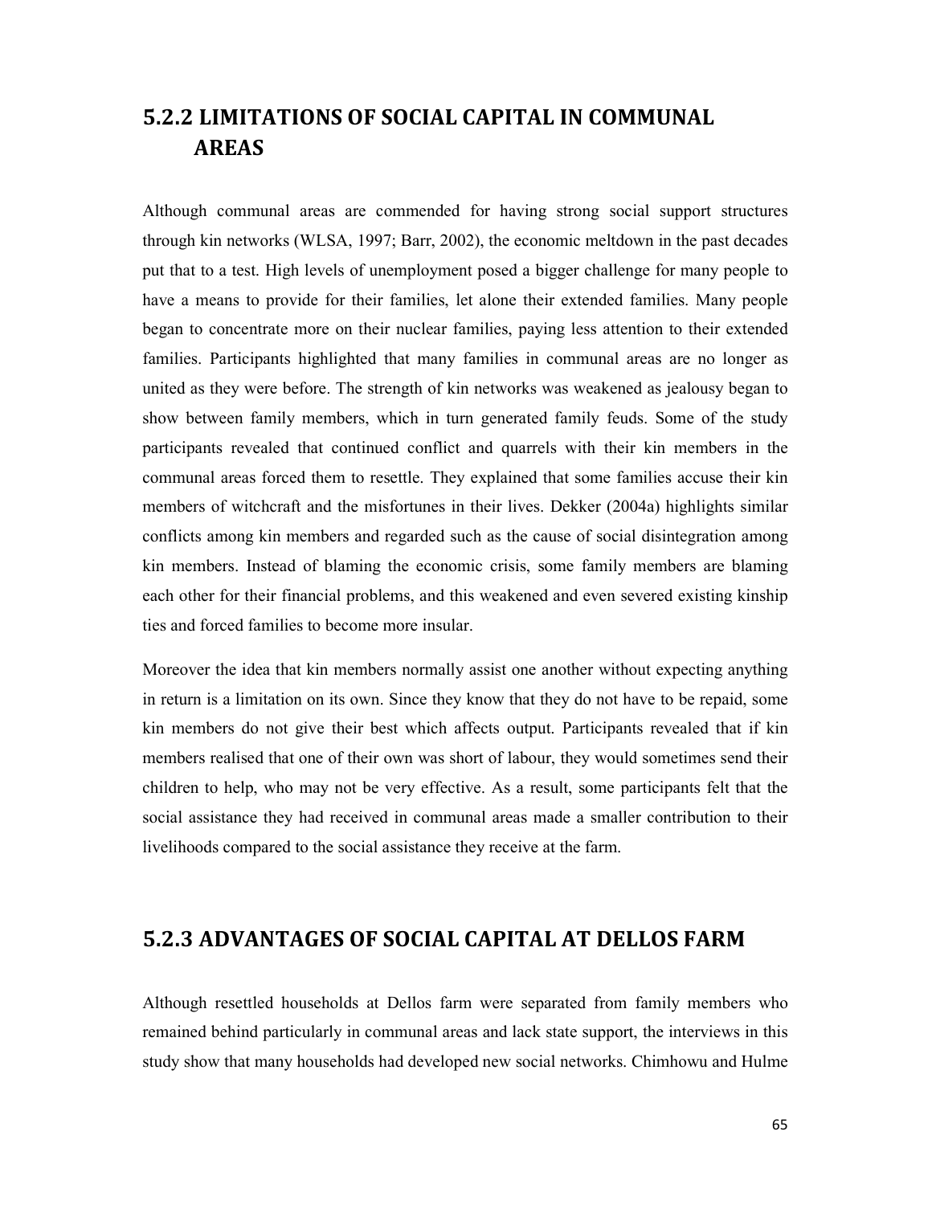## 5.2.2 LIMITATIONS OF SOCIAL CAPITAL IN COMMUNAL AREAS

Although communal areas are commended for having strong social support structures through kin networks (WLSA, 1997; Barr, 2002), the economic meltdown in the past decades put that to a test. High levels of unemployment posed a bigger challenge for many people to have a means to provide for their families, let alone their extended families. Many people began to concentrate more on their nuclear families, paying less attention to their extended families. Participants highlighted that many families in communal areas are no longer as united as they were before. The strength of kin networks was weakened as jealousy began to show between family members, which in turn generated family feuds. Some of the study participants revealed that continued conflict and quarrels with their kin members in the communal areas forced them to resettle. They explained that some families accuse their kin members of witchcraft and the misfortunes in their lives. Dekker (2004a) highlights similar conflicts among kin members and regarded such as the cause of social disintegration among kin members. Instead of blaming the economic crisis, some family members are blaming each other for their financial problems, and this weakened and even severed existing kinship ties and forced families to become more insular.

Moreover the idea that kin members normally assist one another without expecting anything in return is a limitation on its own. Since they know that they do not have to be repaid, some kin members do not give their best which affects output. Participants revealed that if kin members realised that one of their own was short of labour, they would sometimes send their children to help, who may not be very effective. As a result, some participants felt that the social assistance they had received in communal areas made a smaller contribution to their livelihoods compared to the social assistance they receive at the farm.

## 5.2.3 ADVANTAGES OF SOCIAL CAPITAL AT DELLOS FARM

Although resettled households at Dellos farm were separated from family members who remained behind particularly in communal areas and lack state support, the interviews in this study show that many households had developed new social networks. Chimhowu and Hulme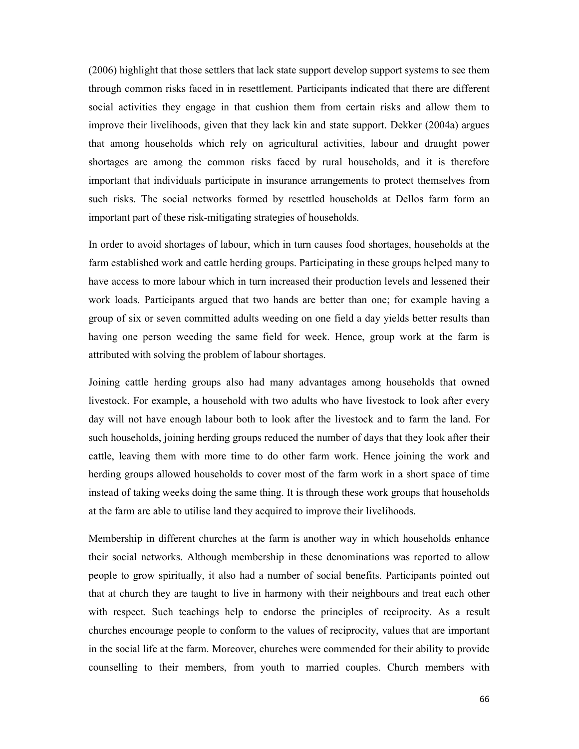(2006) highlight that those settlers that lack state support develop support systems to see them through common risks faced in in resettlement. Participants indicated that there are different social activities they engage in that cushion them from certain risks and allow them to improve their livelihoods, given that they lack kin and state support. Dekker (2004a) argues that among households which rely on agricultural activities, labour and draught power shortages are among the common risks faced by rural households, and it is therefore important that individuals participate in insurance arrangements to protect themselves from such risks. The social networks formed by resettled households at Dellos farm form an important part of these risk-mitigating strategies of households.

In order to avoid shortages of labour, which in turn causes food shortages, households at the farm established work and cattle herding groups. Participating in these groups helped many to have access to more labour which in turn increased their production levels and lessened their work loads. Participants argued that two hands are better than one; for example having a group of six or seven committed adults weeding on one field a day yields better results than having one person weeding the same field for week. Hence, group work at the farm is attributed with solving the problem of labour shortages.

Joining cattle herding groups also had many advantages among households that owned livestock. For example, a household with two adults who have livestock to look after every day will not have enough labour both to look after the livestock and to farm the land. For such households, joining herding groups reduced the number of days that they look after their cattle, leaving them with more time to do other farm work. Hence joining the work and herding groups allowed households to cover most of the farm work in a short space of time instead of taking weeks doing the same thing. It is through these work groups that households at the farm are able to utilise land they acquired to improve their livelihoods.

Membership in different churches at the farm is another way in which households enhance their social networks. Although membership in these denominations was reported to allow people to grow spiritually, it also had a number of social benefits. Participants pointed out that at church they are taught to live in harmony with their neighbours and treat each other with respect. Such teachings help to endorse the principles of reciprocity. As a result churches encourage people to conform to the values of reciprocity, values that are important in the social life at the farm. Moreover, churches were commended for their ability to provide counselling to their members, from youth to married couples. Church members with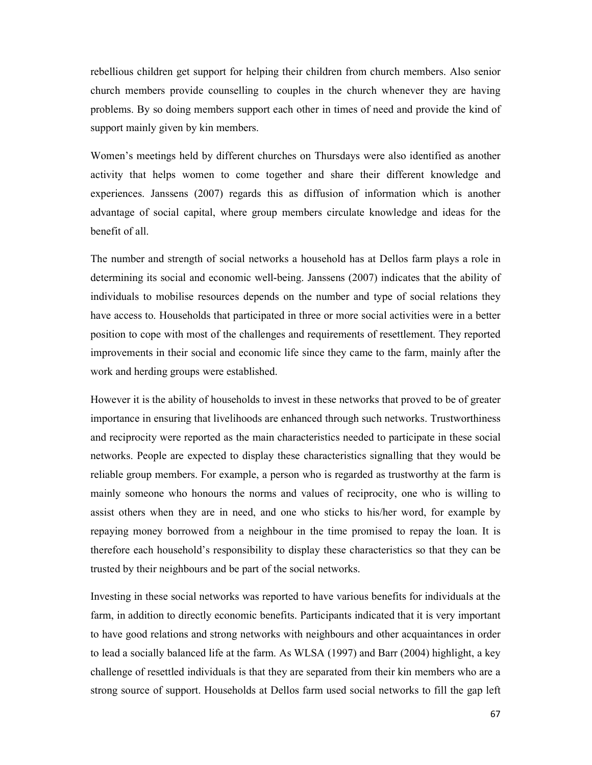rebellious children get support for helping their children from church members. Also senior church members provide counselling to couples in the church whenever they are having problems. By so doing members support each other in times of need and provide the kind of support mainly given by kin members.

Women's meetings held by different churches on Thursdays were also identified as another activity that helps women to come together and share their different knowledge and experiences. Janssens (2007) regards this as diffusion of information which is another advantage of social capital, where group members circulate knowledge and ideas for the benefit of all.

The number and strength of social networks a household has at Dellos farm plays a role in determining its social and economic well-being. Janssens (2007) indicates that the ability of individuals to mobilise resources depends on the number and type of social relations they have access to. Households that participated in three or more social activities were in a better position to cope with most of the challenges and requirements of resettlement. They reported improvements in their social and economic life since they came to the farm, mainly after the work and herding groups were established.

However it is the ability of households to invest in these networks that proved to be of greater importance in ensuring that livelihoods are enhanced through such networks. Trustworthiness and reciprocity were reported as the main characteristics needed to participate in these social networks. People are expected to display these characteristics signalling that they would be reliable group members. For example, a person who is regarded as trustworthy at the farm is mainly someone who honours the norms and values of reciprocity, one who is willing to assist others when they are in need, and one who sticks to his/her word, for example by repaying money borrowed from a neighbour in the time promised to repay the loan. It is therefore each household's responsibility to display these characteristics so that they can be trusted by their neighbours and be part of the social networks.

Investing in these social networks was reported to have various benefits for individuals at the farm, in addition to directly economic benefits. Participants indicated that it is very important to have good relations and strong networks with neighbours and other acquaintances in order to lead a socially balanced life at the farm. As WLSA (1997) and Barr (2004) highlight, a key challenge of resettled individuals is that they are separated from their kin members who are a strong source of support. Households at Dellos farm used social networks to fill the gap left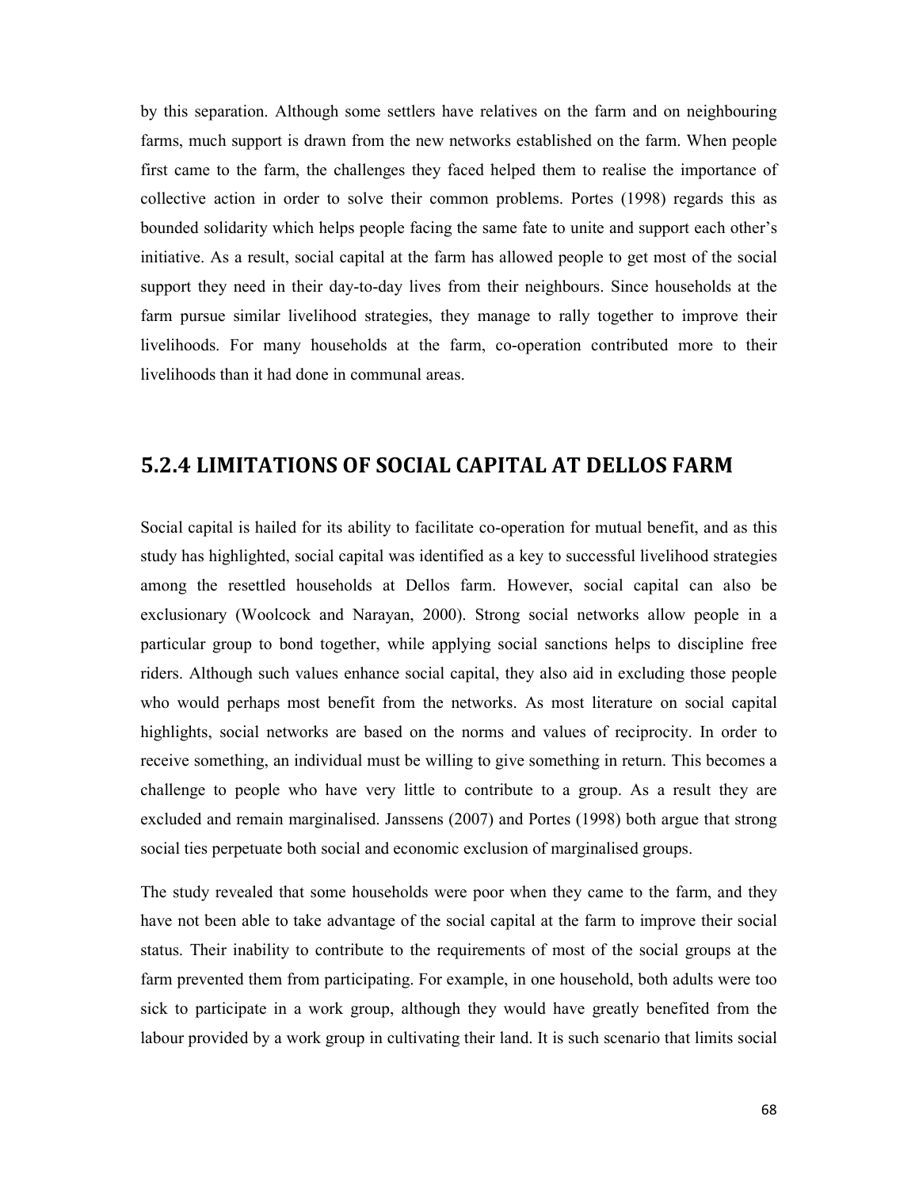by this separation. Although some settlers have relatives on the farm and on neighbouring farms, much support is drawn from the new networks established on the farm. When people first came to the farm, the challenges they faced helped them to realise the importance of collective action in order to solve their common problems. Portes (1998) regards this as bounded solidarity which helps people facing the same fate to unite and support each other's initiative. As a result, social capital at the farm has allowed people to get most of the social support they need in their day-to-day lives from their neighbours. Since households at the farm pursue similar livelihood strategies, they manage to rally together to improve their livelihoods. For many households at the farm, co-operation contributed more to their livelihoods than it had done in communal areas.

## 5.2.4 LIMITATIONS OF SOCIAL CAPITAL AT DELLOS FARM

Social capital is hailed for its ability to facilitate co-operation for mutual benefit, and as this study has highlighted, social capital was identified as a key to successful livelihood strategies among the resettled households at Dellos farm. However, social capital can also be exclusionary (Woolcock and Narayan, 2000). Strong social networks allow people in a particular group to bond together, while applying social sanctions helps to discipline free riders. Although such values enhance social capital, they also aid in excluding those people who would perhaps most benefit from the networks. As most literature on social capital highlights, social networks are based on the norms and values of reciprocity. In order to receive something, an individual must be willing to give something in return. This becomes a challenge to people who have very little to contribute to a group. As a result they are excluded and remain marginalised. Janssens (2007) and Portes (1998) both argue that strong social ties perpetuate both social and economic exclusion of marginalised groups.

The study revealed that some households were poor when they came to the farm, and they have not been able to take advantage of the social capital at the farm to improve their social status. Their inability to contribute to the requirements of most of the social groups at the farm prevented them from participating. For example, in one household, both adults were too sick to participate in a work group, although they would have greatly benefited from the labour provided by a work group in cultivating their land. It is such scenario that limits social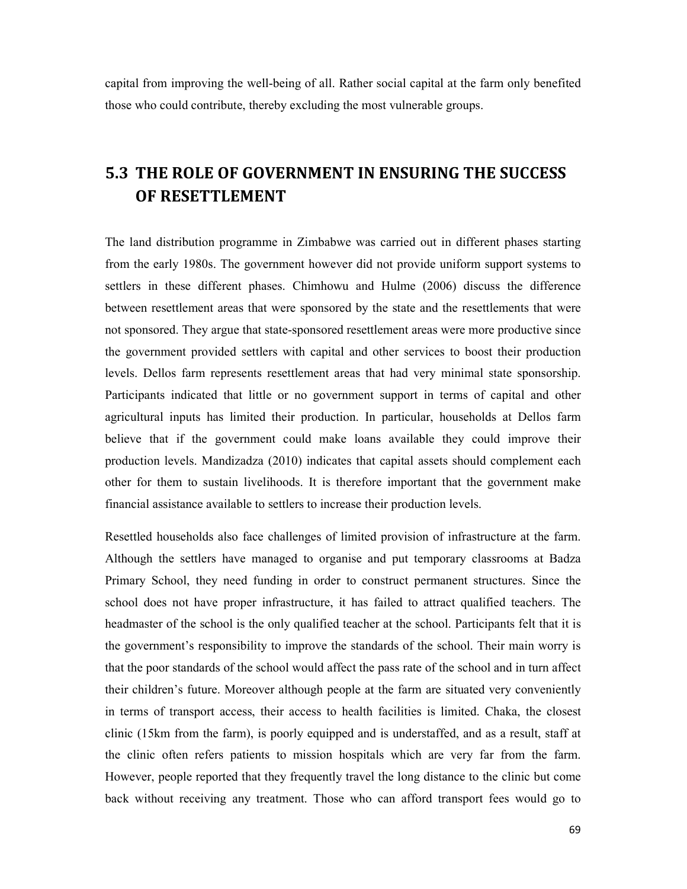capital from improving the well-being of all. Rather social capital at the farm only benefited those who could contribute, thereby excluding the most vulnerable groups.

## 5.3 THE ROLE OF GOVERNMENT IN ENSURING THE SUCCESS OF RESETTLEMENT

The land distribution programme in Zimbabwe was carried out in different phases starting from the early 1980s. The government however did not provide uniform support systems to settlers in these different phases. Chimhowu and Hulme (2006) discuss the difference between resettlement areas that were sponsored by the state and the resettlements that were not sponsored. They argue that state-sponsored resettlement areas were more productive since the government provided settlers with capital and other services to boost their production levels. Dellos farm represents resettlement areas that had very minimal state sponsorship. Participants indicated that little or no government support in terms of capital and other agricultural inputs has limited their production. In particular, households at Dellos farm believe that if the government could make loans available they could improve their production levels. Mandizadza (2010) indicates that capital assets should complement each other for them to sustain livelihoods. It is therefore important that the government make financial assistance available to settlers to increase their production levels.

Resettled households also face challenges of limited provision of infrastructure at the farm. Although the settlers have managed to organise and put temporary classrooms at Badza Primary School, they need funding in order to construct permanent structures. Since the school does not have proper infrastructure, it has failed to attract qualified teachers. The headmaster of the school is the only qualified teacher at the school. Participants felt that it is the government's responsibility to improve the standards of the school. Their main worry is that the poor standards of the school would affect the pass rate of the school and in turn affect their children's future. Moreover although people at the farm are situated very conveniently in terms of transport access, their access to health facilities is limited. Chaka, the closest clinic (15km from the farm), is poorly equipped and is understaffed, and as a result, staff at the clinic often refers patients to mission hospitals which are very far from the farm. However, people reported that they frequently travel the long distance to the clinic but come back without receiving any treatment. Those who can afford transport fees would go to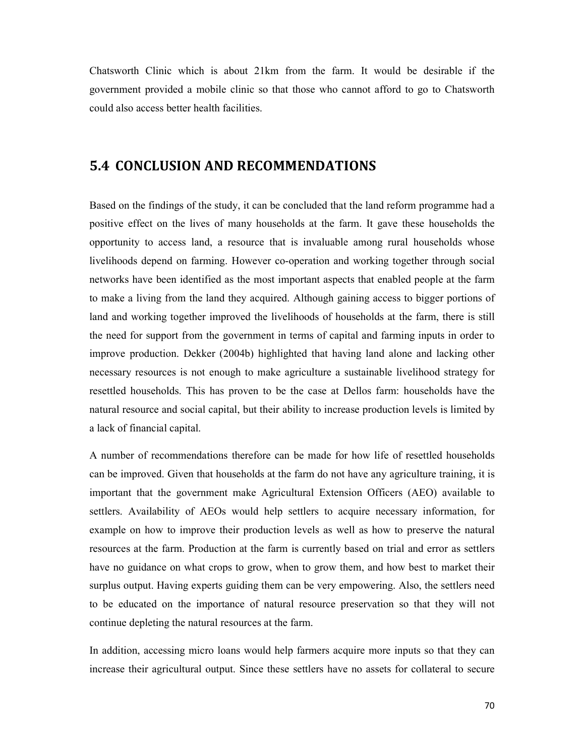Chatsworth Clinic which is about 21km from the farm. It would be desirable if the government provided a mobile clinic so that those who cannot afford to go to Chatsworth could also access better health facilities.

## 5.4 CONCLUSION AND RECOMMENDATIONS

Based on the findings of the study, it can be concluded that the land reform programme had a positive effect on the lives of many households at the farm. It gave these households the opportunity to access land, a resource that is invaluable among rural households whose livelihoods depend on farming. However co-operation and working together through social networks have been identified as the most important aspects that enabled people at the farm to make a living from the land they acquired. Although gaining access to bigger portions of land and working together improved the livelihoods of households at the farm, there is still the need for support from the government in terms of capital and farming inputs in order to improve production. Dekker (2004b) highlighted that having land alone and lacking other necessary resources is not enough to make agriculture a sustainable livelihood strategy for resettled households. This has proven to be the case at Dellos farm: households have the natural resource and social capital, but their ability to increase production levels is limited by a lack of financial capital.

A number of recommendations therefore can be made for how life of resettled households can be improved. Given that households at the farm do not have any agriculture training, it is important that the government make Agricultural Extension Officers (AEO) available to settlers. Availability of AEOs would help settlers to acquire necessary information, for example on how to improve their production levels as well as how to preserve the natural resources at the farm. Production at the farm is currently based on trial and error as settlers have no guidance on what crops to grow, when to grow them, and how best to market their surplus output. Having experts guiding them can be very empowering. Also, the settlers need to be educated on the importance of natural resource preservation so that they will not continue depleting the natural resources at the farm.

In addition, accessing micro loans would help farmers acquire more inputs so that they can increase their agricultural output. Since these settlers have no assets for collateral to secure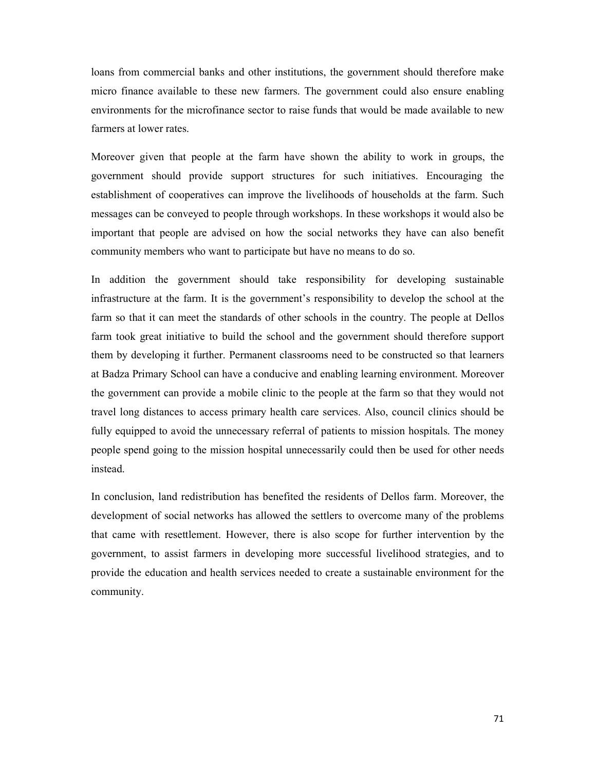loans from commercial banks and other institutions, the government should therefore make micro finance available to these new farmers. The government could also ensure enabling environments for the microfinance sector to raise funds that would be made available to new farmers at lower rates.

Moreover given that people at the farm have shown the ability to work in groups, the government should provide support structures for such initiatives. Encouraging the establishment of cooperatives can improve the livelihoods of households at the farm. Such messages can be conveyed to people through workshops. In these workshops it would also be important that people are advised on how the social networks they have can also benefit community members who want to participate but have no means to do so.

In addition the government should take responsibility for developing sustainable infrastructure at the farm. It is the government's responsibility to develop the school at the farm so that it can meet the standards of other schools in the country. The people at Dellos farm took great initiative to build the school and the government should therefore support them by developing it further. Permanent classrooms need to be constructed so that learners at Badza Primary School can have a conducive and enabling learning environment. Moreover the government can provide a mobile clinic to the people at the farm so that they would not travel long distances to access primary health care services. Also, council clinics should be fully equipped to avoid the unnecessary referral of patients to mission hospitals. The money people spend going to the mission hospital unnecessarily could then be used for other needs instead.

In conclusion, land redistribution has benefited the residents of Dellos farm. Moreover, the development of social networks has allowed the settlers to overcome many of the problems that came with resettlement. However, there is also scope for further intervention by the government, to assist farmers in developing more successful livelihood strategies, and to provide the education and health services needed to create a sustainable environment for the community.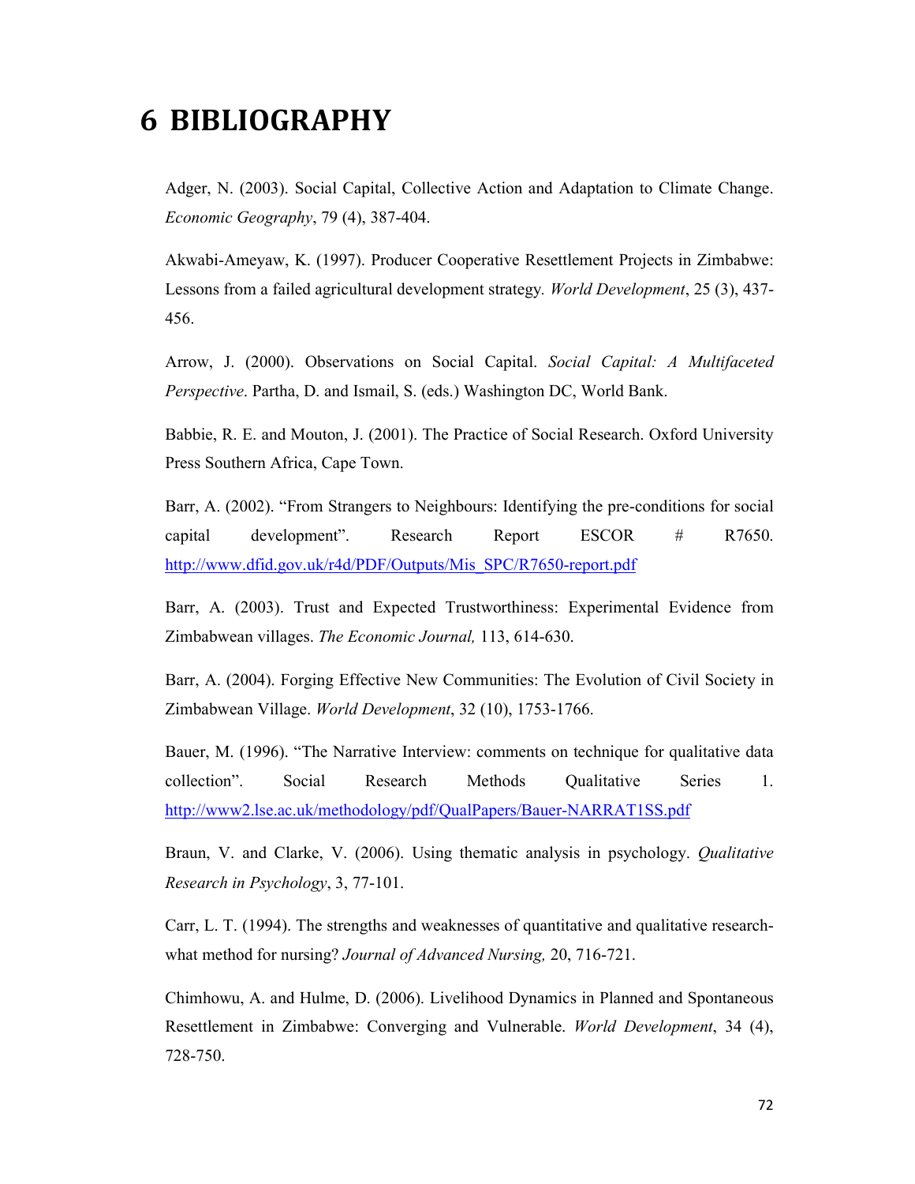# 6 BIBLIOGRAPHY

Adger, N. (2003). Social Capital, Collective Action and Adaptation to Climate Change. *Economic Geography*, 79 (4), 387-404.

Akwabi-Ameyaw, K. (1997). Producer Cooperative Resettlement Projects in Zimbabwe: Lessons from a failed agricultural development strategy. *World Development*, 25 (3), 437-456.

Arrow, J. (2000). Observations on Social Capital. *Social Capital: A Multifaceted Perspective*. Partha, D. and Ismail, S. (eds.) Washington DC, World Bank.

Babbie, R. E. and Mouton, J. (2001). The Practice of Social Research. Oxford University Press Southern Africa, Cape Town.

Barr, A. (2002). "From Strangers to Neighbours: Identifying the pre-conditions for social capital development". Research Report ESCOR # R7650. http://www.dfid.gov.uk/r4d/PDF/Outputs/Mis_SPC/R7650-report.pdf

Barr, A. (2003). Trust and Expected Trustworthiness: Experimental Evidence from Zimbabwean villages. *The Economic Journal,* 113, 614-630.

Barr, A. (2004). Forging Effective New Communities: The Evolution of Civil Society in Zimbabwean Village. *World Development*, 32 (10), 1753-1766.

Bauer, M. (1996). "The Narrative Interview: comments on technique for qualitative data collection". Social Research Methods Qualitative Series 1. http://www2.lse.ac.uk/methodology/pdf/QualPapers/Bauer-NARRAT1SS.pdf

Braun, V. and Clarke, V. (2006). Using thematic analysis in psychology. *Qualitative Research in Psychology*, 3, 77-101.

Carr, L. T. (1994). The strengths and weaknesses of quantitative and qualitative research-what method for nursing? *Journal of Advanced Nursing,* 20, 716-721.

Chimhowu, A. and Hulme, D. (2006). Livelihood Dynamics in Planned and Spontaneous Resettlement in Zimbabwe: Converging and Vulnerable. *World Development*, 34 (4), 728-750.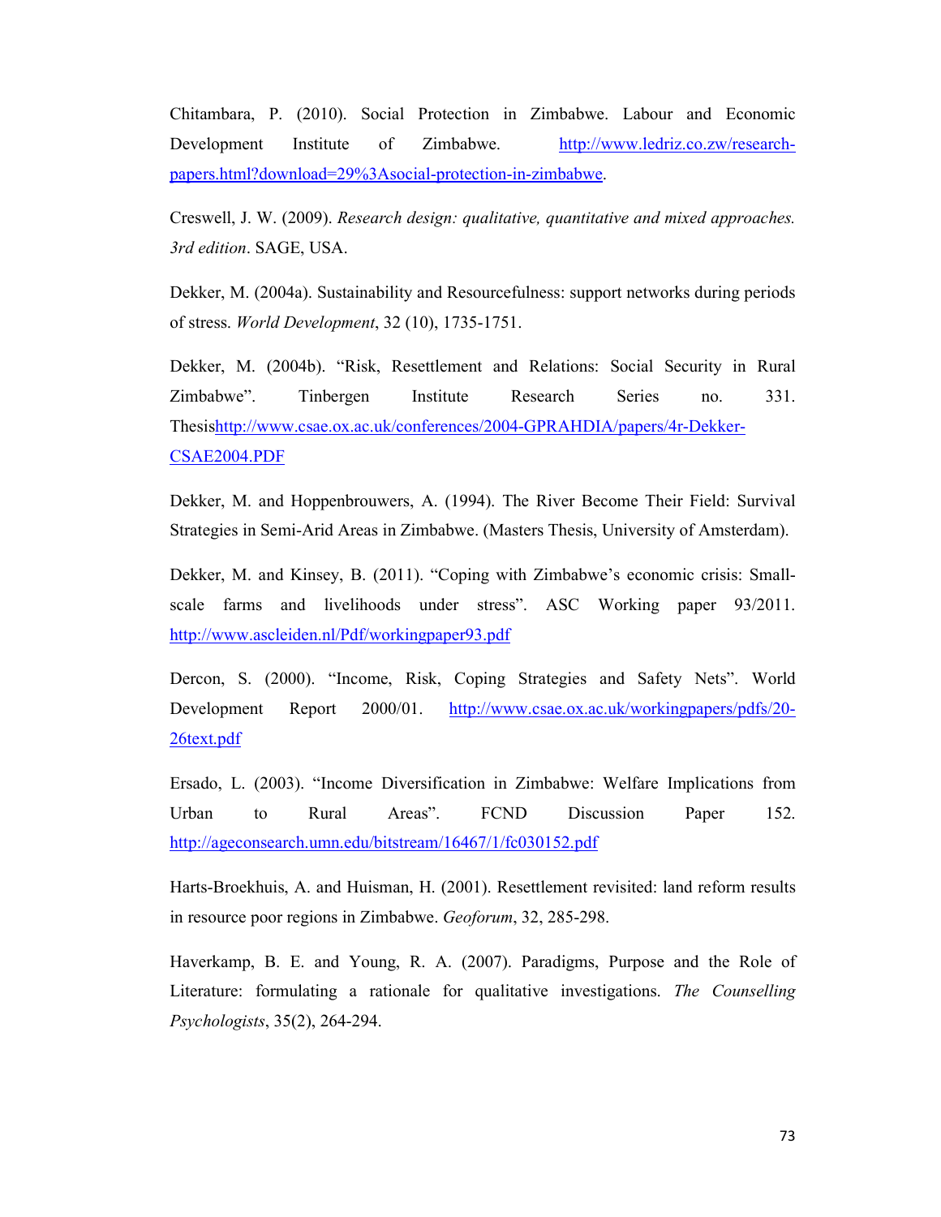Chitambara, P. (2010). Social Protection in Zimbabwe. Labour and Economic Development Institute of Zimbabwe. http://www.ledriz.co.zw/research-papers.html?download=29%3Asocial-protection-in-zimbabwe.

Creswell, J. W. (2009). *Research design: qualitative, quantitative and mixed approaches. 3rd edition*. SAGE, USA.

Dekker, M. (2004a). Sustainability and Resourcefulness: support networks during periods of stress. *World Development*, 32 (10), 1735-1751.

Dekker, M. (2004b). "Risk, Resettlement and Relations: Social Security in Rural Zimbabwe". Tinbergen Institute Research Series no. 331. Thesishttp://www.csae.ox.ac.uk/conferences/2004-GPRAHDIA/papers/4r-Dekker-CSAE2004.PDF

Dekker, M. and Hoppenbrouwers, A. (1994). The River Become Their Field: Survival Strategies in Semi-Arid Areas in Zimbabwe. (Masters Thesis, University of Amsterdam).

Dekker, M. and Kinsey, B. (2011). "Coping with Zimbabwe's economic crisis: Small-scale farms and livelihoods under stress". ASC Working paper 93/2011. http://www.ascleiden.nl/Pdf/workingpaper93.pdf

Dercon, S. (2000). "Income, Risk, Coping Strategies and Safety Nets". World Development Report 2000/01. http://www.csae.ox.ac.uk/workingpapers/pdfs/20-26text.pdf

Ersado, L. (2003). "Income Diversification in Zimbabwe: Welfare Implications from Urban to Rural Areas". FCND Discussion Paper 152. http://ageconsearch.umn.edu/bitstream/16467/1/fc030152.pdf

Harts-Broekhuis, A. and Huisman, H. (2001). Resettlement revisited: land reform results in resource poor regions in Zimbabwe. *Geoforum*, 32, 285-298.

Haverkamp, B. E. and Young, R. A. (2007). Paradigms, Purpose and the Role of Literature: formulating a rationale for qualitative investigations. *The Counselling Psychologists*, 35(2), 264-294.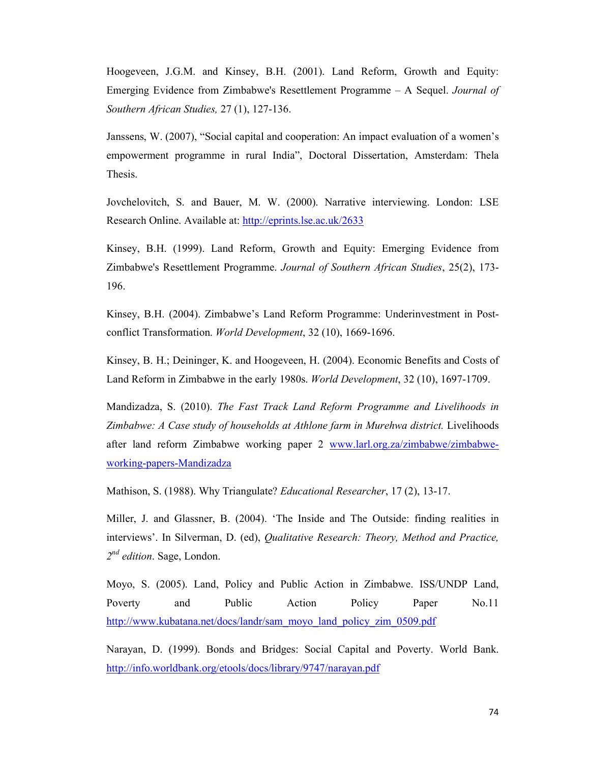Hoogeveen, J.G.M. and Kinsey, B.H. (2001). Land Reform, Growth and Equity: Emerging Evidence from Zimbabwe's Resettlement Programme – A Sequel. *Journal of Southern African Studies,* 27 (1), 127-136.

Janssens, W. (2007), "Social capital and cooperation: An impact evaluation of a women's empowerment programme in rural India", Doctoral Dissertation, Amsterdam: Thela Thesis.

Jovchelovitch, S. and Bauer, M. W. (2000). Narrative interviewing. London: LSE Research Online. Available at: http://eprints.lse.ac.uk/2633

Kinsey, B.H. (1999). Land Reform, Growth and Equity: Emerging Evidence from Zimbabwe's Resettlement Programme. *Journal of Southern African Studies*, 25(2), 173-196.

Kinsey, B.H. (2004). Zimbabwe's Land Reform Programme: Underinvestment in Post-conflict Transformation. *World Development*, 32 (10), 1669-1696.

Kinsey, B. H.; Deininger, K. and Hoogeveen, H. (2004). Economic Benefits and Costs of Land Reform in Zimbabwe in the early 1980s. *World Development*, 32 (10), 1697-1709.

Mandizadza, S. (2010). *The Fast Track Land Reform Programme and Livelihoods in Zimbabwe: A Case study of households at Athlone farm in Murehwa district.* Livelihoods after land reform Zimbabwe working paper 2 www.larl.org.za/zimbabwe/zimbabwe-working-papers-Mandizadza

Mathison, S. (1988). Why Triangulate? *Educational Researcher*, 17 (2), 13-17.

Miller, J. and Glassner, B. (2004). 'The Inside and The Outside: finding realities in interviews'. In Silverman, D. (ed), *Qualitative Research: Theory, Method and Practice, 2nd edition*. Sage, London.

Moyo, S. (2005). Land, Policy and Public Action in Zimbabwe. ISS/UNDP Land, Poverty and Public Action Policy Paper No.11 http://www.kubatana.net/docs/landr/sam_moyo_land_policy_zim_0509.pdf

Narayan, D. (1999). Bonds and Bridges: Social Capital and Poverty. World Bank. http://info.worldbank.org/etools/docs/library/9747/narayan.pdf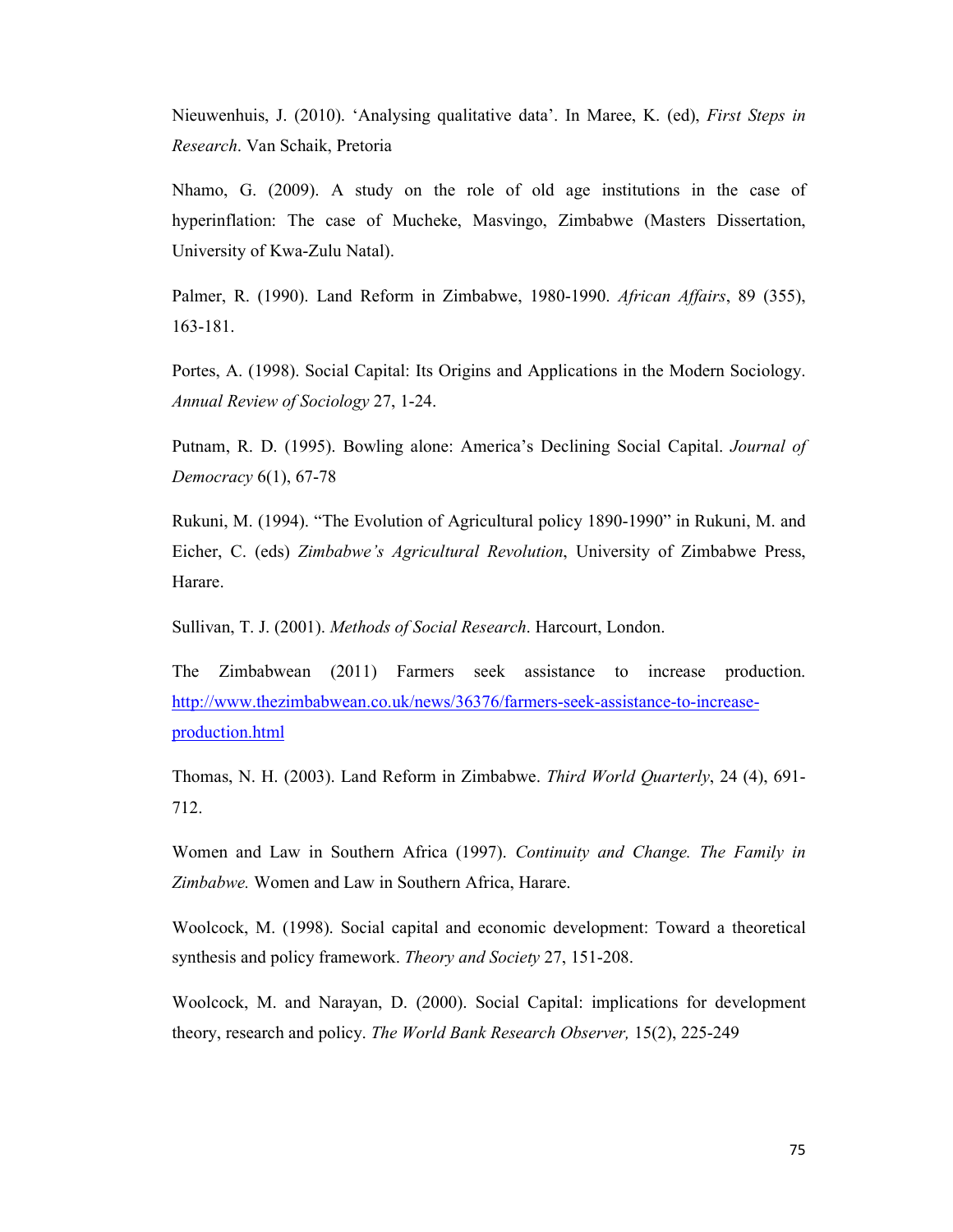Nieuwenhuis, J. (2010). 'Analysing qualitative data'. In Maree, K. (ed), *First Steps in Research*. Van Schaik, Pretoria

Nhamo, G. (2009). A study on the role of old age institutions in the case of hyperinflation: The case of Mucheke, Masvingo, Zimbabwe (Masters Dissertation, University of Kwa-Zulu Natal).

Palmer, R. (1990). Land Reform in Zimbabwe, 1980-1990. *African Affairs*, 89 (355), 163-181.

Portes, A. (1998). Social Capital: Its Origins and Applications in the Modern Sociology. *Annual Review of Sociology* 27, 1-24.

Putnam, R. D. (1995). Bowling alone: America's Declining Social Capital. *Journal of Democracy* 6(1), 67-78

Rukuni, M. (1994). "The Evolution of Agricultural policy 1890-1990" in Rukuni, M. and Eicher, C. (eds) *Zimbabwe's Agricultural Revolution*, University of Zimbabwe Press, Harare.

Sullivan, T. J. (2001). *Methods of Social Research*. Harcourt, London.

The Zimbabwean (2011) Farmers seek assistance to increase production. http://www.thezimbabwean.co.uk/news/36376/farmers-seek-assistance-to-increase-production.html

Thomas, N. H. (2003). Land Reform in Zimbabwe. *Third World Quarterly*, 24 (4), 691-712.

Women and Law in Southern Africa (1997). *Continuity and Change. The Family in Zimbabwe.* Women and Law in Southern Africa, Harare.

Woolcock, M. (1998). Social capital and economic development: Toward a theoretical synthesis and policy framework. *Theory and Society* 27, 151-208.

Woolcock, M. and Narayan, D. (2000). Social Capital: implications for development theory, research and policy. *The World Bank Research Observer,* 15(2), 225-249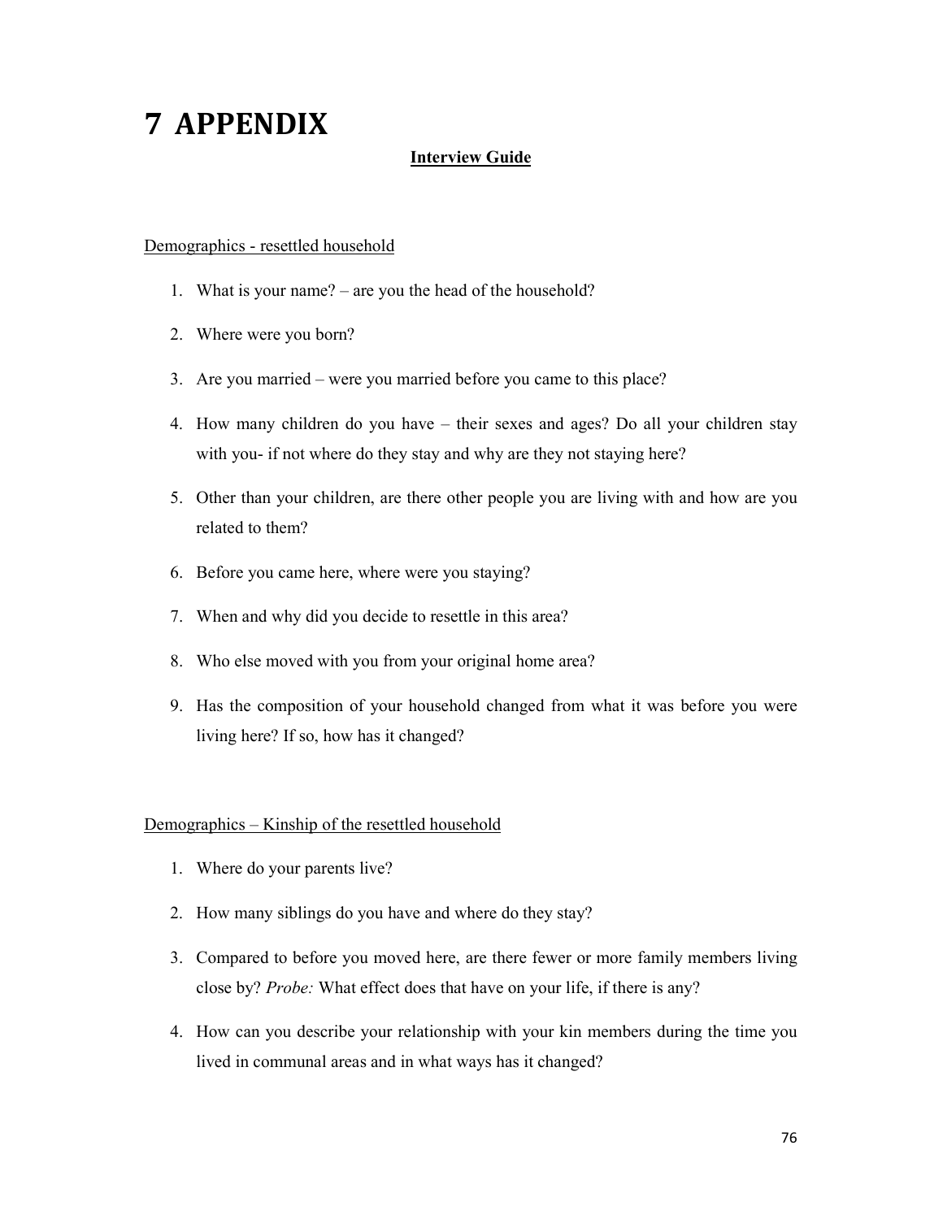# 7 APPENDIX

**Interview Guide**

Demographics - resettled household

1. What is your name? – are you the head of the household?
2. Where were you born?
3. Are you married – were you married before you came to this place?
4. How many children do you have – their sexes and ages? Do all your children stay with you- if not where do they stay and why are they not staying here?
5. Other than your children, are there other people you are living with and how are you related to them?
6. Before you came here, where were you staying?
7. When and why did you decide to resettle in this area?
8. Who else moved with you from your original home area?
9. Has the composition of your household changed from what it was before you were living here? If so, how has it changed?

Demographics – Kinship of the resettled household

1. Where do your parents live?
2. How many siblings do you have and where do they stay?
3. Compared to before you moved here, are there fewer or more family members living close by? *Probe:* What effect does that have on your life, if there is any?
4. How can you describe your relationship with your kin members during the time you lived in communal areas and in what ways has it changed?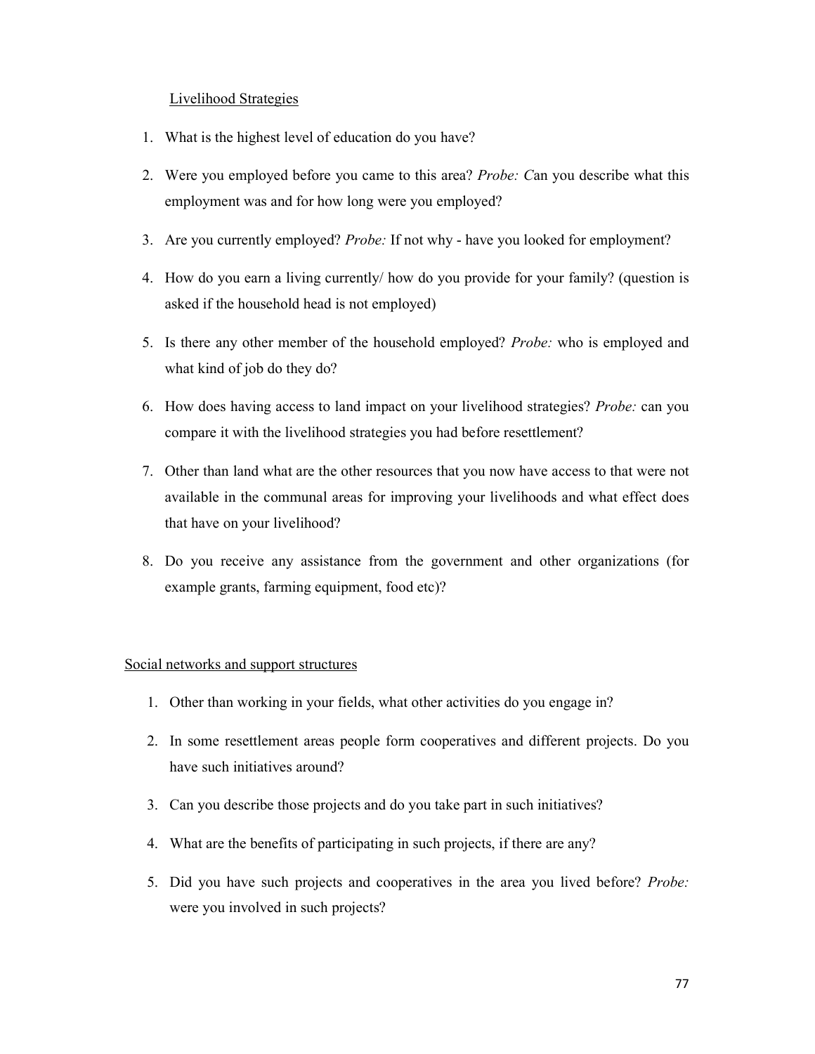Livelihood Strategies

1. What is the highest level of education do you have?
2. Were you employed before you came to this area? *Probe: C*an you describe what this employment was and for how long were you employed?
3. Are you currently employed? *Probe:* If not why - have you looked for employment?
4. How do you earn a living currently/ how do you provide for your family? (question is asked if the household head is not employed)
5. Is there any other member of the household employed? *Probe:* who is employed and what kind of job do they do?
6. How does having access to land impact on your livelihood strategies? *Probe:* can you compare it with the livelihood strategies you had before resettlement?
7. Other than land what are the other resources that you now have access to that were not available in the communal areas for improving your livelihoods and what effect does that have on your livelihood?
8. Do you receive any assistance from the government and other organizations (for example grants, farming equipment, food etc)?

Social networks and support structures

1. Other than working in your fields, what other activities do you engage in?
2. In some resettlement areas people form cooperatives and different projects. Do you have such initiatives around?
3. Can you describe those projects and do you take part in such initiatives?
4. What are the benefits of participating in such projects, if there are any?
5. Did you have such projects and cooperatives in the area you lived before? *Probe:* were you involved in such projects?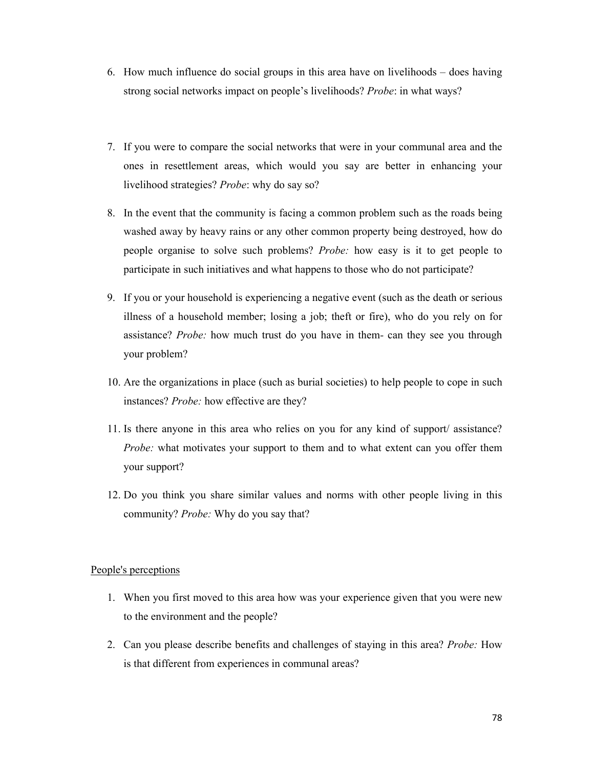6. How much influence do social groups in this area have on livelihoods – does having strong social networks impact on people's livelihoods? *Probe*: in what ways?

7. If you were to compare the social networks that were in your communal area and the ones in resettlement areas, which would you say are better in enhancing your livelihood strategies? *Probe*: why do say so?

8. In the event that the community is facing a common problem such as the roads being washed away by heavy rains or any other common property being destroyed, how do people organise to solve such problems? *Probe:* how easy is it to get people to participate in such initiatives and what happens to those who do not participate?

9. If you or your household is experiencing a negative event (such as the death or serious illness of a household member; losing a job; theft or fire), who do you rely on for assistance? *Probe:* how much trust do you have in them- can they see you through your problem?

10. Are the organizations in place (such as burial societies) to help people to cope in such instances? *Probe:* how effective are they?

11. Is there anyone in this area who relies on you for any kind of support/ assistance? *Probe:* what motivates your support to them and to what extent can you offer them your support?

12. Do you think you share similar values and norms with other people living in this community? *Probe:* Why do you say that?

<u>People's perceptions</u>

1. When you first moved to this area how was your experience given that you were new to the environment and the people?

2. Can you please describe benefits and challenges of staying in this area? *Probe:* How is that different from experiences in communal areas?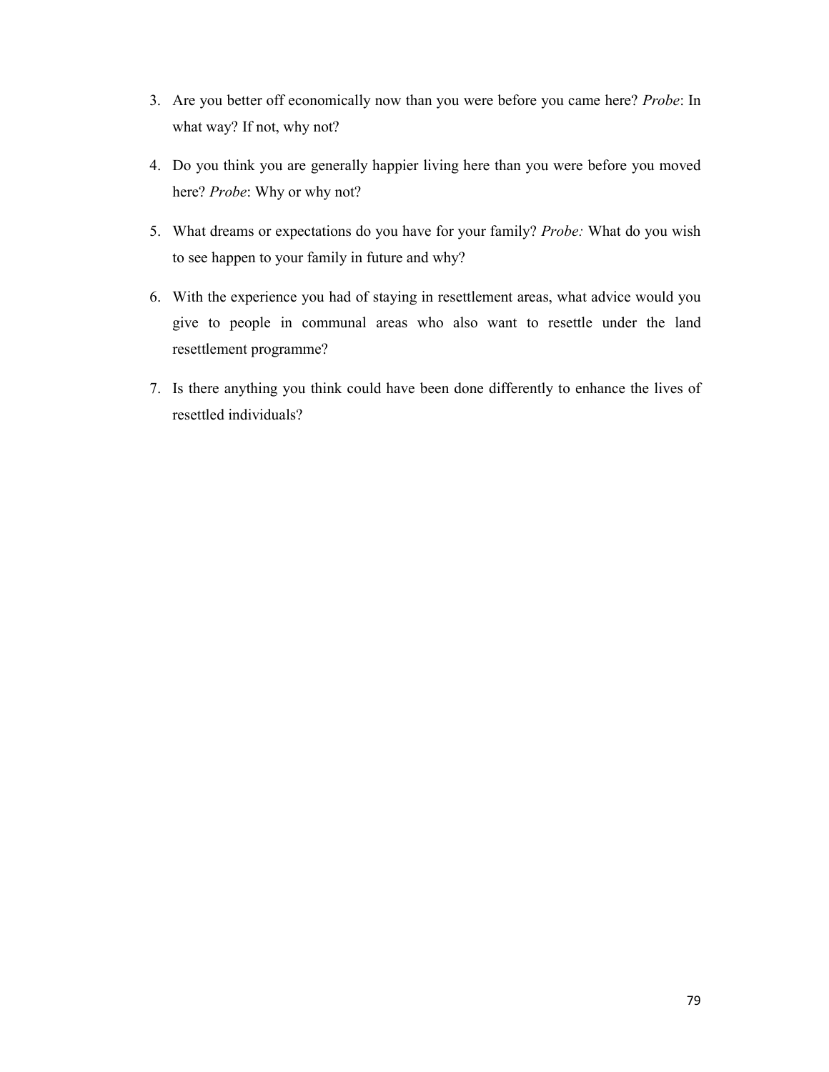3. Are you better off economically now than you were before you came here? *Probe*: In what way? If not, why not?

4. Do you think you are generally happier living here than you were before you moved here? *Probe*: Why or why not?

5. What dreams or expectations do you have for your family? *Probe:* What do you wish to see happen to your family in future and why?

6. With the experience you had of staying in resettlement areas, what advice would you give to people in communal areas who also want to resettle under the land resettlement programme?

7. Is there anything you think could have been done differently to enhance the lives of resettled individuals?